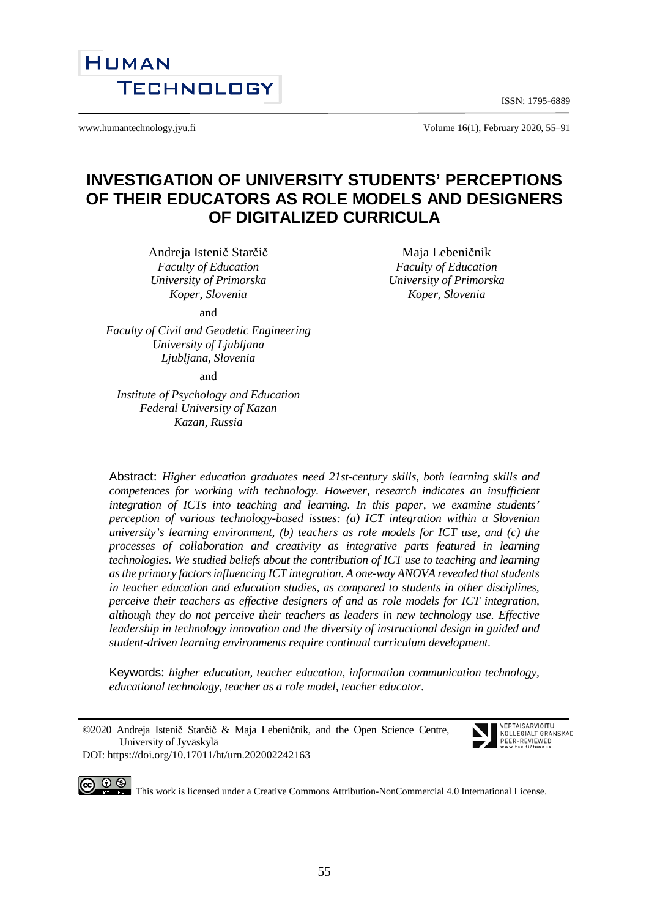# INVESTIGATION OF UNIVERSITY STUDENTS' PERCEPTIONS OF THEIR EDUCATORS AS ROLE MODELS AND DESIGNERS OF DIGITALIZED CURRICULA

Andreja Istenič Starčič
*Faculty of Education*
*University of Primorska*
*Koper, Slovenia*

and

*Faculty of Civil and Geodetic Engineering*
*University of Ljubljana*
*Ljubljana, Slovenia*

and

*Institute of Psychology and Education*
*Federal University of Kazan*
*Kazan, Russia*

Maja Lebeničnik
*Faculty of Education*
*University of Primorska*
*Koper, Slovenia*

Abstract: *Higher education graduates need 21st-century skills, both learning skills and competences for working with technology. However, research indicates an insufficient integration of ICTs into teaching and learning. In this paper, we examine students' perception of various technology-based issues: (a) ICT integration within a Slovenian university's learning environment, (b) teachers as role models for ICT use, and (c) the processes of collaboration and creativity as integrative parts featured in learning technologies. We studied beliefs about the contribution of ICT use to teaching and learning as the primary factors influencing ICT integration. A one-way ANOVA revealed that students in teacher education and education studies, as compared to students in other disciplines, perceive their teachers as effective designers of and as role models for ICT integration, although they do not perceive their teachers as leaders in new technology use. Effective leadership in technology innovation and the diversity of instructional design in guided and student-driven learning environments require continual curriculum development.*

Keywords: *higher education, teacher education, information communication technology, educational technology, teacher as a role model, teacher educator.*

©2020 Andreja Istenič Starčič & Maja Lebeničnik, and the Open Science Centre, University of Jyväskylä
DOI: https://doi.org/10.17011/ht/urn.202002242163

This work is licensed under a Creative Commons Attribution-NonCommercial 4.0 International License.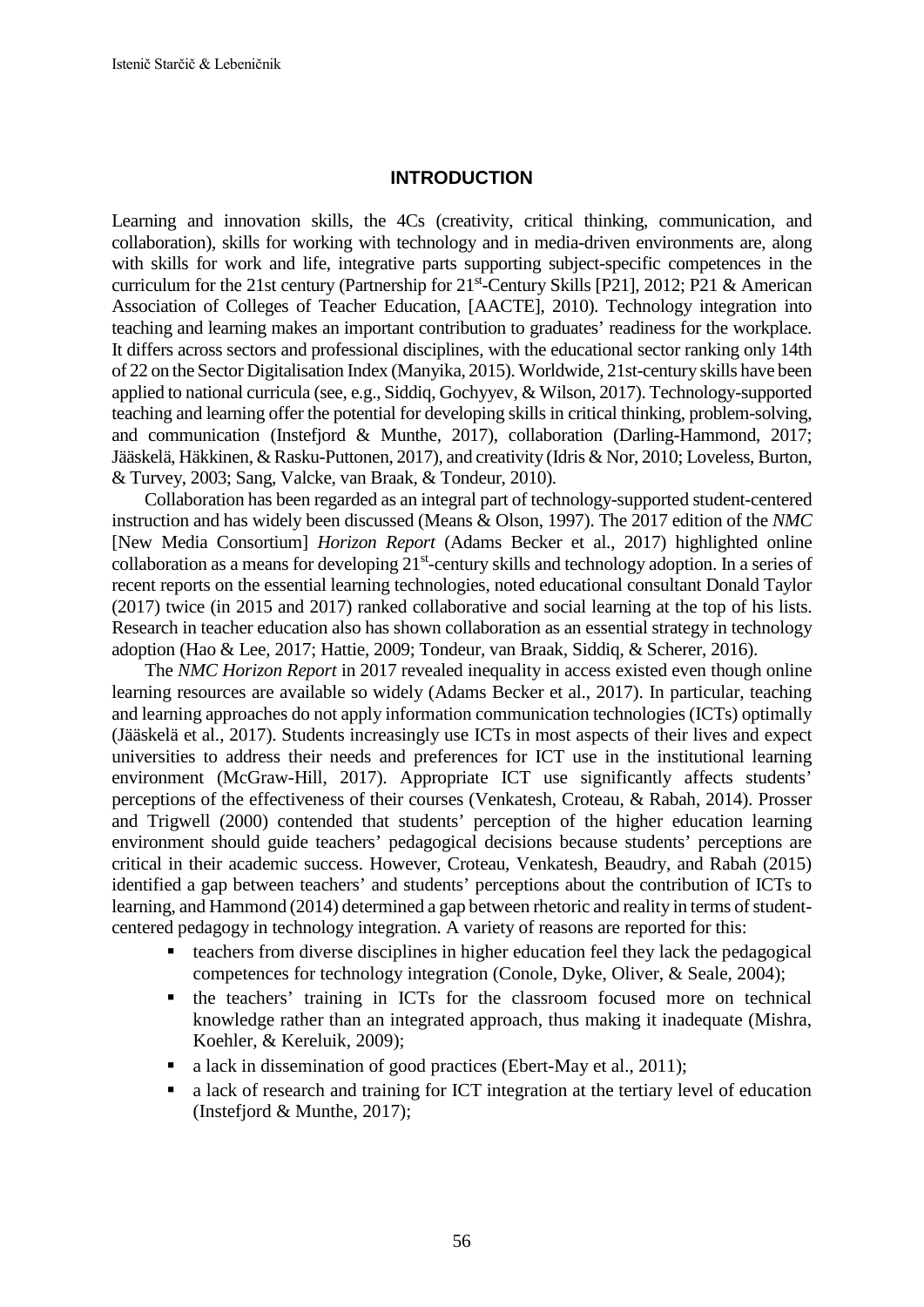## INTRODUCTION

Learning and innovation skills, the 4Cs (creativity, critical thinking, communication, and collaboration), skills for working with technology and in media-driven environments are, along with skills for work and life, integrative parts supporting subject-specific competences in the curriculum for the 21st century (Partnership for 21st-Century Skills [P21], 2012; P21 & American Association of Colleges of Teacher Education, [AACTE], 2010). Technology integration into teaching and learning makes an important contribution to graduates' readiness for the workplace. It differs across sectors and professional disciplines, with the educational sector ranking only 14th of 22 on the Sector Digitalisation Index (Manyika, 2015). Worldwide, 21st-century skills have been applied to national curricula (see, e.g., Siddiq, Gochyyev, & Wilson, 2017). Technology-supported teaching and learning offer the potential for developing skills in critical thinking, problem-solving, and communication (Instefjord & Munthe, 2017), collaboration (Darling-Hammond, 2017; Jääskelä, Häkkinen, & Rasku-Puttonen, 2017), and creativity (Idris & Nor, 2010; Loveless, Burton, & Turvey, 2003; Sang, Valcke, van Braak, & Tondeur, 2010).

Collaboration has been regarded as an integral part of technology-supported student-centered instruction and has widely been discussed (Means & Olson, 1997). The 2017 edition of the *NMC* [New Media Consortium] *Horizon Report* (Adams Becker et al., 2017) highlighted online collaboration as a means for developing 21st-century skills and technology adoption. In a series of recent reports on the essential learning technologies, noted educational consultant Donald Taylor (2017) twice (in 2015 and 2017) ranked collaborative and social learning at the top of his lists. Research in teacher education also has shown collaboration as an essential strategy in technology adoption (Hao & Lee, 2017; Hattie, 2009; Tondeur, van Braak, Siddiq, & Scherer, 2016).

The *NMC Horizon Report* in 2017 revealed inequality in access existed even though online learning resources are available so widely (Adams Becker et al., 2017). In particular, teaching and learning approaches do not apply information communication technologies (ICTs) optimally (Jääskelä et al., 2017). Students increasingly use ICTs in most aspects of their lives and expect universities to address their needs and preferences for ICT use in the institutional learning environment (McGraw-Hill, 2017). Appropriate ICT use significantly affects students' perceptions of the effectiveness of their courses (Venkatesh, Croteau, & Rabah, 2014). Prosser and Trigwell (2000) contended that students' perception of the higher education learning environment should guide teachers' pedagogical decisions because students' perceptions are critical in their academic success. However, Croteau, Venkatesh, Beaudry, and Rabah (2015) identified a gap between teachers' and students' perceptions about the contribution of ICTs to learning, and Hammond (2014) determined a gap between rhetoric and reality in terms of student-centered pedagogy in technology integration. A variety of reasons are reported for this:

- teachers from diverse disciplines in higher education feel they lack the pedagogical competences for technology integration (Conole, Dyke, Oliver, & Seale, 2004);
- the teachers' training in ICTs for the classroom focused more on technical knowledge rather than an integrated approach, thus making it inadequate (Mishra, Koehler, & Kereluik, 2009);
- a lack in dissemination of good practices (Ebert-May et al., 2011);
- a lack of research and training for ICT integration at the tertiary level of education (Instefjord & Munthe, 2017);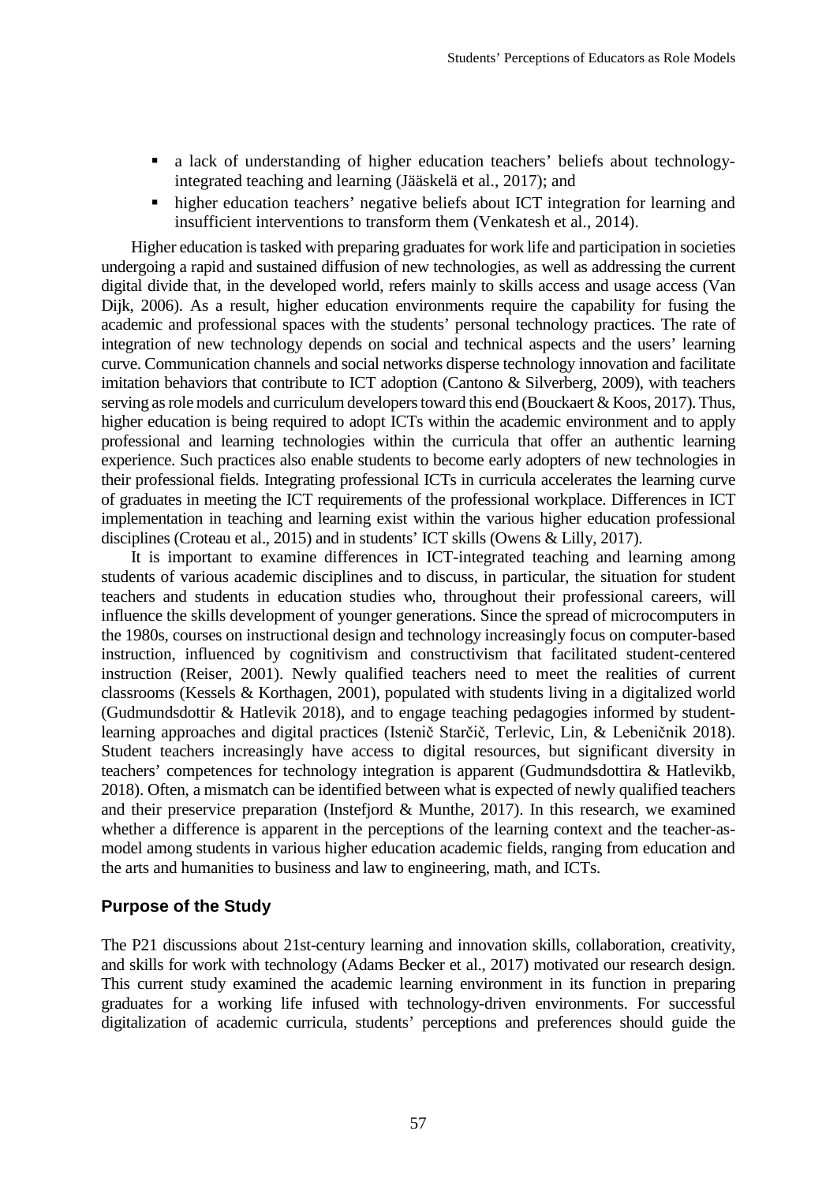- a lack of understanding of higher education teachers' beliefs about technology-integrated teaching and learning (Jääskelä et al., 2017); and
- higher education teachers' negative beliefs about ICT integration for learning and insufficient interventions to transform them (Venkatesh et al., 2014).

Higher education is tasked with preparing graduates for work life and participation in societies undergoing a rapid and sustained diffusion of new technologies, as well as addressing the current digital divide that, in the developed world, refers mainly to skills access and usage access (Van Dijk, 2006). As a result, higher education environments require the capability for fusing the academic and professional spaces with the students' personal technology practices. The rate of integration of new technology depends on social and technical aspects and the users' learning curve. Communication channels and social networks disperse technology innovation and facilitate imitation behaviors that contribute to ICT adoption (Cantono & Silverberg, 2009), with teachers serving as role models and curriculum developers toward this end (Bouckaert & Koos, 2017). Thus, higher education is being required to adopt ICTs within the academic environment and to apply professional and learning technologies within the curricula that offer an authentic learning experience. Such practices also enable students to become early adopters of new technologies in their professional fields. Integrating professional ICTs in curricula accelerates the learning curve of graduates in meeting the ICT requirements of the professional workplace. Differences in ICT implementation in teaching and learning exist within the various higher education professional disciplines (Croteau et al., 2015) and in students' ICT skills (Owens & Lilly, 2017).

It is important to examine differences in ICT-integrated teaching and learning among students of various academic disciplines and to discuss, in particular, the situation for student teachers and students in education studies who, throughout their professional careers, will influence the skills development of younger generations. Since the spread of microcomputers in the 1980s, courses on instructional design and technology increasingly focus on computer-based instruction, influenced by cognitivism and constructivism that facilitated student-centered instruction (Reiser, 2001). Newly qualified teachers need to meet the realities of current classrooms (Kessels & Korthagen, 2001), populated with students living in a digitalized world (Gudmundsdottir & Hatlevik 2018), and to engage teaching pedagogies informed by student-learning approaches and digital practices (Istenič Starčič, Terlevic, Lin, & Lebeničnik 2018). Student teachers increasingly have access to digital resources, but significant diversity in teachers' competences for technology integration is apparent (Gudmundsdottira & Hatlevikb, 2018). Often, a mismatch can be identified between what is expected of newly qualified teachers and their preservice preparation (Instefjord & Munthe, 2017). In this research, we examined whether a difference is apparent in the perceptions of the learning context and the teacher-as-model among students in various higher education academic fields, ranging from education and the arts and humanities to business and law to engineering, math, and ICTs.

## Purpose of the Study

The P21 discussions about 21st-century learning and innovation skills, collaboration, creativity, and skills for work with technology (Adams Becker et al., 2017) motivated our research design. This current study examined the academic learning environment in its function in preparing graduates for a working life infused with technology-driven environments. For successful digitalization of academic curricula, students' perceptions and preferences should guide the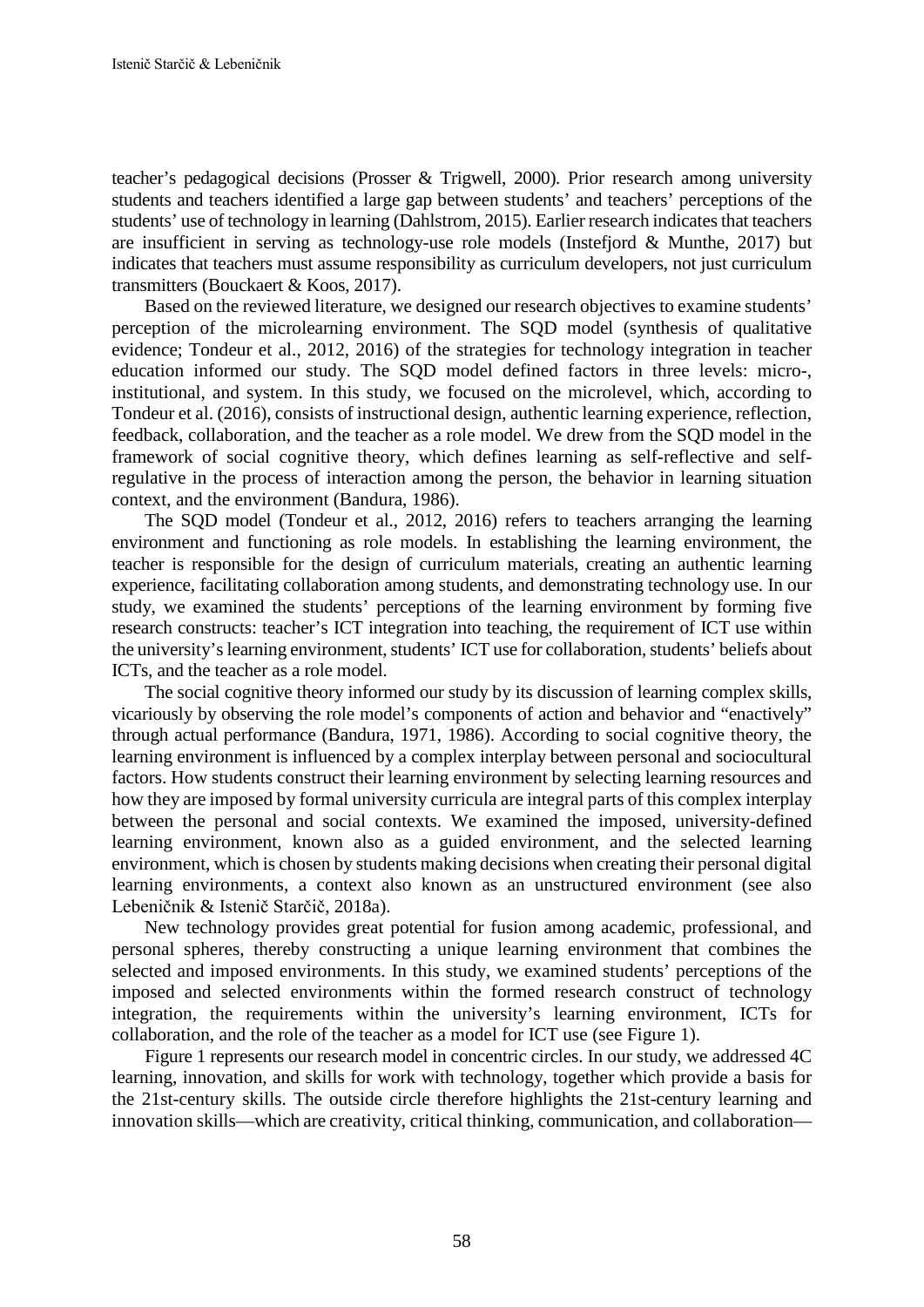teacher's pedagogical decisions (Prosser & Trigwell, 2000). Prior research among university students and teachers identified a large gap between students' and teachers' perceptions of the students' use of technology in learning (Dahlstrom, 2015). Earlier research indicates that teachers are insufficient in serving as technology-use role models (Instefjord & Munthe, 2017) but indicates that teachers must assume responsibility as curriculum developers, not just curriculum transmitters (Bouckaert & Koos, 2017).

Based on the reviewed literature, we designed our research objectives to examine students' perception of the microlearning environment. The SQD model (synthesis of qualitative evidence; Tondeur et al., 2012, 2016) of the strategies for technology integration in teacher education informed our study. The SQD model defined factors in three levels: micro-, institutional, and system. In this study, we focused on the microlevel, which, according to Tondeur et al. (2016), consists of instructional design, authentic learning experience, reflection, feedback, collaboration, and the teacher as a role model. We drew from the SQD model in the framework of social cognitive theory, which defines learning as self-reflective and self-regulative in the process of interaction among the person, the behavior in learning situation context, and the environment (Bandura, 1986).

The SQD model (Tondeur et al., 2012, 2016) refers to teachers arranging the learning environment and functioning as role models. In establishing the learning environment, the teacher is responsible for the design of curriculum materials, creating an authentic learning experience, facilitating collaboration among students, and demonstrating technology use. In our study, we examined the students' perceptions of the learning environment by forming five research constructs: teacher's ICT integration into teaching, the requirement of ICT use within the university's learning environment, students' ICT use for collaboration, students' beliefs about ICTs, and the teacher as a role model.

The social cognitive theory informed our study by its discussion of learning complex skills, vicariously by observing the role model's components of action and behavior and "enactively" through actual performance (Bandura, 1971, 1986). According to social cognitive theory, the learning environment is influenced by a complex interplay between personal and sociocultural factors. How students construct their learning environment by selecting learning resources and how they are imposed by formal university curricula are integral parts of this complex interplay between the personal and social contexts. We examined the imposed, university-defined learning environment, known also as a guided environment, and the selected learning environment, which is chosen by students making decisions when creating their personal digital learning environments, a context also known as an unstructured environment (see also Lebeničnik & Istenič Starčič, 2018a).

New technology provides great potential for fusion among academic, professional, and personal spheres, thereby constructing a unique learning environment that combines the selected and imposed environments. In this study, we examined students' perceptions of the imposed and selected environments within the formed research construct of technology integration, the requirements within the university's learning environment, ICTs for collaboration, and the role of the teacher as a model for ICT use (see Figure 1).

Figure 1 represents our research model in concentric circles. In our study, we addressed 4C learning, innovation, and skills for work with technology, together which provide a basis for the 21st-century skills. The outside circle therefore highlights the 21st-century learning and innovation skills—which are creativity, critical thinking, communication, and collaboration—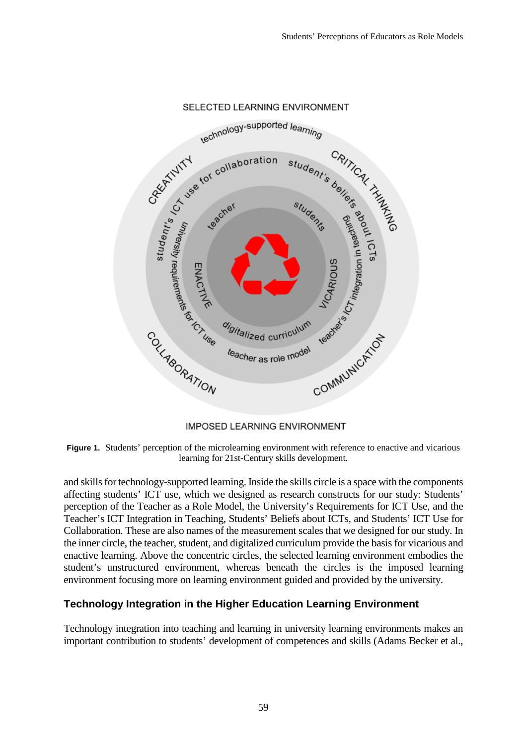**Figure 1.** Students' perception of the microlearning environment with reference to enactive and vicarious learning for 21st-Century skills development.

and skills for technology-supported learning. Inside the skills circle is a space with the components affecting students' ICT use, which we designed as research constructs for our study: Students' perception of the Teacher as a Role Model, the University's Requirements for ICT Use, and the Teacher's ICT Integration in Teaching, Students' Beliefs about ICTs, and Students' ICT Use for Collaboration. These are also names of the measurement scales that we designed for our study. In the inner circle, the teacher, student, and digitalized curriculum provide the basis for vicarious and enactive learning. Above the concentric circles, the selected learning environment embodies the student's unstructured environment, whereas beneath the circles is the imposed learning environment focusing more on learning environment guided and provided by the university.

## Technology Integration in the Higher Education Learning Environment

Technology integration into teaching and learning in university learning environments makes an important contribution to students' development of competences and skills (Adams Becker et al.,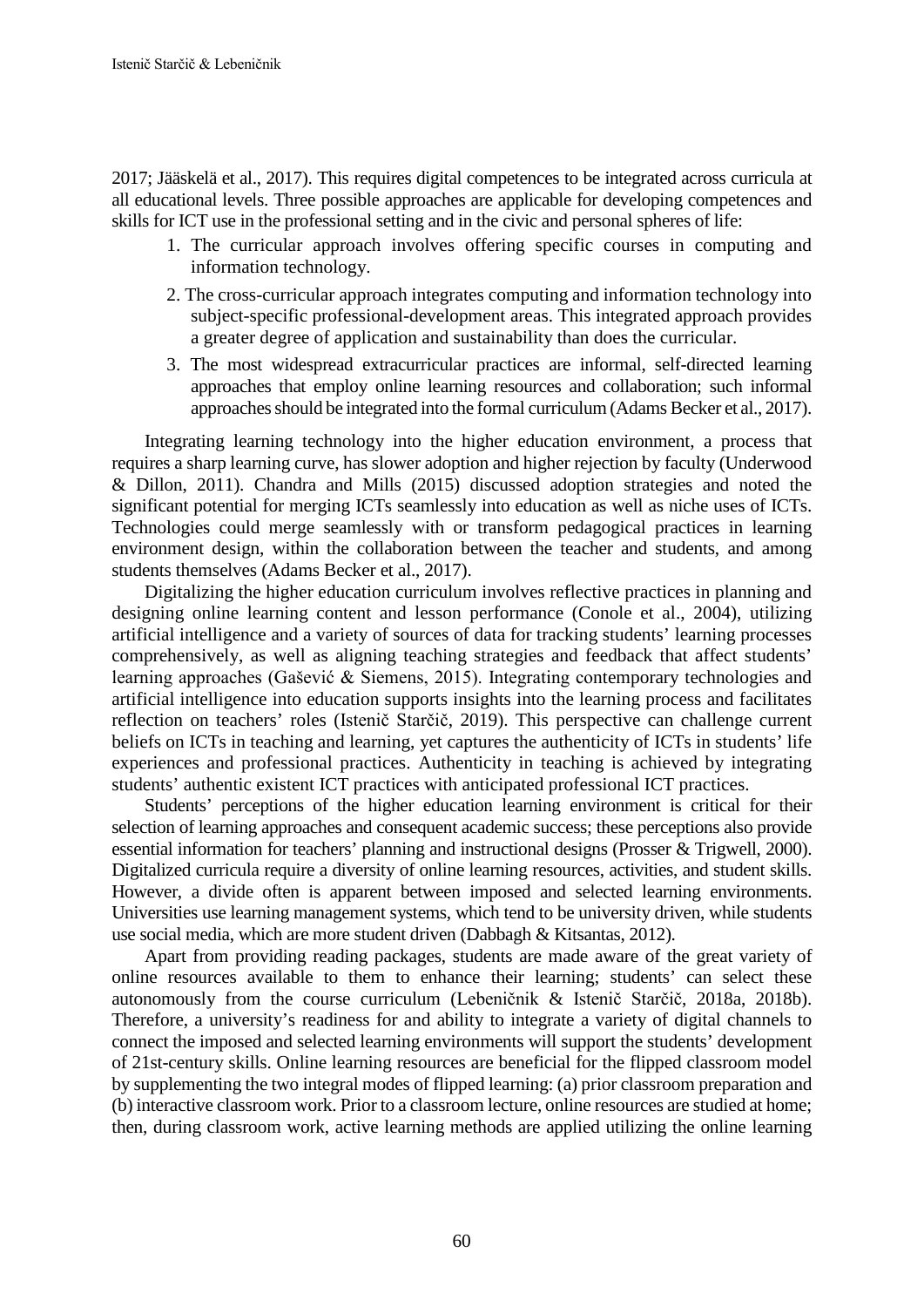2017; Jääskelä et al., 2017). This requires digital competences to be integrated across curricula at all educational levels. Three possible approaches are applicable for developing competences and skills for ICT use in the professional setting and in the civic and personal spheres of life:

1. The curricular approach involves offering specific courses in computing and information technology.
2. The cross-curricular approach integrates computing and information technology into subject-specific professional-development areas. This integrated approach provides a greater degree of application and sustainability than does the curricular.
3. The most widespread extracurricular practices are informal, self-directed learning approaches that employ online learning resources and collaboration; such informal approaches should be integrated into the formal curriculum (Adams Becker et al., 2017).

Integrating learning technology into the higher education environment, a process that requires a sharp learning curve, has slower adoption and higher rejection by faculty (Underwood & Dillon, 2011). Chandra and Mills (2015) discussed adoption strategies and noted the significant potential for merging ICTs seamlessly into education as well as niche uses of ICTs. Technologies could merge seamlessly with or transform pedagogical practices in learning environment design, within the collaboration between the teacher and students, and among students themselves (Adams Becker et al., 2017).

Digitalizing the higher education curriculum involves reflective practices in planning and designing online learning content and lesson performance (Conole et al., 2004), utilizing artificial intelligence and a variety of sources of data for tracking students' learning processes comprehensively, as well as aligning teaching strategies and feedback that affect students' learning approaches (Gašević & Siemens, 2015). Integrating contemporary technologies and artificial intelligence into education supports insights into the learning process and facilitates reflection on teachers' roles (Istenič Starčič, 2019). This perspective can challenge current beliefs on ICTs in teaching and learning, yet captures the authenticity of ICTs in students' life experiences and professional practices. Authenticity in teaching is achieved by integrating students' authentic existent ICT practices with anticipated professional ICT practices.

Students' perceptions of the higher education learning environment is critical for their selection of learning approaches and consequent academic success; these perceptions also provide essential information for teachers' planning and instructional designs (Prosser & Trigwell, 2000). Digitalized curricula require a diversity of online learning resources, activities, and student skills. However, a divide often is apparent between imposed and selected learning environments. Universities use learning management systems, which tend to be university driven, while students use social media, which are more student driven (Dabbagh & Kitsantas, 2012).

Apart from providing reading packages, students are made aware of the great variety of online resources available to them to enhance their learning; students' can select these autonomously from the course curriculum (Lebeničnik & Istenič Starčič, 2018a, 2018b). Therefore, a university's readiness for and ability to integrate a variety of digital channels to connect the imposed and selected learning environments will support the students' development of 21st-century skills. Online learning resources are beneficial for the flipped classroom model by supplementing the two integral modes of flipped learning: (a) prior classroom preparation and (b) interactive classroom work. Prior to a classroom lecture, online resources are studied at home; then, during classroom work, active learning methods are applied utilizing the online learning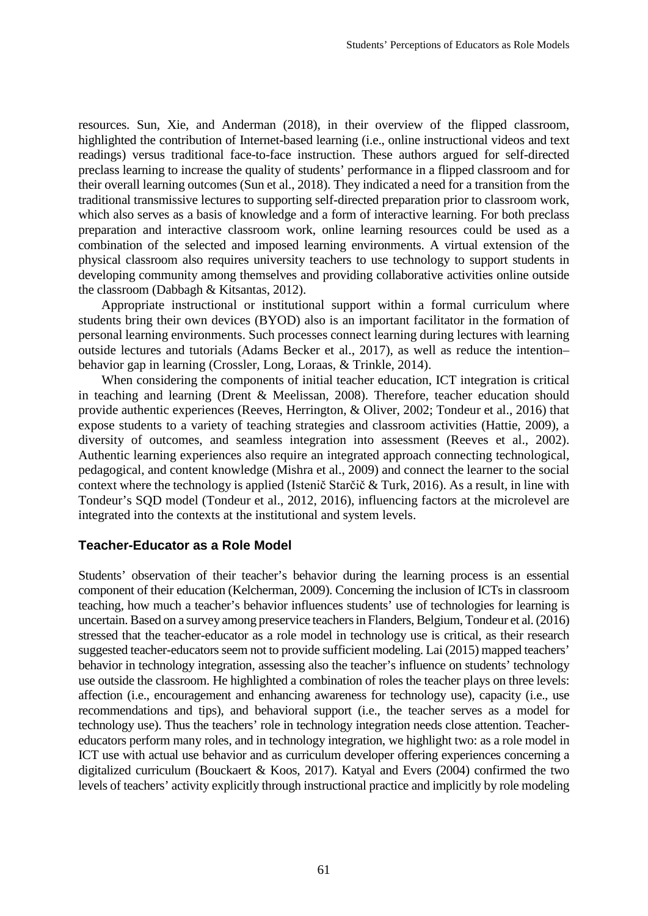resources. Sun, Xie, and Anderman (2018), in their overview of the flipped classroom, highlighted the contribution of Internet-based learning (i.e., online instructional videos and text readings) versus traditional face-to-face instruction. These authors argued for self-directed preclass learning to increase the quality of students' performance in a flipped classroom and for their overall learning outcomes (Sun et al., 2018). They indicated a need for a transition from the traditional transmissive lectures to supporting self-directed preparation prior to classroom work, which also serves as a basis of knowledge and a form of interactive learning. For both preclass preparation and interactive classroom work, online learning resources could be used as a combination of the selected and imposed learning environments. A virtual extension of the physical classroom also requires university teachers to use technology to support students in developing community among themselves and providing collaborative activities online outside the classroom (Dabbagh & Kitsantas, 2012).

Appropriate instructional or institutional support within a formal curriculum where students bring their own devices (BYOD) also is an important facilitator in the formation of personal learning environments. Such processes connect learning during lectures with learning outside lectures and tutorials (Adams Becker et al., 2017), as well as reduce the intention–behavior gap in learning (Crossler, Long, Loraas, & Trinkle, 2014).

When considering the components of initial teacher education, ICT integration is critical in teaching and learning (Drent & Meelissan, 2008). Therefore, teacher education should provide authentic experiences (Reeves, Herrington, & Oliver, 2002; Tondeur et al., 2016) that expose students to a variety of teaching strategies and classroom activities (Hattie, 2009), a diversity of outcomes, and seamless integration into assessment (Reeves et al., 2002). Authentic learning experiences also require an integrated approach connecting technological, pedagogical, and content knowledge (Mishra et al., 2009) and connect the learner to the social context where the technology is applied (Istenič Starčič & Turk, 2016). As a result, in line with Tondeur's SQD model (Tondeur et al., 2012, 2016), influencing factors at the microlevel are integrated into the contexts at the institutional and system levels.

## Teacher-Educator as a Role Model

Students' observation of their teacher's behavior during the learning process is an essential component of their education (Kelcherman, 2009). Concerning the inclusion of ICTs in classroom teaching, how much a teacher's behavior influences students' use of technologies for learning is uncertain. Based on a survey among preservice teachers in Flanders, Belgium, Tondeur et al. (2016) stressed that the teacher-educator as a role model in technology use is critical, as their research suggested teacher-educators seem not to provide sufficient modeling. Lai (2015) mapped teachers' behavior in technology integration, assessing also the teacher's influence on students' technology use outside the classroom. He highlighted a combination of roles the teacher plays on three levels: affection (i.e., encouragement and enhancing awareness for technology use), capacity (i.e., use recommendations and tips), and behavioral support (i.e., the teacher serves as a model for technology use). Thus the teachers' role in technology integration needs close attention. Teacher-educators perform many roles, and in technology integration, we highlight two: as a role model in ICT use with actual use behavior and as curriculum developer offering experiences concerning a digitalized curriculum (Bouckaert & Koos, 2017). Katyal and Evers (2004) confirmed the two levels of teachers' activity explicitly through instructional practice and implicitly by role modeling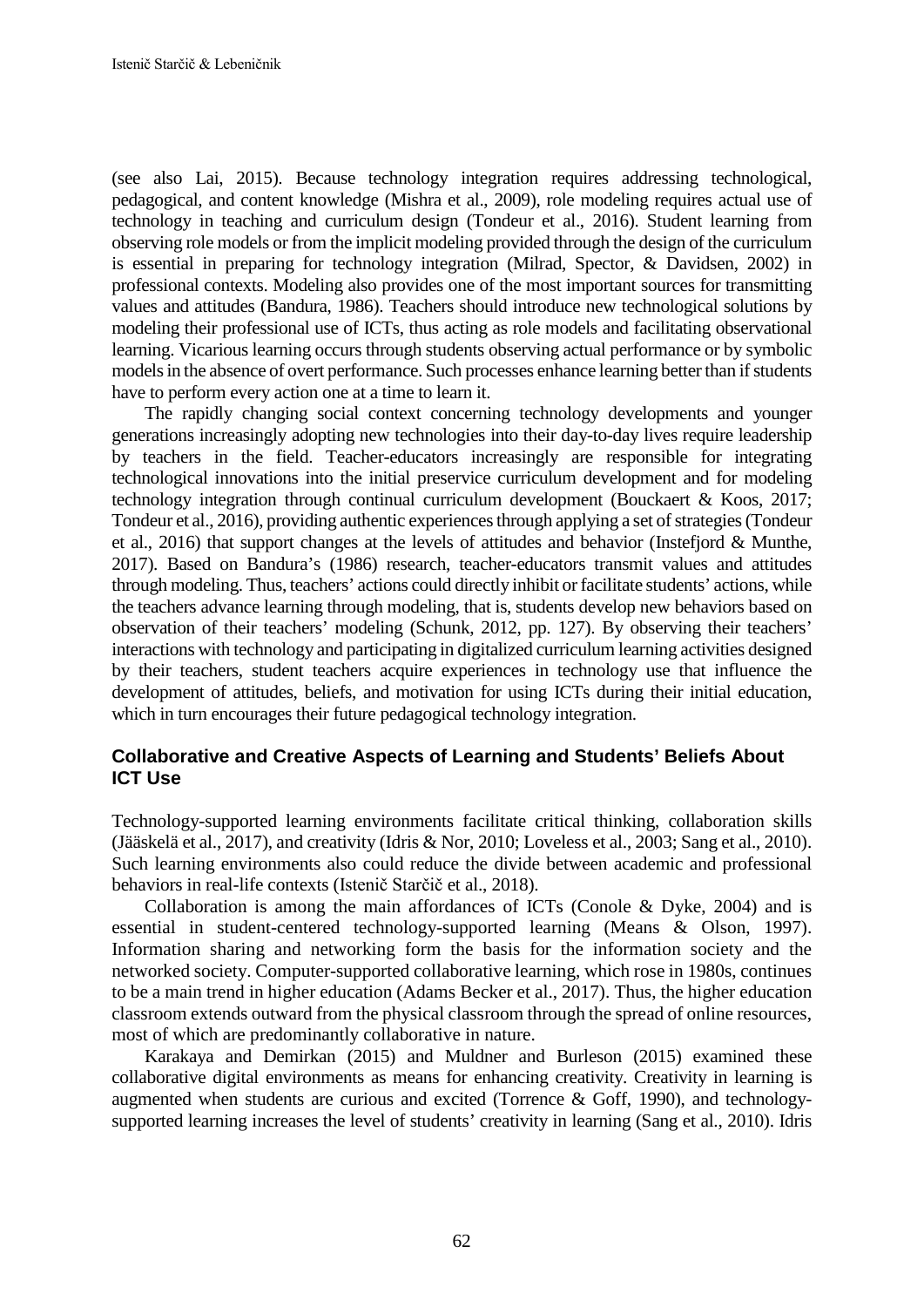(see also Lai, 2015). Because technology integration requires addressing technological, pedagogical, and content knowledge (Mishra et al., 2009), role modeling requires actual use of technology in teaching and curriculum design (Tondeur et al., 2016). Student learning from observing role models or from the implicit modeling provided through the design of the curriculum is essential in preparing for technology integration (Milrad, Spector, & Davidsen, 2002) in professional contexts. Modeling also provides one of the most important sources for transmitting values and attitudes (Bandura, 1986). Teachers should introduce new technological solutions by modeling their professional use of ICTs, thus acting as role models and facilitating observational learning. Vicarious learning occurs through students observing actual performance or by symbolic models in the absence of overt performance. Such processes enhance learning better than if students have to perform every action one at a time to learn it.

The rapidly changing social context concerning technology developments and younger generations increasingly adopting new technologies into their day-to-day lives require leadership by teachers in the field. Teacher-educators increasingly are responsible for integrating technological innovations into the initial preservice curriculum development and for modeling technology integration through continual curriculum development (Bouckaert & Koos, 2017; Tondeur et al., 2016), providing authentic experiences through applying a set of strategies (Tondeur et al., 2016) that support changes at the levels of attitudes and behavior (Instefjord & Munthe, 2017). Based on Bandura's (1986) research, teacher-educators transmit values and attitudes through modeling. Thus, teachers' actions could directly inhibit or facilitate students' actions, while the teachers advance learning through modeling, that is, students develop new behaviors based on observation of their teachers' modeling (Schunk, 2012, pp. 127). By observing their teachers' interactions with technology and participating in digitalized curriculum learning activities designed by their teachers, student teachers acquire experiences in technology use that influence the development of attitudes, beliefs, and motivation for using ICTs during their initial education, which in turn encourages their future pedagogical technology integration.

### Collaborative and Creative Aspects of Learning and Students' Beliefs About ICT Use

Technology-supported learning environments facilitate critical thinking, collaboration skills (Jääskelä et al., 2017), and creativity (Idris & Nor, 2010; Loveless et al., 2003; Sang et al., 2010). Such learning environments also could reduce the divide between academic and professional behaviors in real-life contexts (Istenič Starčič et al., 2018).

Collaboration is among the main affordances of ICTs (Conole & Dyke, 2004) and is essential in student-centered technology-supported learning (Means & Olson, 1997). Information sharing and networking form the basis for the information society and the networked society. Computer-supported collaborative learning, which rose in 1980s, continues to be a main trend in higher education (Adams Becker et al., 2017). Thus, the higher education classroom extends outward from the physical classroom through the spread of online resources, most of which are predominantly collaborative in nature.

Karakaya and Demirkan (2015) and Muldner and Burleson (2015) examined these collaborative digital environments as means for enhancing creativity. Creativity in learning is augmented when students are curious and excited (Torrence & Goff, 1990), and technology-supported learning increases the level of students' creativity in learning (Sang et al., 2010). Idris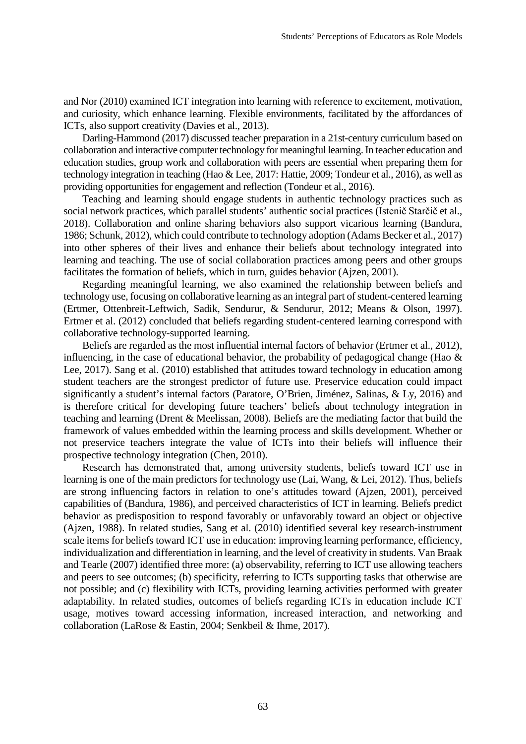and Nor (2010) examined ICT integration into learning with reference to excitement, motivation, and curiosity, which enhance learning. Flexible environments, facilitated by the affordances of ICTs, also support creativity (Davies et al., 2013).

Darling-Hammond (2017) discussed teacher preparation in a 21st-century curriculum based on collaboration and interactive computer technology for meaningful learning. In teacher education and education studies, group work and collaboration with peers are essential when preparing them for technology integration in teaching (Hao & Lee, 2017: Hattie, 2009; Tondeur et al., 2016), as well as providing opportunities for engagement and reflection (Tondeur et al., 2016).

Teaching and learning should engage students in authentic technology practices such as social network practices, which parallel students' authentic social practices (Istenič Starčič et al., 2018). Collaboration and online sharing behaviors also support vicarious learning (Bandura, 1986; Schunk, 2012), which could contribute to technology adoption (Adams Becker et al., 2017) into other spheres of their lives and enhance their beliefs about technology integrated into learning and teaching. The use of social collaboration practices among peers and other groups facilitates the formation of beliefs, which in turn, guides behavior (Ajzen, 2001).

Regarding meaningful learning, we also examined the relationship between beliefs and technology use, focusing on collaborative learning as an integral part of student-centered learning (Ertmer, Ottenbreit-Leftwich, Sadik, Sendurur, & Sendurur, 2012; Means & Olson, 1997). Ertmer et al. (2012) concluded that beliefs regarding student-centered learning correspond with collaborative technology-supported learning.

Beliefs are regarded as the most influential internal factors of behavior (Ertmer et al., 2012), influencing, in the case of educational behavior, the probability of pedagogical change (Hao & Lee, 2017). Sang et al. (2010) established that attitudes toward technology in education among student teachers are the strongest predictor of future use. Preservice education could impact significantly a student's internal factors (Paratore, O'Brien, Jiménez, Salinas, & Ly, 2016) and is therefore critical for developing future teachers' beliefs about technology integration in teaching and learning (Drent & Meelissan, 2008). Beliefs are the mediating factor that build the framework of values embedded within the learning process and skills development. Whether or not preservice teachers integrate the value of ICTs into their beliefs will influence their prospective technology integration (Chen, 2010).

Research has demonstrated that, among university students, beliefs toward ICT use in learning is one of the main predictors for technology use (Lai, Wang, & Lei, 2012). Thus, beliefs are strong influencing factors in relation to one's attitudes toward (Ajzen, 2001), perceived capabilities of (Bandura, 1986), and perceived characteristics of ICT in learning. Beliefs predict behavior as predisposition to respond favorably or unfavorably toward an object or objective (Ajzen, 1988). In related studies, Sang et al. (2010) identified several key research-instrument scale items for beliefs toward ICT use in education: improving learning performance, efficiency, individualization and differentiation in learning, and the level of creativity in students. Van Braak and Tearle (2007) identified three more: (a) observability, referring to ICT use allowing teachers and peers to see outcomes; (b) specificity, referring to ICTs supporting tasks that otherwise are not possible; and (c) flexibility with ICTs, providing learning activities performed with greater adaptability. In related studies, outcomes of beliefs regarding ICTs in education include ICT usage, motives toward accessing information, increased interaction, and networking and collaboration (LaRose & Eastin, 2004; Senkbeil & Ihme, 2017).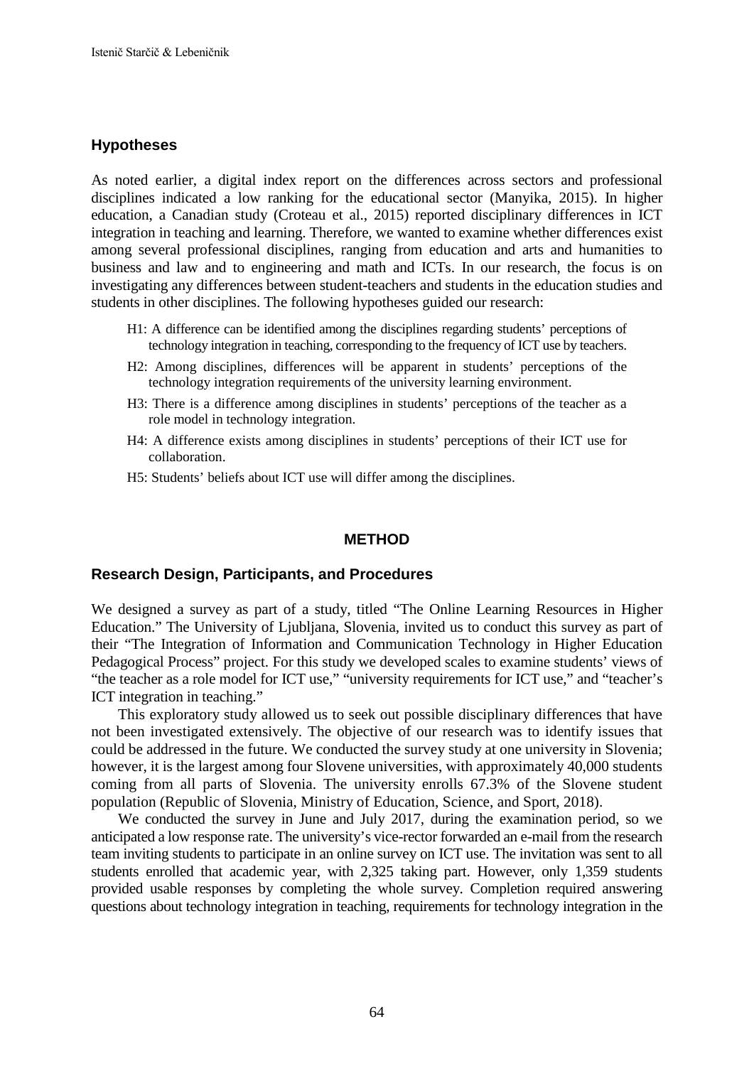## Hypotheses

As noted earlier, a digital index report on the differences across sectors and professional disciplines indicated a low ranking for the educational sector (Manyika, 2015). In higher education, a Canadian study (Croteau et al., 2015) reported disciplinary differences in ICT integration in teaching and learning. Therefore, we wanted to examine whether differences exist among several professional disciplines, ranging from education and arts and humanities to business and law and to engineering and math and ICTs. In our research, the focus is on investigating any differences between student-teachers and students in the education studies and students in other disciplines. The following hypotheses guided our research:

- H1: A difference can be identified among the disciplines regarding students' perceptions of technology integration in teaching, corresponding to the frequency of ICT use by teachers.
- H2: Among disciplines, differences will be apparent in students' perceptions of the technology integration requirements of the university learning environment.
- H3: There is a difference among disciplines in students' perceptions of the teacher as a role model in technology integration.
- H4: A difference exists among disciplines in students' perceptions of their ICT use for collaboration.
- H5: Students' beliefs about ICT use will differ among the disciplines.

# METHOD

## Research Design, Participants, and Procedures

We designed a survey as part of a study, titled "The Online Learning Resources in Higher Education." The University of Ljubljana, Slovenia, invited us to conduct this survey as part of their "The Integration of Information and Communication Technology in Higher Education Pedagogical Process" project. For this study we developed scales to examine students' views of "the teacher as a role model for ICT use," "university requirements for ICT use," and "teacher's ICT integration in teaching."

This exploratory study allowed us to seek out possible disciplinary differences that have not been investigated extensively. The objective of our research was to identify issues that could be addressed in the future. We conducted the survey study at one university in Slovenia; however, it is the largest among four Slovene universities, with approximately 40,000 students coming from all parts of Slovenia. The university enrolls 67.3% of the Slovene student population (Republic of Slovenia, Ministry of Education, Science, and Sport, 2018).

We conducted the survey in June and July 2017, during the examination period, so we anticipated a low response rate. The university's vice-rector forwarded an e-mail from the research team inviting students to participate in an online survey on ICT use. The invitation was sent to all students enrolled that academic year, with 2,325 taking part. However, only 1,359 students provided usable responses by completing the whole survey. Completion required answering questions about technology integration in teaching, requirements for technology integration in the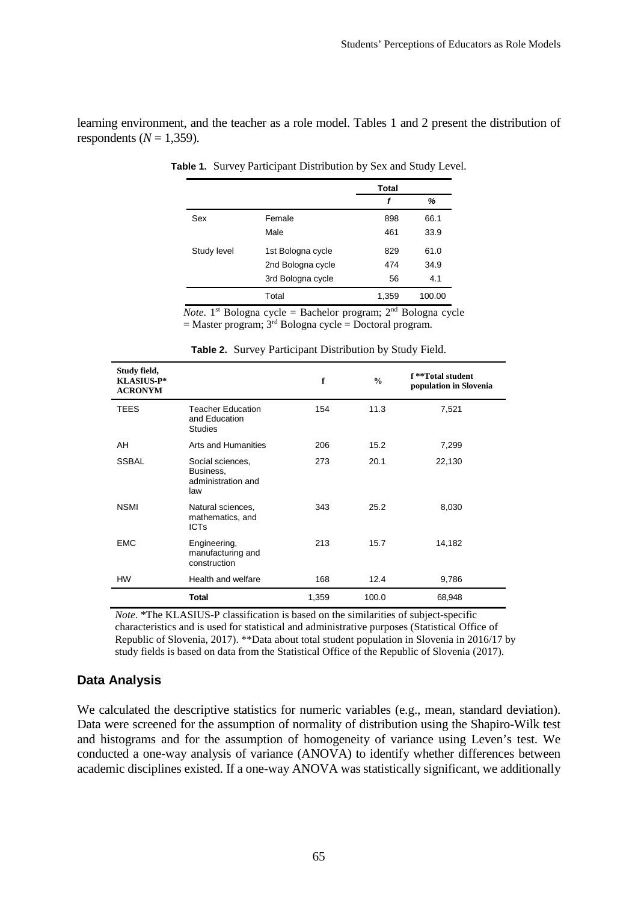learning environment, and the teacher as a role model. Tables 1 and 2 present the distribution of respondents ($N$ = 1,359).

**Table 1.** Survey Participant Distribution by Sex and Study Level.

| | | Total | |
|---|---|---|---|
| | | *f* | *%* |
| Sex | Female | 898 | 66.1 |
| | Male | 461 | 33.9 |
| Study level | 1st Bologna cycle | 829 | 61.0 |
| | 2nd Bologna cycle | 474 | 34.9 |
| | 3rd Bologna cycle | 56 | 4.1 |
| | Total | 1,359 | 100.00 |

*Note*. 1st Bologna cycle = Bachelor program; 2nd Bologna cycle = Master program; 3rd Bologna cycle = Doctoral program.

**Table 2.** Survey Participant Distribution by Study Field.

| Study field, KLASIUS-P* ACRONYM | | f | % | f **Total student population in Slovenia |
|---|---|---|---|---|
| TEES | Teacher Education and Education Studies | 154 | 11.3 | 7,521 |
| AH | Arts and Humanities | 206 | 15.2 | 7,299 |
| SSBAL | Social sciences, Business, administration and law | 273 | 20.1 | 22,130 |
| NSMI | Natural sciences, mathematics, and ICTs | 343 | 25.2 | 8,030 |
| EMC | Engineering, manufacturing and construction | 213 | 15.7 | 14,182 |
| HW | Health and welfare | 168 | 12.4 | 9,786 |
| | **Total** | 1,359 | 100.0 | 68,948 |

*Note*. *The KLASIUS-P classification is based on the similarities of subject-specific characteristics and is used for statistical and administrative purposes (Statistical Office of Republic of Slovenia, 2017). **Data about total student population in Slovenia in 2016/17 by study fields is based on data from the Statistical Office of the Republic of Slovenia (2017).

## Data Analysis

We calculated the descriptive statistics for numeric variables (e.g., mean, standard deviation). Data were screened for the assumption of normality of distribution using the Shapiro-Wilk test and histograms and for the assumption of homogeneity of variance using Leven's test. We conducted a one-way analysis of variance (ANOVA) to identify whether differences between academic disciplines existed. If a one-way ANOVA was statistically significant, we additionally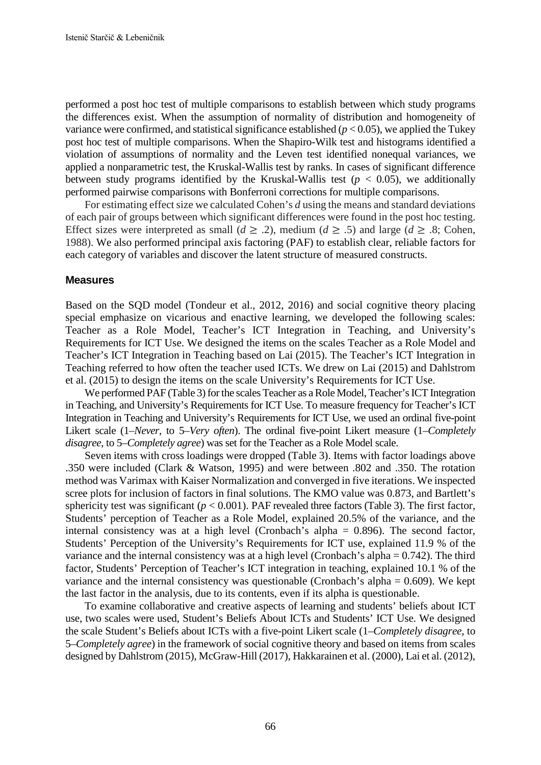performed a post hoc test of multiple comparisons to establish between which study programs the differences exist. When the assumption of normality of distribution and homogeneity of variance were confirmed, and statistical significance established ($p < 0.05$), we applied the Tukey post hoc test of multiple comparisons. When the Shapiro-Wilk test and histograms identified a violation of assumptions of normality and the Leven test identified nonequal variances, we applied a nonparametric test, the Kruskal-Wallis test by ranks. In cases of significant difference between study programs identified by the Kruskal-Wallis test ($p < 0.05$), we additionally performed pairwise comparisons with Bonferroni corrections for multiple comparisons.

For estimating effect size we calculated Cohen's $d$ using the means and standard deviations of each pair of groups between which significant differences were found in the post hoc testing. Effect sizes were interpreted as small ($d \geq .2$), medium ($d \geq .5$) and large ($d \geq .8$; Cohen, 1988). We also performed principal axis factoring (PAF) to establish clear, reliable factors for each category of variables and discover the latent structure of measured constructs.

## Measures

Based on the SQD model (Tondeur et al., 2012, 2016) and social cognitive theory placing special emphasize on vicarious and enactive learning, we developed the following scales: Teacher as a Role Model, Teacher's ICT Integration in Teaching, and University's Requirements for ICT Use. We designed the items on the scales Teacher as a Role Model and Teacher's ICT Integration in Teaching based on Lai (2015). The Teacher's ICT Integration in Teaching referred to how often the teacher used ICTs. We drew on Lai (2015) and Dahlstrom et al. (2015) to design the items on the scale University's Requirements for ICT Use.

We performed PAF (Table 3) for the scales Teacher as a Role Model, Teacher's ICT Integration in Teaching, and University's Requirements for ICT Use. To measure frequency for Teacher's ICT Integration in Teaching and University's Requirements for ICT Use, we used an ordinal five-point Likert scale (1–*Never*, to 5–*Very often*). The ordinal five-point Likert measure (1–*Completely disagree*, to 5–*Completely agree*) was set for the Teacher as a Role Model scale.

Seven items with cross loadings were dropped (Table 3). Items with factor loadings above .350 were included (Clark & Watson, 1995) and were between .802 and .350. The rotation method was Varimax with Kaiser Normalization and converged in five iterations. We inspected scree plots for inclusion of factors in final solutions. The KMO value was 0.873, and Bartlett's sphericity test was significant ($p < 0.001$). PAF revealed three factors (Table 3). The first factor, Students' perception of Teacher as a Role Model, explained 20.5% of the variance, and the internal consistency was at a high level (Cronbach's alpha = 0.896). The second factor, Students' Perception of the University's Requirements for ICT use, explained 11.9 % of the variance and the internal consistency was at a high level (Cronbach's alpha = 0.742). The third factor, Students' Perception of Teacher's ICT integration in teaching, explained 10.1 % of the variance and the internal consistency was questionable (Cronbach's alpha = 0.609). We kept the last factor in the analysis, due to its contents, even if its alpha is questionable.

To examine collaborative and creative aspects of learning and students' beliefs about ICT use, two scales were used, Student's Beliefs About ICTs and Students' ICT Use. We designed the scale Student's Beliefs about ICTs with a five-point Likert scale (1–*Completely disagree*, to 5–*Completely agree*) in the framework of social cognitive theory and based on items from scales designed by Dahlstrom (2015), McGraw-Hill (2017), Hakkarainen et al. (2000), Lai et al. (2012),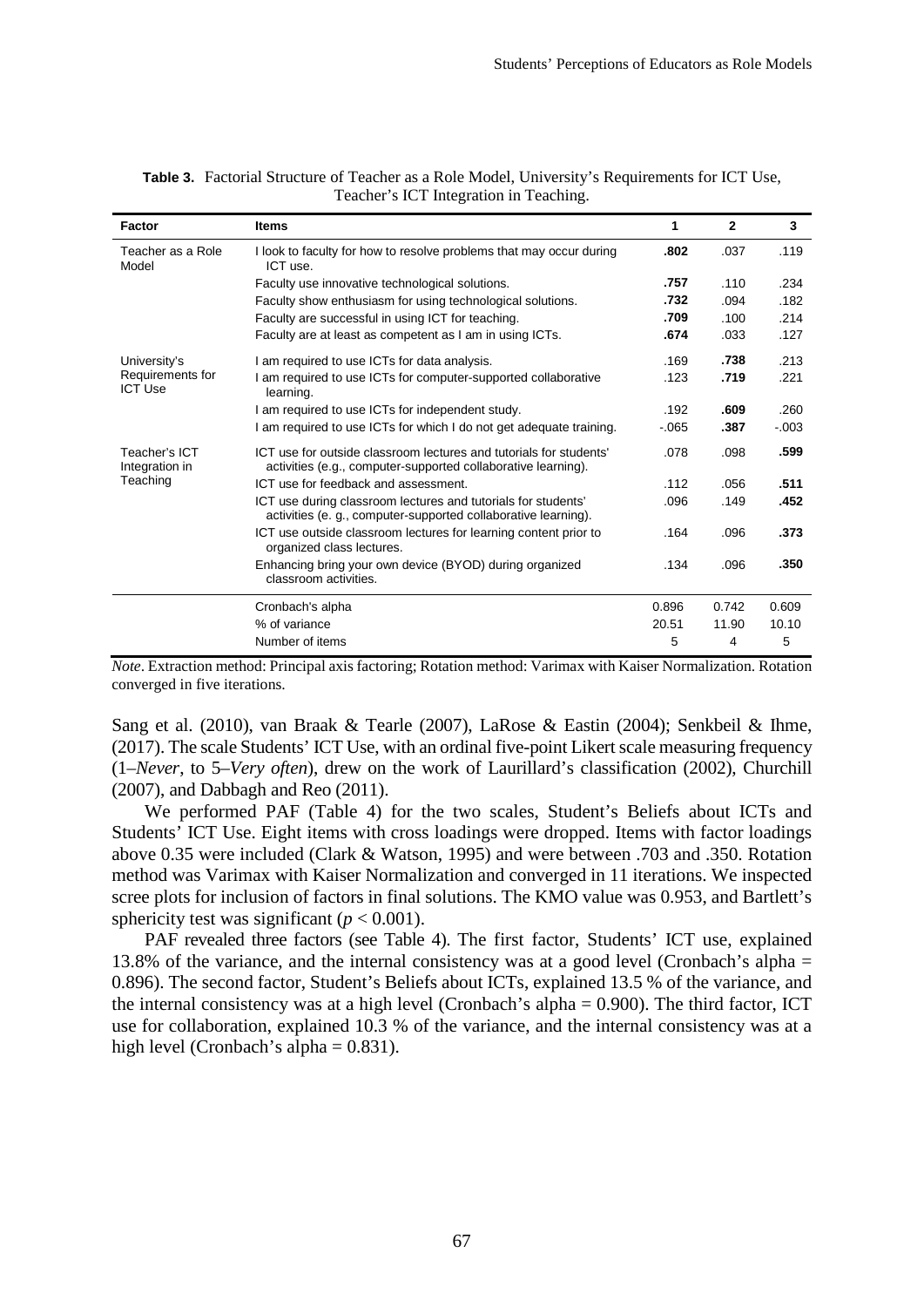**Table 3.** Factorial Structure of Teacher as a Role Model, University's Requirements for ICT Use, Teacher's ICT Integration in Teaching.

| Factor | Items | 1 | 2 | 3 |
|---|---|---|---|---|
| Teacher as a Role Model | I look to faculty for how to resolve problems that may occur during ICT use. | **.802** | .037 | .119 |
| | Faculty use innovative technological solutions. | **.757** | .110 | .234 |
| | Faculty show enthusiasm for using technological solutions. | **.732** | .094 | .182 |
| | Faculty are successful in using ICT for teaching. | **.709** | .100 | .214 |
| | Faculty are at least as competent as I am in using ICTs. | **.674** | .033 | .127 |
| University's Requirements for ICT Use | I am required to use ICTs for data analysis. | .169 | **.738** | .213 |
| | I am required to use ICTs for computer-supported collaborative learning. | .123 | **.719** | .221 |
| | I am required to use ICTs for independent study. | .192 | **.609** | .260 |
| | I am required to use ICTs for which I do not get adequate training. | -.065 | **.387** | -.003 |
| Teacher's ICT Integration in Teaching | ICT use for outside classroom lectures and tutorials for students' activities (e.g., computer-supported collaborative learning). | .078 | .098 | **.599** |
| | ICT use for feedback and assessment. | .112 | .056 | **.511** |
| | ICT use during classroom lectures and tutorials for students' activities (e. g., computer-supported collaborative learning). | .096 | .149 | **.452** |
| | ICT use outside classroom lectures for learning content prior to organized class lectures. | .164 | .096 | **.373** |
| | Enhancing bring your own device (BYOD) during organized classroom activities. | .134 | .096 | **.350** |
| | Cronbach's alpha | 0.896 | 0.742 | 0.609 |
| | % of variance | 20.51 | 11.90 | 10.10 |
| | Number of items | 5 | 4 | 5 |

*Note*. Extraction method: Principal axis factoring; Rotation method: Varimax with Kaiser Normalization. Rotation converged in five iterations.

Sang et al. (2010), van Braak & Tearle (2007), LaRose & Eastin (2004); Senkbeil & Ihme, (2017). The scale Students' ICT Use, with an ordinal five-point Likert scale measuring frequency (1–*Never*, to 5–*Very often*), drew on the work of Laurillard's classification (2002), Churchill (2007), and Dabbagh and Reo (2011).

We performed PAF (Table 4) for the two scales, Student's Beliefs about ICTs and Students' ICT Use. Eight items with cross loadings were dropped. Items with factor loadings above 0.35 were included (Clark & Watson, 1995) and were between .703 and .350. Rotation method was Varimax with Kaiser Normalization and converged in 11 iterations. We inspected scree plots for inclusion of factors in final solutions. The KMO value was 0.953, and Bartlett's sphericity test was significant ($p < 0.001$).

PAF revealed three factors (see Table 4). The first factor, Students' ICT use, explained 13.8% of the variance, and the internal consistency was at a good level (Cronbach's alpha = 0.896). The second factor, Student's Beliefs about ICTs, explained 13.5 % of the variance, and the internal consistency was at a high level (Cronbach's alpha = 0.900). The third factor, ICT use for collaboration, explained 10.3 % of the variance, and the internal consistency was at a high level (Cronbach's alpha = 0.831).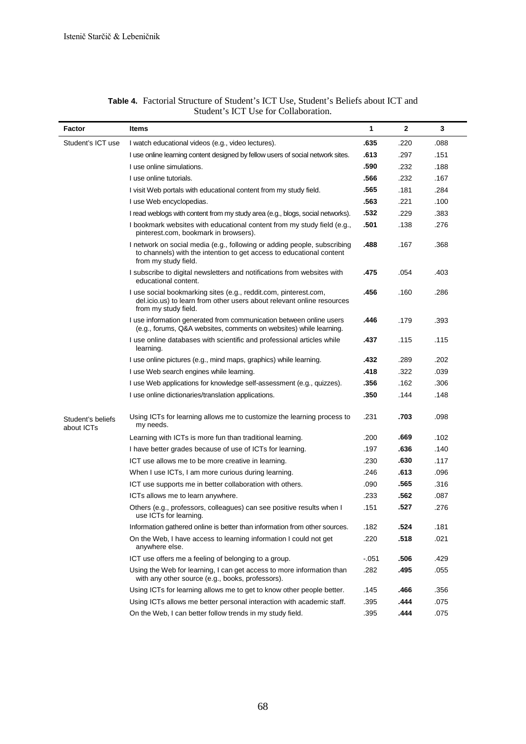**Table 4.** Factorial Structure of Student's ICT Use, Student's Beliefs about ICT and Student's ICT Use for Collaboration.

| Factor | Items | 1 | 2 | 3 |
|---|---|---|---|---|
| Student's ICT use | I watch educational videos (e.g., video lectures). | **.635** | .220 | .088 |
| | I use online learning content designed by fellow users of social network sites. | **.613** | .297 | .151 |
| | I use online simulations. | **.590** | .232 | .188 |
| | I use online tutorials. | **.566** | .232 | .167 |
| | I visit Web portals with educational content from my study field. | **.565** | .181 | .284 |
| | I use Web encyclopedias. | **.563** | .221 | .100 |
| | I read weblogs with content from my study area (e.g., blogs, social networks). | **.532** | .229 | .383 |
| | I bookmark websites with educational content from my study field (e.g., pinterest.com, bookmark in browsers). | **.501** | .138 | .276 |
| | I network on social media (e.g., following or adding people, subscribing to channels) with the intention to get access to educational content from my study field. | **.488** | .167 | .368 |
| | I subscribe to digital newsletters and notifications from websites with educational content. | **.475** | .054 | .403 |
| | I use social bookmarking sites (e.g., reddit.com, pinterest.com, del.icio.us) to learn from other users about relevant online resources from my study field. | **.456** | .160 | .286 |
| | I use information generated from communication between online users (e.g., forums, Q&A websites, comments on websites) while learning. | **.446** | .179 | .393 |
| | I use online databases with scientific and professional articles while learning. | **.437** | .115 | .115 |
| | I use online pictures (e.g., mind maps, graphics) while learning. | **.432** | .289 | .202 |
| | I use Web search engines while learning. | **.418** | .322 | .039 |
| | I use Web applications for knowledge self-assessment (e.g., quizzes). | **.356** | .162 | .306 |
| | I use online dictionaries/translation applications. | **.350** | .144 | .148 |
| Student's beliefs about ICTs | Using ICTs for learning allows me to customize the learning process to my needs. | .231 | **.703** | .098 |
| | Learning with ICTs is more fun than traditional learning. | .200 | **.669** | .102 |
| | I have better grades because of use of ICTs for learning. | .197 | **.636** | .140 |
| | ICT use allows me to be more creative in learning. | .230 | **.630** | .117 |
| | When I use ICTs, I am more curious during learning. | .246 | **.613** | .096 |
| | ICT use supports me in better collaboration with others. | .090 | **.565** | .316 |
| | ICTs allows me to learn anywhere. | .233 | **.562** | .087 |
| | Others (e.g., professors, colleagues) can see positive results when I use ICTs for learning. | .151 | **.527** | .276 |
| | Information gathered online is better than information from other sources. | .182 | **.524** | .181 |
| | On the Web, I have access to learning information I could not get anywhere else. | .220 | **.518** | .021 |
| | ICT use offers me a feeling of belonging to a group. | -.051 | **.506** | .429 |
| | Using the Web for learning, I can get access to more information than with any other source (e.g., books, professors). | .282 | **.495** | .055 |
| | Using ICTs for learning allows me to get to know other people better. | .145 | **.466** | .356 |
| | Using ICTs allows me better personal interaction with academic staff. | .395 | **.444** | .075 |
| | On the Web, I can better follow trends in my study field. | .395 | **.444** | .075 |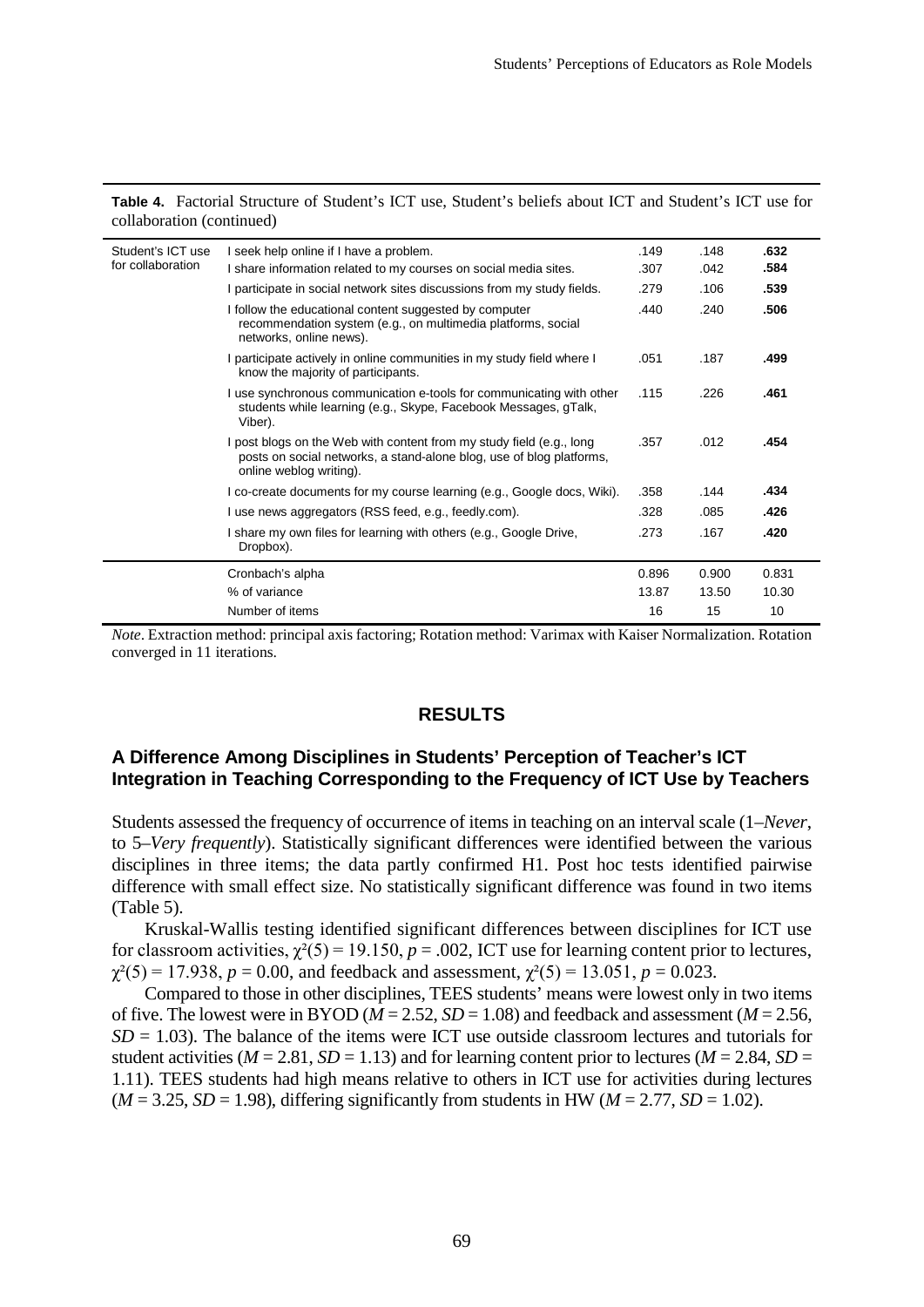**Table 4.** Factorial Structure of Student's ICT use, Student's beliefs about ICT and Student's ICT use for collaboration (continued)

| | | | | |
|---|---|---|---|---|
| Student's ICT use for collaboration | I seek help online if I have a problem. | .149 | .148 | **.632** |
| | I share information related to my courses on social media sites. | .307 | .042 | **.584** |
| | I participate in social network sites discussions from my study fields. | .279 | .106 | **.539** |
| | I follow the educational content suggested by computer recommendation system (e.g., on multimedia platforms, social networks, online news). | .440 | .240 | **.506** |
| | I participate actively in online communities in my study field where I know the majority of participants. | .051 | .187 | **.499** |
| | I use synchronous communication e-tools for communicating with other students while learning (e.g., Skype, Facebook Messages, gTalk, Viber). | .115 | .226 | **.461** |
| | I post blogs on the Web with content from my study field (e.g., long posts on social networks, a stand-alone blog, use of blog platforms, online weblog writing). | .357 | .012 | **.454** |
| | I co-create documents for my course learning (e.g., Google docs, Wiki). | .358 | .144 | **.434** |
| | I use news aggregators (RSS feed, e.g., feedly.com). | .328 | .085 | **.426** |
| | I share my own files for learning with others (e.g., Google Drive, Dropbox). | .273 | .167 | **.420** |
| | Cronbach's alpha | 0.896 | 0.900 | 0.831 |
| | % of variance | 13.87 | 13.50 | 10.30 |
| | Number of items | 16 | 15 | 10 |

*Note*. Extraction method: principal axis factoring; Rotation method: Varimax with Kaiser Normalization. Rotation converged in 11 iterations.

## RESULTS

### A Difference Among Disciplines in Students' Perception of Teacher's ICT Integration in Teaching Corresponding to the Frequency of ICT Use by Teachers

Students assessed the frequency of occurrence of items in teaching on an interval scale (1–*Never*, to 5–*Very frequently*). Statistically significant differences were identified between the various disciplines in three items; the data partly confirmed H1. Post hoc tests identified pairwise difference with small effect size. No statistically significant difference was found in two items (Table 5).

Kruskal-Wallis testing identified significant differences between disciplines for ICT use for classroom activities, $\chi^2(5) = 19.150$, $p = .002$, ICT use for learning content prior to lectures, $\chi^2(5) = 17.938$, $p = 0.00$, and feedback and assessment, $\chi^2(5) = 13.051$, $p = 0.023$.

Compared to those in other disciplines, TEES students' means were lowest only in two items of five. The lowest were in BYOD ($M = 2.52$, $SD = 1.08$) and feedback and assessment ($M = 2.56$, $SD = 1.03$). The balance of the items were ICT use outside classroom lectures and tutorials for student activities ($M = 2.81$, $SD = 1.13$) and for learning content prior to lectures ($M = 2.84$, $SD = 1.11$). TEES students had high means relative to others in ICT use for activities during lectures ($M = 3.25$, $SD = 1.98$), differing significantly from students in HW ($M = 2.77$, $SD = 1.02$).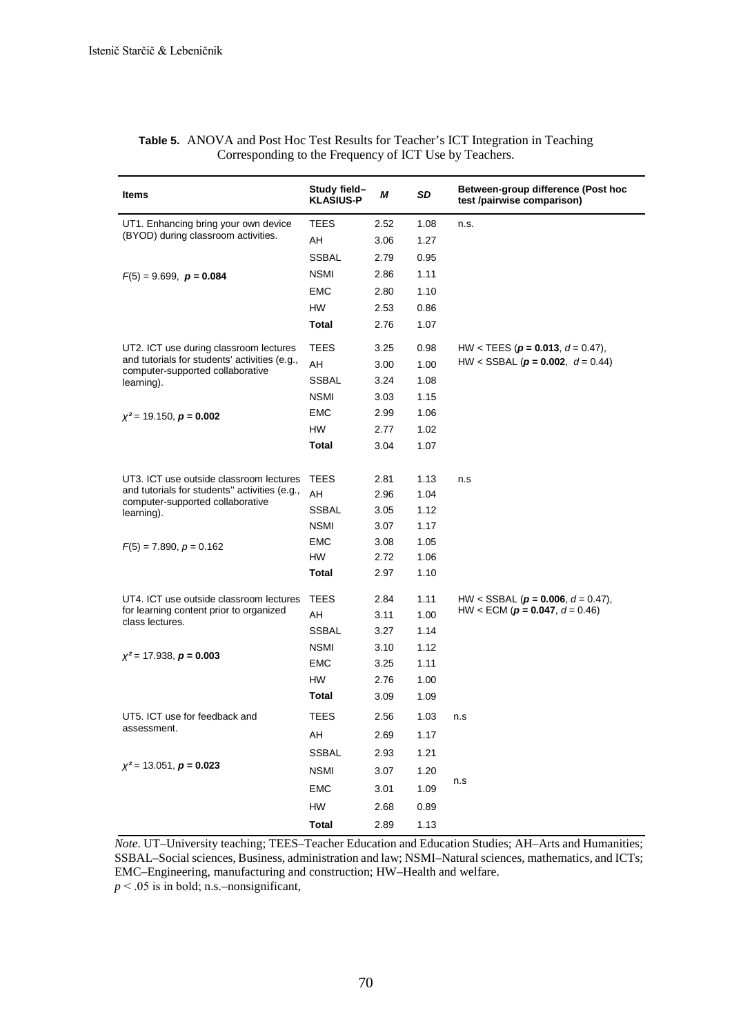**Table 5.** ANOVA and Post Hoc Test Results for Teacher's ICT Integration in Teaching Corresponding to the Frequency of ICT Use by Teachers.

| Items | Study field–KLASIUS-P | *M* | *SD* | Between-group difference (Post hoc test /pairwise comparison) |
|---|---|---|---|---|
| UT1. Enhancing bring your own device (BYOD) during classroom activities. | TEES | 2.52 | 1.08 | n.s. |
| | AH | 3.06 | 1.27 | |
| | SSBAL | 2.79 | 0.95 | |
| $F(5) = 9.699$, $\boldsymbol{p = 0.084}$ | NSMI | 2.86 | 1.11 | |
| | EMC | 2.80 | 1.10 | |
| | HW | 2.53 | 0.86 | |
| | **Total** | 2.76 | 1.07 | |
| UT2. ICT use during classroom lectures and tutorials for students' activities (e.g., computer-supported collaborative learning). | TEES | 3.25 | 0.98 | HW < TEES ($\boldsymbol{p = 0.013}$, $d = 0.47$), HW < SSBAL ($\boldsymbol{p = 0.002}$, $d = 0.44$) |
| | AH | 3.00 | 1.00 | |
| | SSBAL | 3.24 | 1.08 | |
| | NSMI | 3.03 | 1.15 | |
| $\chi^2 = 19.150$, $\boldsymbol{p = 0.002}$ | EMC | 2.99 | 1.06 | |
| | HW | 2.77 | 1.02 | |
| | **Total** | 3.04 | 1.07 | |
| UT3. ICT use outside classroom lectures and tutorials for students'' activities (e.g., computer-supported collaborative learning). | TEES | 2.81 | 1.13 | n.s |
| | AH | 2.96 | 1.04 | |
| | SSBAL | 3.05 | 1.12 | |
| | NSMI | 3.07 | 1.17 | |
| $F(5) = 7.890$, $p = 0.162$ | EMC | 3.08 | 1.05 | |
| | HW | 2.72 | 1.06 | |
| | **Total** | 2.97 | 1.10 | |
| UT4. ICT use outside classroom lectures for learning content prior to organized class lectures. | TEES | 2.84 | 1.11 | HW < SSBAL ($\boldsymbol{p = 0.006}$, $d = 0.47$), HW < ECM ($\boldsymbol{p = 0.047}$, $d = 0.46$) |
| | AH | 3.11 | 1.00 | |
| | SSBAL | 3.27 | 1.14 | |
| $\chi^2 = 17.938$, $\boldsymbol{p = 0.003}$ | NSMI | 3.10 | 1.12 | |
| | EMC | 3.25 | 1.11 | |
| | HW | 2.76 | 1.00 | |
| | **Total** | 3.09 | 1.09 | |
| UT5. ICT use for feedback and assessment. | TEES | 2.56 | 1.03 | n.s |
| | AH | 2.69 | 1.17 | |
| | SSBAL | 2.93 | 1.21 | |
| $\chi^2 = 13.051$, $\boldsymbol{p = 0.023}$ | NSMI | 3.07 | 1.20 | n.s |
| | EMC | 3.01 | 1.09 | |
| | HW | 2.68 | 0.89 | |
| | **Total** | 2.89 | 1.13 | |

*Note*. UT–University teaching; TEES–Teacher Education and Education Studies; AH–Arts and Humanities; SSBAL–Social sciences, Business, administration and law; NSMI–Natural sciences, mathematics, and ICTs; EMC–Engineering, manufacturing and construction; HW–Health and welfare.
$p < .05$ is in bold; n.s.–nonsignificant,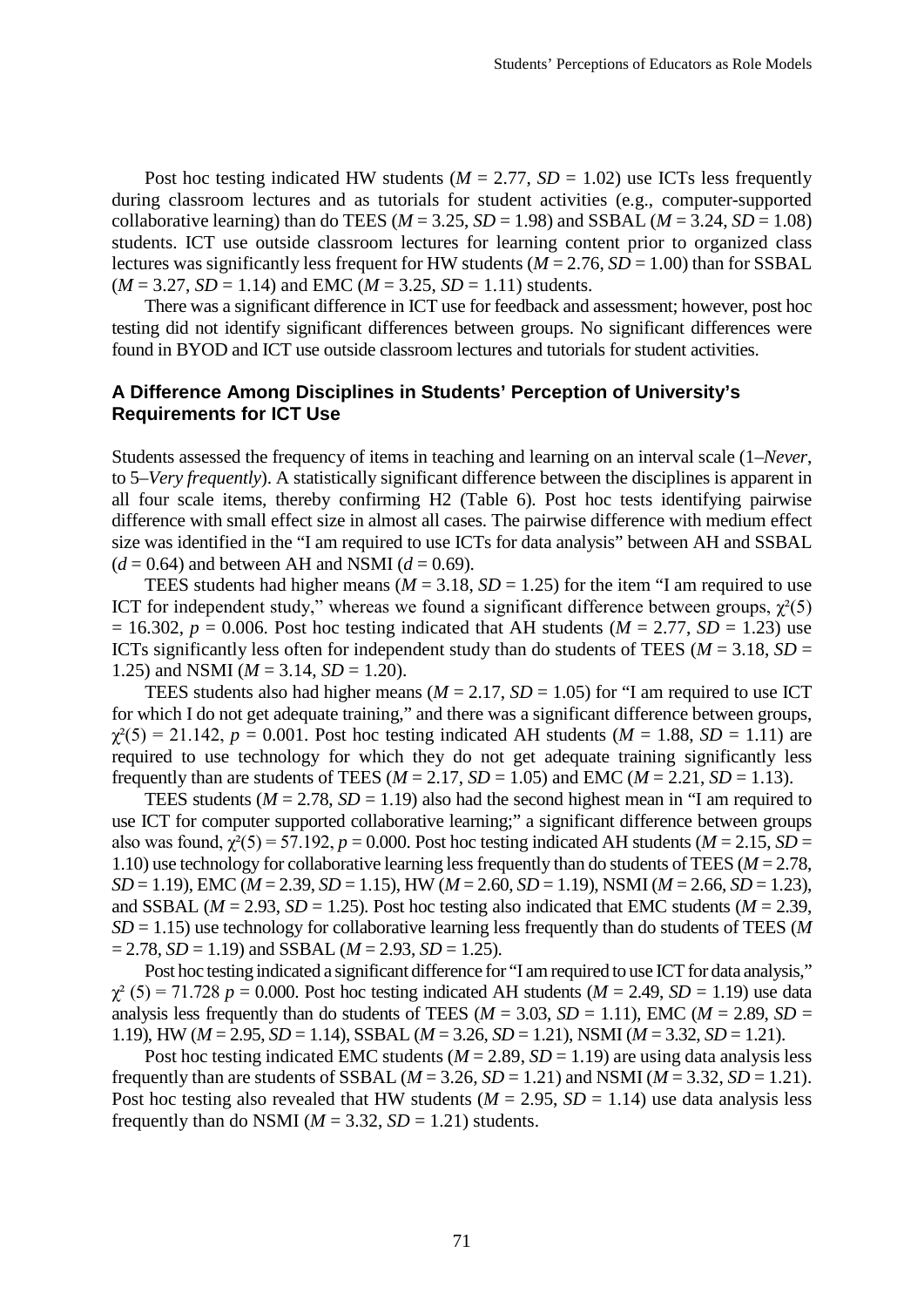Post hoc testing indicated HW students ($M = 2.77$, $SD = 1.02$) use ICTs less frequently during classroom lectures and as tutorials for student activities (e.g., computer-supported collaborative learning) than do TEES ($M = 3.25$, $SD = 1.98$) and SSBAL ($M = 3.24$, $SD = 1.08$) students. ICT use outside classroom lectures for learning content prior to organized class lectures was significantly less frequent for HW students ($M = 2.76$, $SD = 1.00$) than for SSBAL ($M = 3.27$, $SD = 1.14$) and EMC ($M = 3.25$, $SD = 1.11$) students.

There was a significant difference in ICT use for feedback and assessment; however, post hoc testing did not identify significant differences between groups. No significant differences were found in BYOD and ICT use outside classroom lectures and tutorials for student activities.

### A Difference Among Disciplines in Students' Perception of University's Requirements for ICT Use

Students assessed the frequency of items in teaching and learning on an interval scale (1–*Never*, to 5–*Very frequently*). A statistically significant difference between the disciplines is apparent in all four scale items, thereby confirming H2 (Table 6). Post hoc tests identifying pairwise difference with small effect size in almost all cases. The pairwise difference with medium effect size was identified in the "I am required to use ICTs for data analysis" between AH and SSBAL ($d = 0.64$) and between AH and NSMI ($d = 0.69$).

TEES students had higher means ($M = 3.18$, $SD = 1.25$) for the item "I am required to use ICT for independent study," whereas we found a significant difference between groups, $\chi^2(5) = 16.302$, $p = 0.006$. Post hoc testing indicated that AH students ($M = 2.77$, $SD = 1.23$) use ICTs significantly less often for independent study than do students of TEES ($M = 3.18$, $SD = 1.25$) and NSMI ($M = 3.14$, $SD = 1.20$).

TEES students also had higher means ($M = 2.17$, $SD = 1.05$) for "I am required to use ICT for which I do not get adequate training," and there was a significant difference between groups, $\chi^2(5) = 21.142$, $p = 0.001$. Post hoc testing indicated AH students ($M = 1.88$, $SD = 1.11$) are required to use technology for which they do not get adequate training significantly less frequently than are students of TEES ($M = 2.17$, $SD = 1.05$) and EMC ($M = 2.21$, $SD = 1.13$).

TEES students ($M = 2.78$, $SD = 1.19$) also had the second highest mean in "I am required to use ICT for computer supported collaborative learning;" a significant difference between groups also was found, $\chi^2(5) = 57.192$, $p = 0.000$. Post hoc testing indicated AH students ($M = 2.15$, $SD = 1.10$) use technology for collaborative learning less frequently than do students of TEES ($M = 2.78$, $SD = 1.19$), EMC ($M = 2.39$, $SD = 1.15$), HW ($M = 2.60$, $SD = 1.19$), NSMI ($M = 2.66$, $SD = 1.23$), and SSBAL ($M = 2.93$, $SD = 1.25$). Post hoc testing also indicated that EMC students ($M = 2.39$, $SD = 1.15$) use technology for collaborative learning less frequently than do students of TEES ($M = 2.78$, $SD = 1.19$) and SSBAL ($M = 2.93$, $SD = 1.25$).

Post hoc testing indicated a significant difference for "I am required to use ICT for data analysis," $\chi^2(5) = 71.728$ $p = 0.000$. Post hoc testing indicated AH students ($M = 2.49$, $SD = 1.19$) use data analysis less frequently than do students of TEES ($M = 3.03$, $SD = 1.11$), EMC ($M = 2.89$, $SD = 1.19$), HW ($M = 2.95$, $SD = 1.14$), SSBAL ($M = 3.26$, $SD = 1.21$), NSMI ($M = 3.32$, $SD = 1.21$).

Post hoc testing indicated EMC students ($M = 2.89$, $SD = 1.19$) are using data analysis less frequently than are students of SSBAL ($M = 3.26$, $SD = 1.21$) and NSMI ($M = 3.32$, $SD = 1.21$). Post hoc testing also revealed that HW students ($M = 2.95$, $SD = 1.14$) use data analysis less frequently than do NSMI ($M = 3.32$, $SD = 1.21$) students.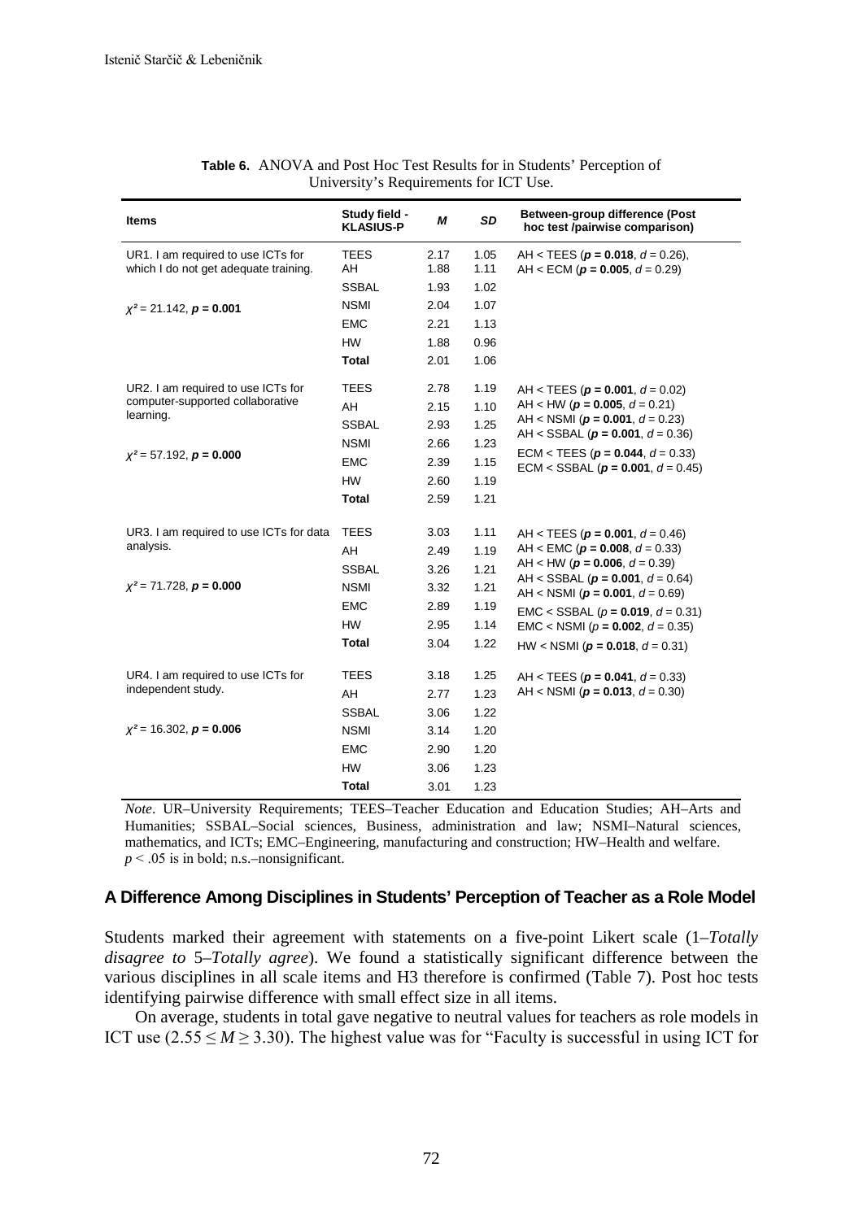**Table 6.** ANOVA and Post Hoc Test Results for in Students' Perception of University's Requirements for ICT Use.

| Items | Study field - KLASIUS-P | *M* | *SD* | Between-group difference (Post hoc test /pairwise comparison) |
|---|---|---|---|---|
| UR1. I am required to use ICTs for which I do not get adequate training. | TEES | 2.17 | 1.05 | AH < TEES (**$p$ = 0.018**, $d$ = 0.26), AH < ECM (**$p$ = 0.005**, $d$ = 0.29) |
| | AH | 1.88 | 1.11 | |
| | SSBAL | 1.93 | 1.02 | |
| $\chi^2$ = 21.142, **$p$ = 0.001** | NSMI | 2.04 | 1.07 | |
| | EMC | 2.21 | 1.13 | |
| | HW | 1.88 | 0.96 | |
| | **Total** | 2.01 | 1.06 | |
| UR2. I am required to use ICTs for computer-supported collaborative learning. | TEES | 2.78 | 1.19 | AH < TEES (**$p$ = 0.001**, $d$ = 0.02) |
| | AH | 2.15 | 1.10 | AH < HW (**$p$ = 0.005**, $d$ = 0.21) |
| | SSBAL | 2.93 | 1.25 | AH < NSMI (**$p$ = 0.001**, $d$ = 0.23) AH < SSBAL (**$p$ = 0.001**, $d$ = 0.36) |
| $\chi^2$ = 57.192, **$p$ = 0.000** | NSMI | 2.66 | 1.23 | ECM < TEES (**$p$ = 0.044**, $d$ = 0.33) |
| | EMC | 2.39 | 1.15 | ECM < SSBAL (**$p$ = 0.001**, $d$ = 0.45) |
| | HW | 2.60 | 1.19 | |
| | **Total** | 2.59 | 1.21 | |
| UR3. I am required to use ICTs for data analysis. | TEES | 3.03 | 1.11 | AH < TEES (**$p$ = 0.001**, $d$ = 0.46) |
| | AH | 2.49 | 1.19 | AH < EMC (**$p$ = 0.008**, $d$ = 0.33) |
| | SSBAL | 3.26 | 1.21 | AH < HW (**$p$ = 0.006**, $d$ = 0.39) AH < SSBAL (**$p$ = 0.001**, $d$ = 0.64) |
| $\chi^2$ = 71.728, **$p$ = 0.000** | NSMI | 3.32 | 1.21 | AH < NSMI (**$p$ = 0.001**, $d$ = 0.69) |
| | EMC | 2.89 | 1.19 | EMC < SSBAL ($p$ **= 0.019**, $d$ = 0.31) |
| | HW | 2.95 | 1.14 | EMC < NSMI ($p$ **= 0.002**, $d$ = 0.35) |
| | **Total** | 3.04 | 1.22 | HW < NSMI (**$p$ = 0.018**, $d$ = 0.31) |
| UR4. I am required to use ICTs for independent study. | TEES | 3.18 | 1.25 | AH < TEES (**$p$ = 0.041**, $d$ = 0.33) |
| | AH | 2.77 | 1.23 | AH < NSMI (**$p$ = 0.013**, $d$ = 0.30) |
| | SSBAL | 3.06 | 1.22 | |
| $\chi^2$ = 16.302, **$p$ = 0.006** | NSMI | 3.14 | 1.20 | |
| | EMC | 2.90 | 1.20 | |
| | HW | 3.06 | 1.23 | |
| | **Total** | 3.01 | 1.23 | |

*Note*. UR–University Requirements; TEES–Teacher Education and Education Studies; AH–Arts and Humanities; SSBAL–Social sciences, Business, administration and law; NSMI–Natural sciences, mathematics, and ICTs; EMC–Engineering, manufacturing and construction; HW–Health and welfare. $p < .05$ is in bold; n.s.–nonsignificant.

### A Difference Among Disciplines in Students' Perception of Teacher as a Role Model

Students marked their agreement with statements on a five-point Likert scale (1–*Totally disagree to* 5–*Totally agree*). We found a statistically significant difference between the various disciplines in all scale items and H3 therefore is confirmed (Table 7). Post hoc tests identifying pairwise difference with small effect size in all items.

On average, students in total gave negative to neutral values for teachers as role models in ICT use ($2.55 \leq M \geq 3.30$). The highest value was for "Faculty is successful in using ICT for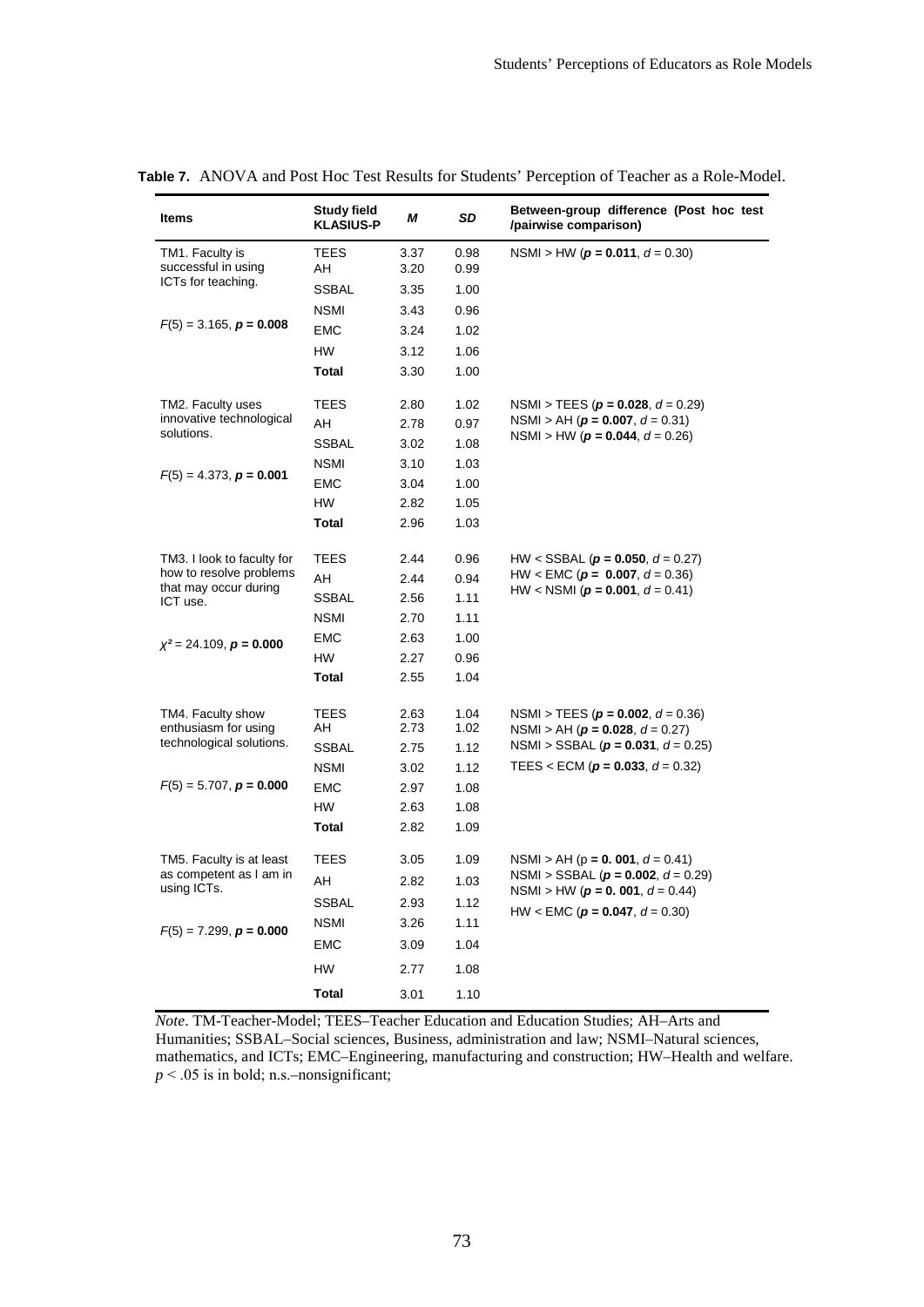**Table 7.** ANOVA and Post Hoc Test Results for Students' Perception of Teacher as a Role-Model.

| Items | Study field KLASIUS-P | *M* | *SD* | Between-group difference (Post hoc test /pairwise comparison) |
|---|---|---|---|---|
| TM1. Faculty is successful in using ICTs for teaching. | TEES | 3.37 | 0.98 | NSMI > HW (***p* = 0.011**, *d* = 0.30) |
| | AH | 3.20 | 0.99 | |
| | SSBAL | 3.35 | 1.00 | |
| | NSMI | 3.43 | 0.96 | |
| $F(5) = 3.165$, ***p* = 0.008** | EMC | 3.24 | 1.02 | |
| | HW | 3.12 | 1.06 | |
| | **Total** | 3.30 | 1.00 | |
| TM2. Faculty uses innovative technological solutions. | TEES | 2.80 | 1.02 | NSMI > TEES (***p* = 0.028**, *d* = 0.29) |
| | AH | 2.78 | 0.97 | NSMI > AH (***p* = 0.007**, *d* = 0.31) |
| | SSBAL | 3.02 | 1.08 | NSMI > HW (***p* = 0.044**, *d* = 0.26) |
| | NSMI | 3.10 | 1.03 | |
| $F(5) = 4.373$, ***p* = 0.001** | EMC | 3.04 | 1.00 | |
| | HW | 2.82 | 1.05 | |
| | **Total** | 2.96 | 1.03 | |
| TM3. I look to faculty for how to resolve problems that may occur during ICT use. | TEES | 2.44 | 0.96 | HW < SSBAL (***p* = 0.050**, *d* = 0.27) |
| | AH | 2.44 | 0.94 | HW < EMC (***p* = 0.007**, *d* = 0.36) |
| | SSBAL | 2.56 | 1.11 | HW < NSMI (***p* = 0.001**, *d* = 0.41) |
| | NSMI | 2.70 | 1.11 | |
| $\chi^2 = 24.109$, ***p* = 0.000** | EMC | 2.63 | 1.00 | |
| | HW | 2.27 | 0.96 | |
| | **Total** | 2.55 | 1.04 | |
| TM4. Faculty show enthusiasm for using technological solutions. | TEES | 2.63 | 1.04 | NSMI > TEES (***p* = 0.002**, *d* = 0.36) |
| | AH | 2.73 | 1.02 | NSMI > AH (***p* = 0.028**, *d* = 0.27) |
| | SSBAL | 2.75 | 1.12 | NSMI > SSBAL (***p* = 0.031**, *d* = 0.25) |
| | NSMI | 3.02 | 1.12 | TEES < ECM (***p* = 0.033**, *d* = 0.32) |
| $F(5) = 5.707$, ***p* = 0.000** | EMC | 2.97 | 1.08 | |
| | HW | 2.63 | 1.08 | |
| | **Total** | 2.82 | 1.09 | |
| TM5. Faculty is at least as competent as I am in using ICTs. | TEES | 3.05 | 1.09 | NSMI > AH (p **= 0. 001**, *d* = 0.41) |
| | AH | 2.82 | 1.03 | NSMI > SSBAL (***p* = 0.002**, *d* = 0.29) |
| | SSBAL | 2.93 | 1.12 | NSMI > HW (***p* = 0. 001**, *d* = 0.44) |
| | NSMI | 3.26 | 1.11 | HW < EMC (***p* = 0.047**, *d* = 0.30) |
| $F(5) = 7.299$, ***p* = 0.000** | EMC | 3.09 | 1.04 | |
| | HW | 2.77 | 1.08 | |
| | **Total** | 3.01 | 1.10 | |

*Note*. TM-Teacher-Model; TEES–Teacher Education and Education Studies; AH–Arts and Humanities; SSBAL–Social sciences, Business, administration and law; NSMI–Natural sciences, mathematics, and ICTs; EMC–Engineering, manufacturing and construction; HW–Health and welfare. $p < .05$ is in bold; n.s.–nonsignificant;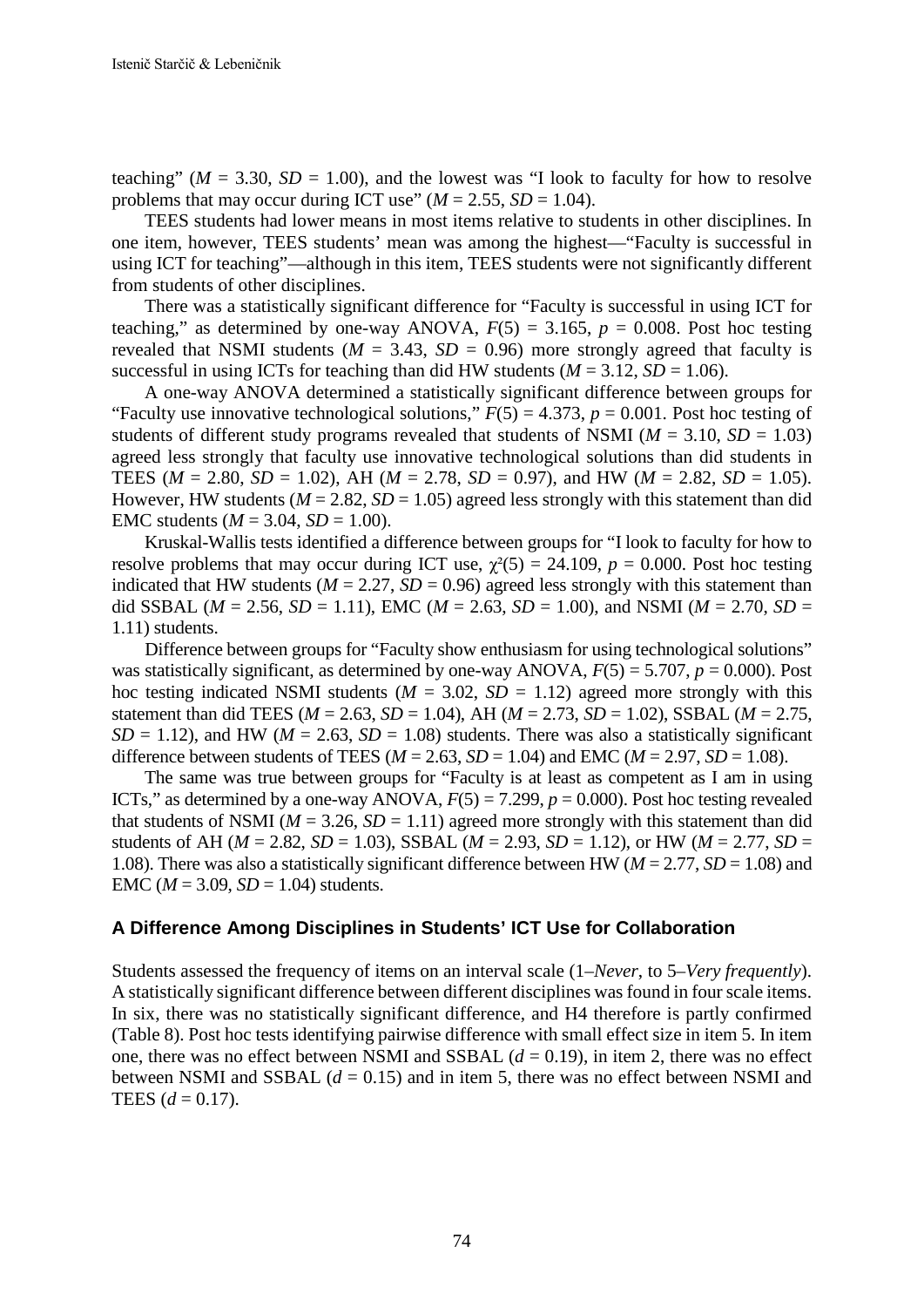teaching" ($M$ = 3.30, $SD$ = 1.00), and the lowest was "I look to faculty for how to resolve problems that may occur during ICT use" ($M$ = 2.55, $SD$ = 1.04).

TEES students had lower means in most items relative to students in other disciplines. In one item, however, TEES students' mean was among the highest—"Faculty is successful in using ICT for teaching"—although in this item, TEES students were not significantly different from students of other disciplines.

There was a statistically significant difference for "Faculty is successful in using ICT for teaching," as determined by one-way ANOVA, $F(5)$ = 3.165, $p$ = 0.008. Post hoc testing revealed that NSMI students ($M$ = 3.43, $SD$ = 0.96) more strongly agreed that faculty is successful in using ICTs for teaching than did HW students ($M$ = 3.12, $SD$ = 1.06).

A one-way ANOVA determined a statistically significant difference between groups for "Faculty use innovative technological solutions," $F(5)$ = 4.373, $p$ = 0.001. Post hoc testing of students of different study programs revealed that students of NSMI ($M$ = 3.10, $SD$ = 1.03) agreed less strongly that faculty use innovative technological solutions than did students in TEES ($M$ = 2.80, $SD$ = 1.02), AH ($M$ = 2.78, $SD$ = 0.97), and HW ($M$ = 2.82, $SD$ = 1.05). However, HW students ($M$ = 2.82, $SD$ = 1.05) agreed less strongly with this statement than did EMC students ($M$ = 3.04, $SD$ = 1.00).

Kruskal-Wallis tests identified a difference between groups for "I look to faculty for how to resolve problems that may occur during ICT use, $\chi^2(5)$ = 24.109, $p$ = 0.000. Post hoc testing indicated that HW students ($M$ = 2.27, $SD$ = 0.96) agreed less strongly with this statement than did SSBAL ($M$ = 2.56, $SD$ = 1.11), EMC ($M$ = 2.63, $SD$ = 1.00), and NSMI ($M$ = 2.70, $SD$ = 1.11) students.

Difference between groups for "Faculty show enthusiasm for using technological solutions" was statistically significant, as determined by one-way ANOVA, $F(5)$ = 5.707, $p$ = 0.000). Post hoc testing indicated NSMI students ($M$ = 3.02, $SD$ = 1.12) agreed more strongly with this statement than did TEES ($M$ = 2.63, $SD$ = 1.04), AH ($M$ = 2.73, $SD$ = 1.02), SSBAL ($M$ = 2.75, $SD$ = 1.12), and HW ($M$ = 2.63, $SD$ = 1.08) students. There was also a statistically significant difference between students of TEES ($M$ = 2.63, $SD$ = 1.04) and EMC ($M$ = 2.97, $SD$ = 1.08).

The same was true between groups for "Faculty is at least as competent as I am in using ICTs," as determined by a one-way ANOVA, $F(5)$ = 7.299, $p$ = 0.000). Post hoc testing revealed that students of NSMI ($M$ = 3.26, $SD$ = 1.11) agreed more strongly with this statement than did students of AH ($M$ = 2.82, $SD$ = 1.03), SSBAL ($M$ = 2.93, $SD$ = 1.12), or HW ($M$ = 2.77, $SD$ = 1.08). There was also a statistically significant difference between HW ($M$ = 2.77, $SD$ = 1.08) and EMC ($M$ = 3.09, $SD$ = 1.04) students.

### A Difference Among Disciplines in Students' ICT Use for Collaboration

Students assessed the frequency of items on an interval scale (1–*Never*, to 5–*Very frequently*). A statistically significant difference between different disciplines was found in four scale items. In six, there was no statistically significant difference, and H4 therefore is partly confirmed (Table 8). Post hoc tests identifying pairwise difference with small effect size in item 5. In item one, there was no effect between NSMI and SSBAL ($d$ = 0.19), in item 2, there was no effect between NSMI and SSBAL ($d$ = 0.15) and in item 5, there was no effect between NSMI and TEES ($d$ = 0.17).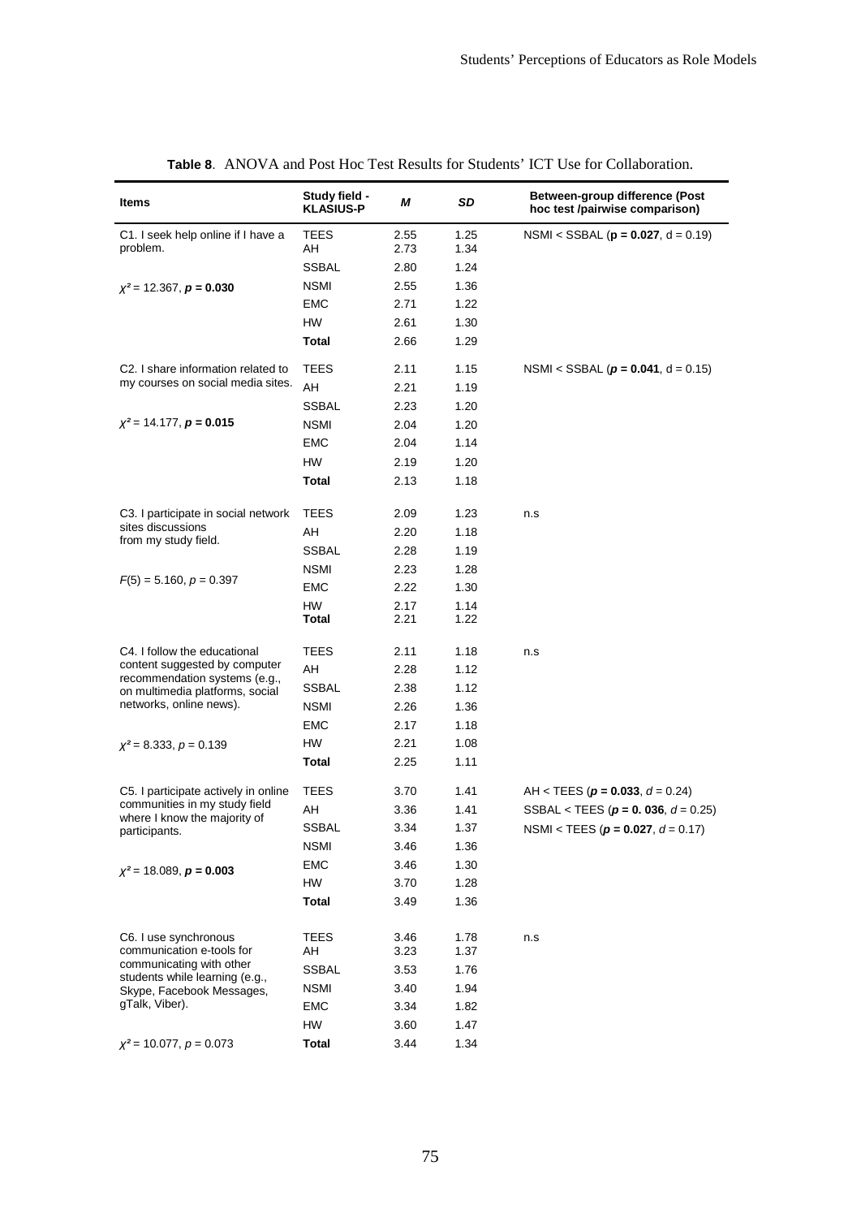**Table 8**. ANOVA and Post Hoc Test Results for Students' ICT Use for Collaboration.

| Items | Study field - KLASIUS-P | *M* | *SD* | Between-group difference (Post hoc test /pairwise comparison) |
|---|---|---|---|---|
| C1. I seek help online if I have a problem. | TEES | 2.55 | 1.25 | NSMI < SSBAL (**p = 0.027**, d = 0.19) |
| | AH | 2.73 | 1.34 | |
| | SSBAL | 2.80 | 1.24 | |
| $\chi^2 = 12.367$, ***p* = 0.030** | NSMI | 2.55 | 1.36 | |
| | EMC | 2.71 | 1.22 | |
| | HW | 2.61 | 1.30 | |
| | **Total** | 2.66 | 1.29 | |
| C2. I share information related to my courses on social media sites. | TEES | 2.11 | 1.15 | NSMI < SSBAL (***p* = 0.041**, d = 0.15) |
| | AH | 2.21 | 1.19 | |
| | SSBAL | 2.23 | 1.20 | |
| $\chi^2 = 14.177$, ***p* = 0.015** | NSMI | 2.04 | 1.20 | |
| | EMC | 2.04 | 1.14 | |
| | HW | 2.19 | 1.20 | |
| | **Total** | 2.13 | 1.18 | |
| C3. I participate in social network sites discussions from my study field. | TEES | 2.09 | 1.23 | n.s |
| | AH | 2.20 | 1.18 | |
| | SSBAL | 2.28 | 1.19 | |
| $F(5) = 5.160$, $p = 0.397$ | NSMI | 2.23 | 1.28 | |
| | EMC | 2.22 | 1.30 | |
| | HW | 2.17 | 1.14 | |
| | **Total** | 2.21 | 1.22 | |
| C4. I follow the educational content suggested by computer recommendation systems (e.g., on multimedia platforms, social networks, online news). | TEES | 2.11 | 1.18 | n.s |
| | AH | 2.28 | 1.12 | |
| | SSBAL | 2.38 | 1.12 | |
| | NSMI | 2.26 | 1.36 | |
| | EMC | 2.17 | 1.18 | |
| $\chi^2 = 8.333$, $p = 0.139$ | HW | 2.21 | 1.08 | |
| | **Total** | 2.25 | 1.11 | |
| C5. I participate actively in online communities in my study field where I know the majority of participants. | TEES | 3.70 | 1.41 | AH < TEES (***p* = 0.033**, *d* = 0.24) |
| | AH | 3.36 | 1.41 | SSBAL < TEES (***p* = 0. 036**, *d* = 0.25) |
| | SSBAL | 3.34 | 1.37 | NSMI < TEES (***p* = 0.027**, *d* = 0.17) |
| | NSMI | 3.46 | 1.36 | |
| $\chi^2 = 18.089$, ***p* = 0.003** | EMC | 3.46 | 1.30 | |
| | HW | 3.70 | 1.28 | |
| | **Total** | 3.49 | 1.36 | |
| C6. I use synchronous communication e-tools for communicating with other students while learning (e.g., Skype, Facebook Messages, gTalk, Viber). | TEES | 3.46 | 1.78 | n.s |
| | AH | 3.23 | 1.37 | |
| | SSBAL | 3.53 | 1.76 | |
| | NSMI | 3.40 | 1.94 | |
| | EMC | 3.34 | 1.82 | |
| | HW | 3.60 | 1.47 | |
| $\chi^2 = 10.077$, $p = 0.073$ | **Total** | 3.44 | 1.34 | |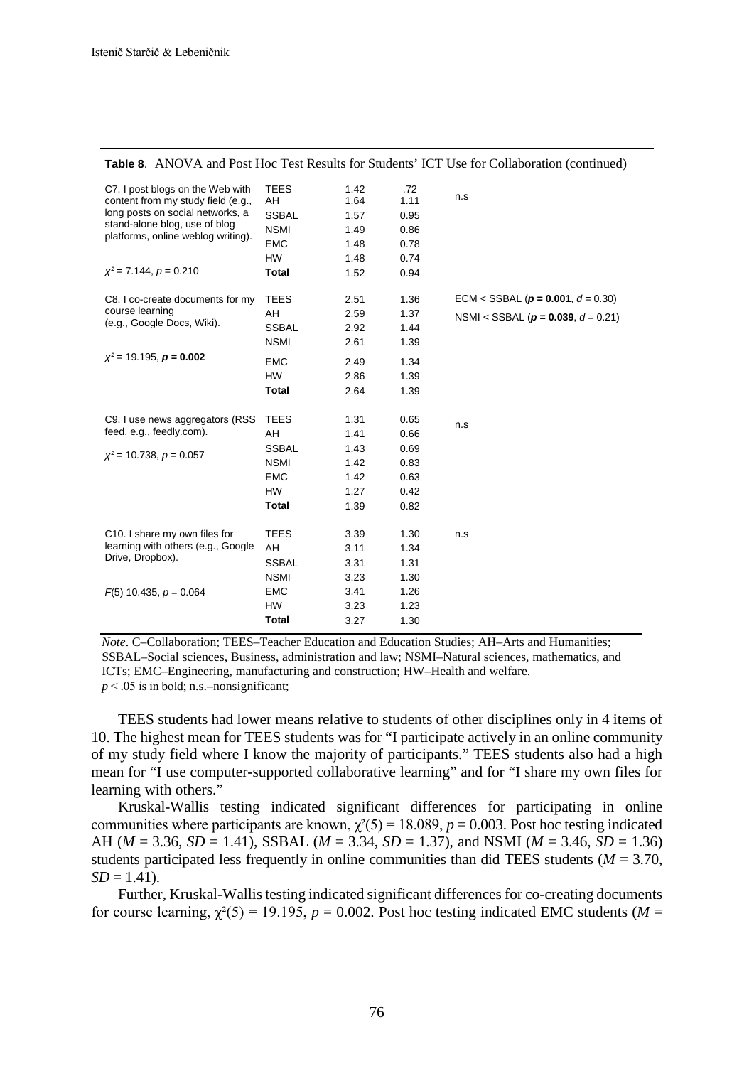**Table 8**. ANOVA and Post Hoc Test Results for Students' ICT Use for Collaboration (continued)

| | | | | |
|---|---|---|---|---|
| C7. I post blogs on the Web with content from my study field (e.g., long posts on social networks, a stand-alone blog, use of blog platforms, online weblog writing). | TEES | 1.42 | .72 | n.s |
| | AH | 1.64 | 1.11 | |
| | SSBAL | 1.57 | 0.95 | |
| | NSMI | 1.49 | 0.86 | |
| | EMC | 1.48 | 0.78 | |
| | HW | 1.48 | 0.74 | |
| $\chi^2 = 7.144$, $p = 0.210$ | **Total** | 1.52 | 0.94 | |
| C8. I co-create documents for my course learning (e.g., Google Docs, Wiki). | TEES | 2.51 | 1.36 | ECM < SSBAL (***p* = 0.001**, $d = 0.30$) |
| | AH | 2.59 | 1.37 | NSMI < SSBAL (***p* = 0.039**, $d = 0.21$) |
| | SSBAL | 2.92 | 1.44 | |
| | NSMI | 2.61 | 1.39 | |
| $\chi^2 = 19.195$, ***p* = 0.002** | EMC | 2.49 | 1.34 | |
| | HW | 2.86 | 1.39 | |
| | **Total** | 2.64 | 1.39 | |
| C9. I use news aggregators (RSS feed, e.g., feedly.com). | TEES | 1.31 | 0.65 | n.s |
| | AH | 1.41 | 0.66 | |
| $\chi^2 = 10.738$, $p = 0.057$ | SSBAL | 1.43 | 0.69 | |
| | NSMI | 1.42 | 0.83 | |
| | EMC | 1.42 | 0.63 | |
| | HW | 1.27 | 0.42 | |
| | **Total** | 1.39 | 0.82 | |
| C10. I share my own files for learning with others (e.g., Google Drive, Dropbox). | TEES | 3.39 | 1.30 | n.s |
| | AH | 3.11 | 1.34 | |
| | SSBAL | 3.31 | 1.31 | |
| | NSMI | 3.23 | 1.30 | |
| $F(5)$ 10.435, $p = 0.064$ | EMC | 3.41 | 1.26 | |
| | HW | 3.23 | 1.23 | |
| | **Total** | 3.27 | 1.30 | |

*Note*. C–Collaboration; TEES–Teacher Education and Education Studies; AH–Arts and Humanities; SSBAL–Social sciences, Business, administration and law; NSMI–Natural sciences, mathematics, and ICTs; EMC–Engineering, manufacturing and construction; HW–Health and welfare.
$p < .05$ is in bold; n.s.–nonsignificant;

TEES students had lower means relative to students of other disciplines only in 4 items of 10. The highest mean for TEES students was for "I participate actively in an online community of my study field where I know the majority of participants." TEES students also had a high mean for "I use computer-supported collaborative learning" and for "I share my own files for learning with others."

Kruskal-Wallis testing indicated significant differences for participating in online communities where participants are known, $\chi^2(5) = 18.089$, $p = 0.003$. Post hoc testing indicated AH ($M = 3.36$, $SD = 1.41$), SSBAL ($M = 3.34$, $SD = 1.37$), and NSMI ($M = 3.46$, $SD = 1.36$) students participated less frequently in online communities than did TEES students ($M = 3.70$, $SD = 1.41$).

Further, Kruskal-Wallis testing indicated significant differences for co-creating documents for course learning, $\chi^2(5) = 19.195$, $p = 0.002$. Post hoc testing indicated EMC students ($M =$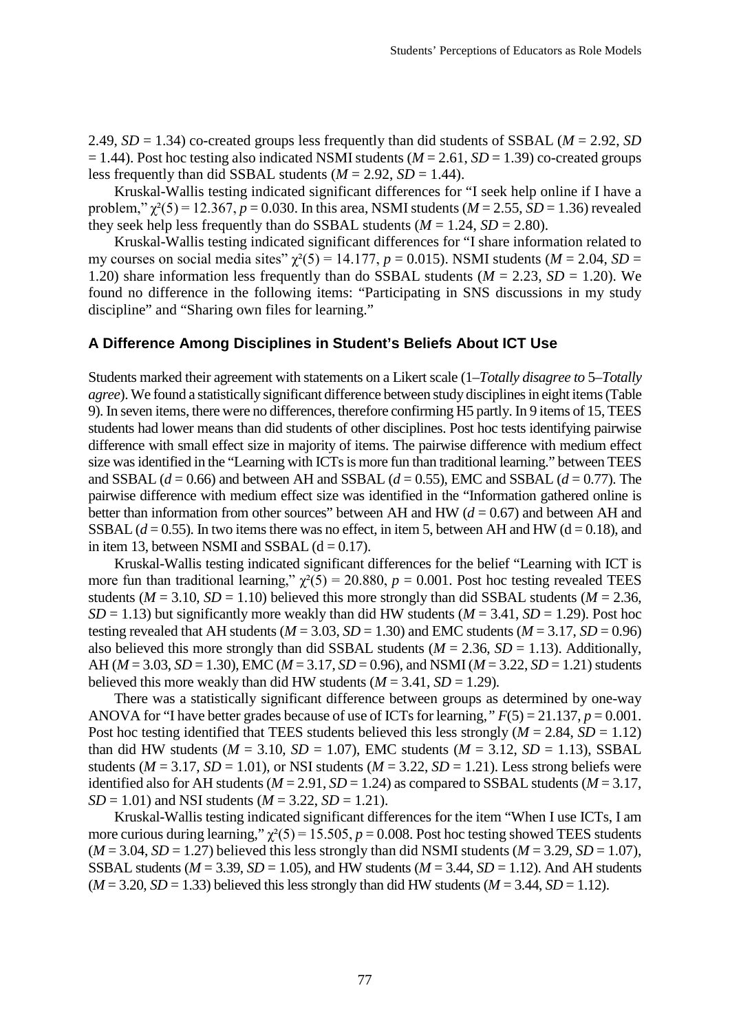2.49, $SD = 1.34$) co-created groups less frequently than did students of SSBAL ($M = 2.92$, $SD = 1.44$). Post hoc testing also indicated NSMI students ($M = 2.61$, $SD = 1.39$) co-created groups less frequently than did SSBAL students ($M = 2.92$, $SD = 1.44$).

Kruskal-Wallis testing indicated significant differences for "I seek help online if I have a problem," $\chi^2(5) = 12.367$, $p = 0.030$. In this area, NSMI students ($M = 2.55$, $SD = 1.36$) revealed they seek help less frequently than do SSBAL students ($M = 1.24$, $SD = 2.80$).

Kruskal-Wallis testing indicated significant differences for "I share information related to my courses on social media sites" $\chi^2(5) = 14.177$, $p = 0.015$). NSMI students ($M = 2.04$, $SD = 1.20$) share information less frequently than do SSBAL students ($M = 2.23$, $SD = 1.20$). We found no difference in the following items: "Participating in SNS discussions in my study discipline" and "Sharing own files for learning."

### A Difference Among Disciplines in Student's Beliefs About ICT Use

Students marked their agreement with statements on a Likert scale (1–*Totally disagree to* 5–*Totally agree*). We found a statistically significant difference between study disciplines in eight items (Table 9). In seven items, there were no differences, therefore confirming H5 partly. In 9 items of 15, TEES students had lower means than did students of other disciplines. Post hoc tests identifying pairwise difference with small effect size in majority of items. The pairwise difference with medium effect size was identified in the "Learning with ICTs is more fun than traditional learning." between TEES and SSBAL ($d = 0.66$) and between AH and SSBAL ($d = 0.55$), EMC and SSBAL ($d = 0.77$). The pairwise difference with medium effect size was identified in the "Information gathered online is better than information from other sources" between AH and HW ($d = 0.67$) and between AH and SSBAL ($d = 0.55$). In two items there was no effect, in item 5, between AH and HW ($d = 0.18$), and in item 13, between NSMI and SSBAL ($d = 0.17$).

Kruskal-Wallis testing indicated significant differences for the belief "Learning with ICT is more fun than traditional learning," $\chi^2(5) = 20.880$, $p = 0.001$. Post hoc testing revealed TEES students ($M = 3.10$, $SD = 1.10$) believed this more strongly than did SSBAL students ($M = 2.36$, $SD = 1.13$) but significantly more weakly than did HW students ($M = 3.41$, $SD = 1.29$). Post hoc testing revealed that AH students ($M = 3.03$, $SD = 1.30$) and EMC students ($M = 3.17$, $SD = 0.96$) also believed this more strongly than did SSBAL students ($M = 2.36$, $SD = 1.13$). Additionally, AH ($M = 3.03$, $SD = 1.30$), EMC ($M = 3.17$, $SD = 0.96$), and NSMI ($M = 3.22$, $SD = 1.21$) students believed this more weakly than did HW students ($M = 3.41$, $SD = 1.29$).

There was a statistically significant difference between groups as determined by one-way ANOVA for "I have better grades because of use of ICTs for learning," $F(5) = 21.137$, $p = 0.001$. Post hoc testing identified that TEES students believed this less strongly ($M = 2.84$, $SD = 1.12$) than did HW students ($M = 3.10$, $SD = 1.07$), EMC students ($M = 3.12$, $SD = 1.13$), SSBAL students ($M = 3.17$, $SD = 1.01$), or NSI students ($M = 3.22$, $SD = 1.21$). Less strong beliefs were identified also for AH students ($M = 2.91$, $SD = 1.24$) as compared to SSBAL students ($M = 3.17$, $SD = 1.01$) and NSI students ($M = 3.22$, $SD = 1.21$).

Kruskal-Wallis testing indicated significant differences for the item "When I use ICTs, I am more curious during learning," $\chi^2(5) = 15.505$, $p = 0.008$. Post hoc testing showed TEES students ($M = 3.04$, $SD = 1.27$) believed this less strongly than did NSMI students ($M = 3.29$, $SD = 1.07$), SSBAL students ($M = 3.39$, $SD = 1.05$), and HW students ($M = 3.44$, $SD = 1.12$). And AH students ($M = 3.20$, $SD = 1.33$) believed this less strongly than did HW students ($M = 3.44$, $SD = 1.12$).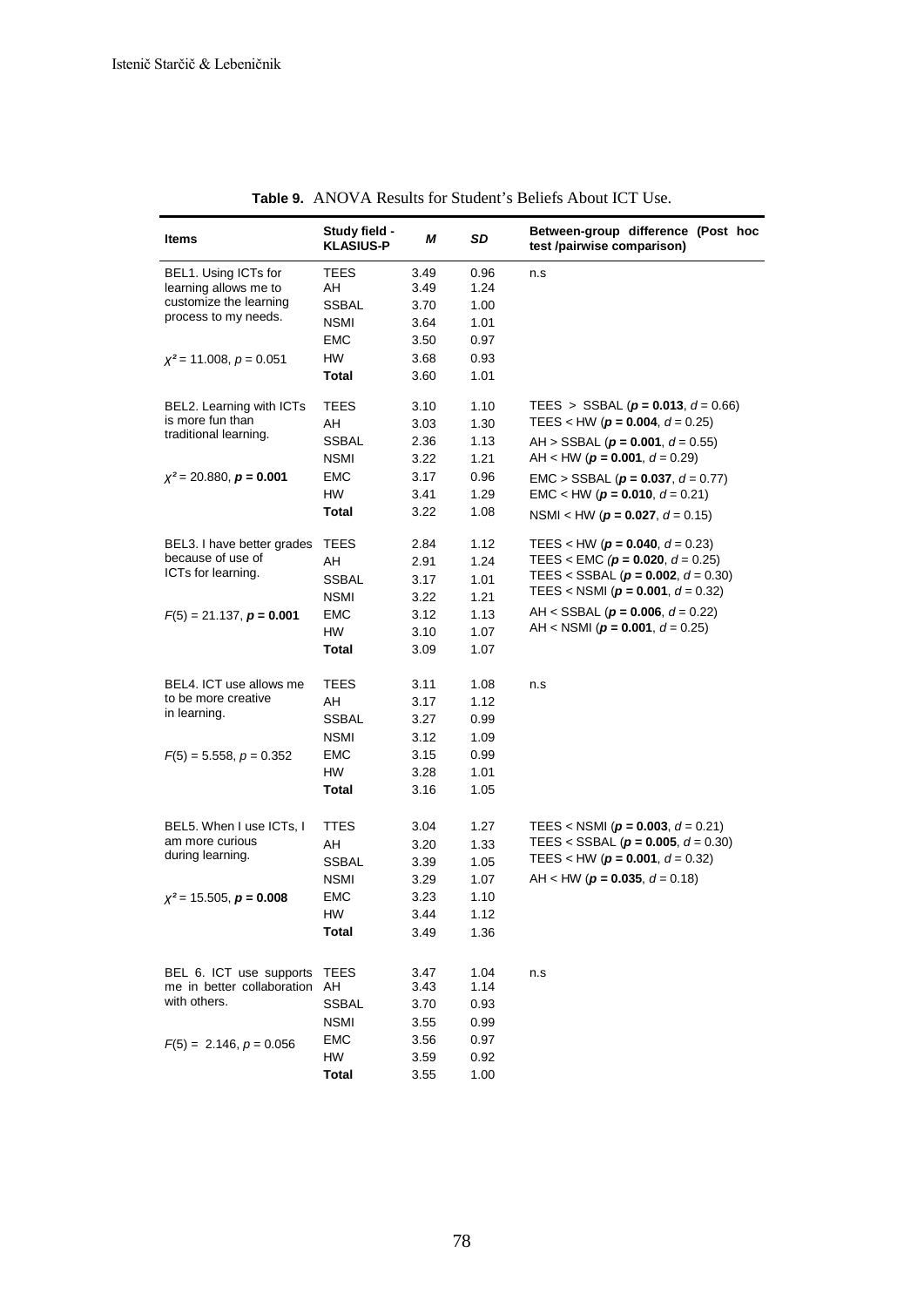**Table 9.** ANOVA Results for Student's Beliefs About ICT Use.

| Items | Study field - KLASIUS-P | *M* | *SD* | Between-group difference (Post hoc test /pairwise comparison) |
|---|---|---|---|---|
| BEL1. Using ICTs for learning allows me to customize the learning process to my needs. | TEES | 3.49 | 0.96 | n.s |
| | AH | 3.49 | 1.24 | |
| | SSBAL | 3.70 | 1.00 | |
| | NSMI | 3.64 | 1.01 | |
| | EMC | 3.50 | 0.97 | |
| $\chi^2 = 11.008$, $p = 0.051$ | HW | 3.68 | 0.93 | |
| | **Total** | 3.60 | 1.01 | |
| BEL2. Learning with ICTs is more fun than traditional learning. | TEES | 3.10 | 1.10 | TEES > SSBAL (**$p = 0.013$**, $d = 0.66$) |
| | AH | 3.03 | 1.30 | TEES < HW (**$p = 0.004$**, $d = 0.25$) |
| | SSBAL | 2.36 | 1.13 | AH > SSBAL (**$p = 0.001$**, $d = 0.55$) |
| | NSMI | 3.22 | 1.21 | AH < HW (**$p = 0.001$**, $d = 0.29$) |
| $\chi^2 = 20.880$, **$p = 0.001$** | EMC | 3.17 | 0.96 | EMC > SSBAL (**$p = 0.037$**, $d = 0.77$) |
| | HW | 3.41 | 1.29 | EMC < HW (**$p = 0.010$**, $d = 0.21$) |
| | **Total** | 3.22 | 1.08 | NSMI < HW (**$p = 0.027$**, $d = 0.15$) |
| BEL3. I have better grades because of use of ICTs for learning. | TEES | 2.84 | 1.12 | TEES < HW (**$p = 0.040$**, $d = 0.23$) |
| | AH | 2.91 | 1.24 | TEES < EMC (**$p = 0.020$**, $d = 0.25$) |
| | SSBAL | 3.17 | 1.01 | TEES < SSBAL (**$p = 0.002$**, $d = 0.30$) |
| | NSMI | 3.22 | 1.21 | TEES < NSMI (**$p = 0.001$**, $d = 0.32$) |
| $F(5) = 21.137$, **$p = 0.001$** | EMC | 3.12 | 1.13 | AH < SSBAL (**$p = 0.006$**, $d = 0.22$) |
| | HW | 3.10 | 1.07 | AH < NSMI (**$p = 0.001$**, $d = 0.25$) |
| | **Total** | 3.09 | 1.07 | |
| BEL4. ICT use allows me to be more creative in learning. | TEES | 3.11 | 1.08 | n.s |
| | AH | 3.17 | 1.12 | |
| | SSBAL | 3.27 | 0.99 | |
| | NSMI | 3.12 | 1.09 | |
| $F(5) = 5.558$, $p = 0.352$ | EMC | 3.15 | 0.99 | |
| | HW | 3.28 | 1.01 | |
| | **Total** | 3.16 | 1.05 | |
| BEL5. When I use ICTs, I am more curious during learning. | TTES | 3.04 | 1.27 | TEES < NSMI (**$p = 0.003$**, $d = 0.21$) |
| | AH | 3.20 | 1.33 | TEES < SSBAL (**$p = 0.005$**, $d = 0.30$) |
| | SSBAL | 3.39 | 1.05 | TEES < HW (**$p = 0.001$**, $d = 0.32$) |
| | NSMI | 3.29 | 1.07 | AH < HW (**$p = 0.035$**, $d = 0.18$) |
| $\chi^2 = 15.505$, **$p = 0.008$** | EMC | 3.23 | 1.10 | |
| | HW | 3.44 | 1.12 | |
| | **Total** | 3.49 | 1.36 | |
| BEL 6. ICT use supports me in better collaboration with others. | TEES | 3.47 | 1.04 | n.s |
| | AH | 3.43 | 1.14 | |
| | SSBAL | 3.70 | 0.93 | |
| | NSMI | 3.55 | 0.99 | |
| $F(5) = 2.146$, $p = 0.056$ | EMC | 3.56 | 0.97 | |
| | HW | 3.59 | 0.92 | |
| | **Total** | 3.55 | 1.00 | |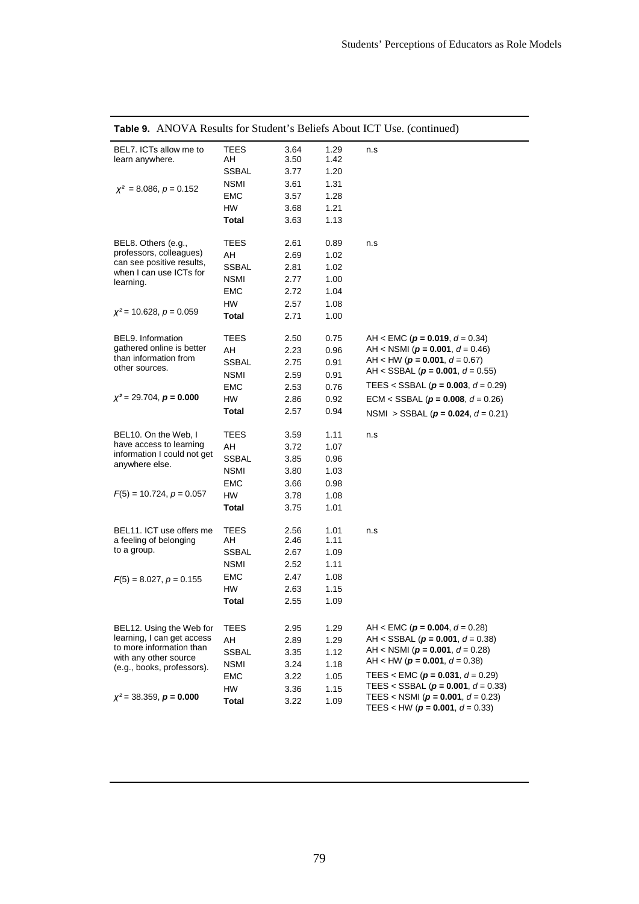**Table 9.** ANOVA Results for Student's Beliefs About ICT Use. (continued)

| Item | Group | M | SD | Post hoc |
|---|---|---|---|---|
| BEL7. ICTs allow me to learn anywhere. | TEES | 3.64 | 1.29 | n.s |
| | AH | 3.50 | 1.42 | |
| | SSBAL | 3.77 | 1.20 | |
| $\chi^2$ = 8.086, $p$ = 0.152 | NSMI | 3.61 | 1.31 | |
| | EMC | 3.57 | 1.28 | |
| | HW | 3.68 | 1.21 | |
| | **Total** | 3.63 | 1.13 | |
| BEL8. Others (e.g., professors, colleagues) can see positive results, when I can use ICTs for learning. | TEES | 2.61 | 0.89 | n.s |
| | AH | 2.69 | 1.02 | |
| | SSBAL | 2.81 | 1.02 | |
| | NSMI | 2.77 | 1.00 | |
| | EMC | 2.72 | 1.04 | |
| | HW | 2.57 | 1.08 | |
| $\chi^2$ = 10.628, $p$ = 0.059 | **Total** | 2.71 | 1.00 | |
| BEL9. Information gathered online is better than information from other sources. | TEES | 2.50 | 0.75 | AH < EMC (**$p$ = 0.019**, $d$ = 0.34) |
| | AH | 2.23 | 0.96 | AH < NSMI (**$p$ = 0.001**, $d$ = 0.46) |
| | SSBAL | 2.75 | 0.91 | AH < HW (**$p$ = 0.001**, $d$ = 0.67) |
| | NSMI | 2.59 | 0.91 | AH < SSBAL (**$p$ = 0.001**, $d$ = 0.55) |
| | EMC | 2.53 | 0.76 | TEES < SSBAL (**$p$ = 0.003**, $d$ = 0.29) |
| $\chi^2$ = 29.704, **$p$ = 0.000** | HW | 2.86 | 0.92 | ECM < SSBAL (**$p$ = 0.008**, $d$ = 0.26) |
| | **Total** | 2.57 | 0.94 | NSMI > SSBAL (**$p$ = 0.024**, $d$ = 0.21) |
| BEL10. On the Web, I have access to learning information I could not get anywhere else. | TEES | 3.59 | 1.11 | n.s |
| | AH | 3.72 | 1.07 | |
| | SSBAL | 3.85 | 0.96 | |
| | NSMI | 3.80 | 1.03 | |
| | EMC | 3.66 | 0.98 | |
| $F(5)$ = 10.724, $p$ = 0.057 | HW | 3.78 | 1.08 | |
| | **Total** | 3.75 | 1.01 | |
| BEL11. ICT use offers me a feeling of belonging to a group. | TEES | 2.56 | 1.01 | n.s |
| | AH | 2.46 | 1.11 | |
| | SSBAL | 2.67 | 1.09 | |
| | NSMI | 2.52 | 1.11 | |
| $F(5)$ = 8.027, $p$ = 0.155 | EMC | 2.47 | 1.08 | |
| | HW | 2.63 | 1.15 | |
| | **Total** | 2.55 | 1.09 | |
| BEL12. Using the Web for learning, I can get access to more information than with any other source (e.g., books, professors). | TEES | 2.95 | 1.29 | AH < EMC (**$p$ = 0.004**, $d$ = 0.28) |
| | AH | 2.89 | 1.29 | AH < SSBAL (**$p$ = 0.001**, $d$ = 0.38) |
| | SSBAL | 3.35 | 1.12 | AH < NSMI (**$p$ = 0.001**, $d$ = 0.28) |
| | NSMI | 3.24 | 1.18 | AH < HW (**$p$ = 0.001**, $d$ = 0.38) |
| | EMC | 3.22 | 1.05 | TEES < EMC (**$p$ = 0.031**, $d$ = 0.29) |
| | HW | 3.36 | 1.15 | TEES < SSBAL (**$p$ = 0.001**, $d$ = 0.33) |
| $\chi^2$ = 38.359, **$p$ = 0.000** | **Total** | 3.22 | 1.09 | TEES < NSMI (**$p$ = 0.001**, $d$ = 0.23) |
| | | | | TEES < HW (**$p$ = 0.001**, $d$ = 0.33) |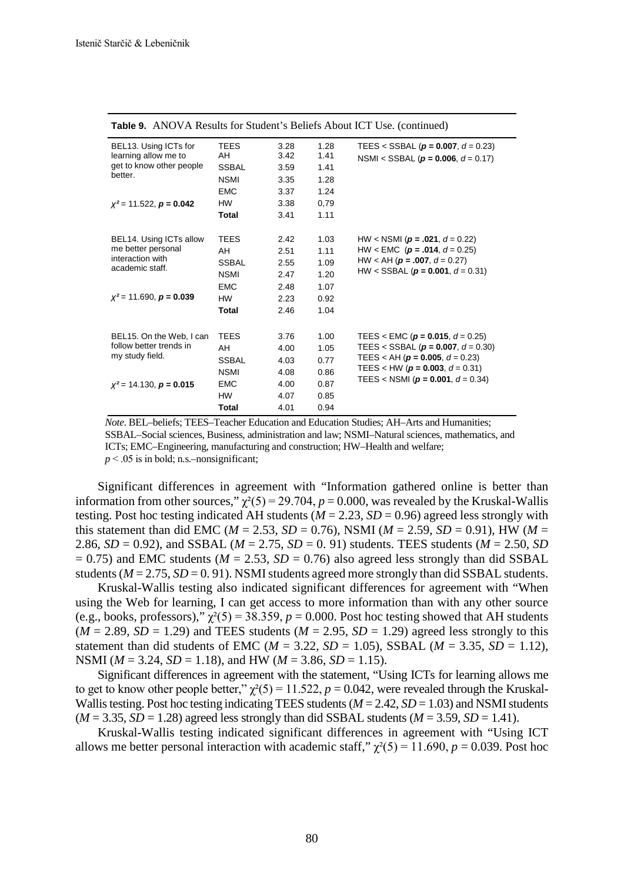**Table 9.** ANOVA Results for Student's Beliefs About ICT Use. (continued)

| | | | | |
|---|---|---|---|---|
| BEL13. Using ICTs for learning allow me to get to know other people better. | TEES | 3.28 | 1.28 | TEES < SSBAL (**p = 0.007**, $d$ = 0.23) |
| | AH | 3.42 | 1.41 | NSMI < SSBAL (**p = 0.006**, $d$ = 0.17) |
| | SSBAL | 3.59 | 1.41 | |
| | NSMI | 3.35 | 1.28 | |
| | EMC | 3.37 | 1.24 | |
| $\chi^2$ = 11.522, **p = 0.042** | HW | 3.38 | 0,79 | |
| | **Total** | 3.41 | 1.11 | |
| BEL14. Using ICTs allow me better personal interaction with academic staff. | TEES | 2.42 | 1.03 | HW < NSMI (**p = .021**, $d$ = 0.22) |
| | AH | 2.51 | 1.11 | HW < EMC (**p = .014**, $d$ = 0.25) |
| | SSBAL | 2.55 | 1.09 | HW < AH (**p = .007**, $d$ = 0.27) |
| | NSMI | 2.47 | 1.20 | HW < SSBAL (**p = 0.001**, $d$ = 0.31) |
| | EMC | 2.48 | 1.07 | |
| $\chi^2$ = 11.690, **p = 0.039** | HW | 2.23 | 0.92 | |
| | **Total** | 2.46 | 1.04 | |
| BEL15. On the Web, I can follow better trends in my study field. | TEES | 3.76 | 1.00 | TEES < EMC (**p = 0.015**, $d$ = 0.25) |
| | AH | 4.00 | 1.05 | TEES < SSBAL (**p = 0.007**, $d$ = 0.30) |
| | SSBAL | 4.03 | 0.77 | TEES < AH (**p = 0.005**, $d$ = 0.23) |
| | NSMI | 4.08 | 0.86 | TEES < HW (**p = 0.003**, $d$ = 0.31) |
| $\chi^2$ = 14.130, **p = 0.015** | EMC | 4.00 | 0.87 | TEES < NSMI (**p = 0.001**, $d$ = 0.34) |
| | HW | 4.07 | 0.85 | |
| | **Total** | 4.01 | 0.94 | |

*Note*. BEL–beliefs; TEES–Teacher Education and Education Studies; AH–Arts and Humanities; SSBAL–Social sciences, Business, administration and law; NSMI–Natural sciences, mathematics, and ICTs; EMC–Engineering, manufacturing and construction; HW–Health and welfare; $p < .05$ is in bold; n.s.–nonsignificant;

Significant differences in agreement with "Information gathered online is better than information from other sources," $\chi^2(5) = 29.704$, $p = 0.000$, was revealed by the Kruskal-Wallis testing. Post hoc testing indicated AH students ($M = 2.23$, $SD = 0.96$) agreed less strongly with this statement than did EMC ($M = 2.53$, $SD = 0.76$), NSMI ($M = 2.59$, $SD = 0.91$), HW ($M = 2.86$, $SD = 0.92$), and SSBAL ($M = 2.75$, $SD = 0.91$) students. TEES students ($M = 2.50$, $SD = 0.75$) and EMC students ($M = 2.53$, $SD = 0.76$) also agreed less strongly than did SSBAL students ($M = 2.75$, $SD = 0.91$). NSMI students agreed more strongly than did SSBAL students.

Kruskal-Wallis testing also indicated significant differences for agreement with "When using the Web for learning, I can get access to more information than with any other source (e.g., books, professors)," $\chi^2(5) = 38.359$, $p = 0.000$. Post hoc testing showed that AH students ($M = 2.89$, $SD = 1.29$) and TEES students ($M = 2.95$, $SD = 1.29$) agreed less strongly to this statement than did students of EMC ($M = 3.22$, $SD = 1.05$), SSBAL ($M = 3.35$, $SD = 1.12$), NSMI ($M = 3.24$, $SD = 1.18$), and HW ($M = 3.86$, $SD = 1.15$).

Significant differences in agreement with the statement, "Using ICTs for learning allows me to get to know other people better," $\chi^2(5) = 11.522$, $p = 0.042$, were revealed through the Kruskal-Wallis testing. Post hoc testing indicating TEES students ($M = 2.42$, $SD = 1.03$) and NSMI students ($M = 3.35$, $SD = 1.28$) agreed less strongly than did SSBAL students ($M = 3.59$, $SD = 1.41$).

Kruskal-Wallis testing indicated significant differences in agreement with "Using ICT allows me better personal interaction with academic staff," $\chi^2(5) = 11.690$, $p = 0.039$. Post hoc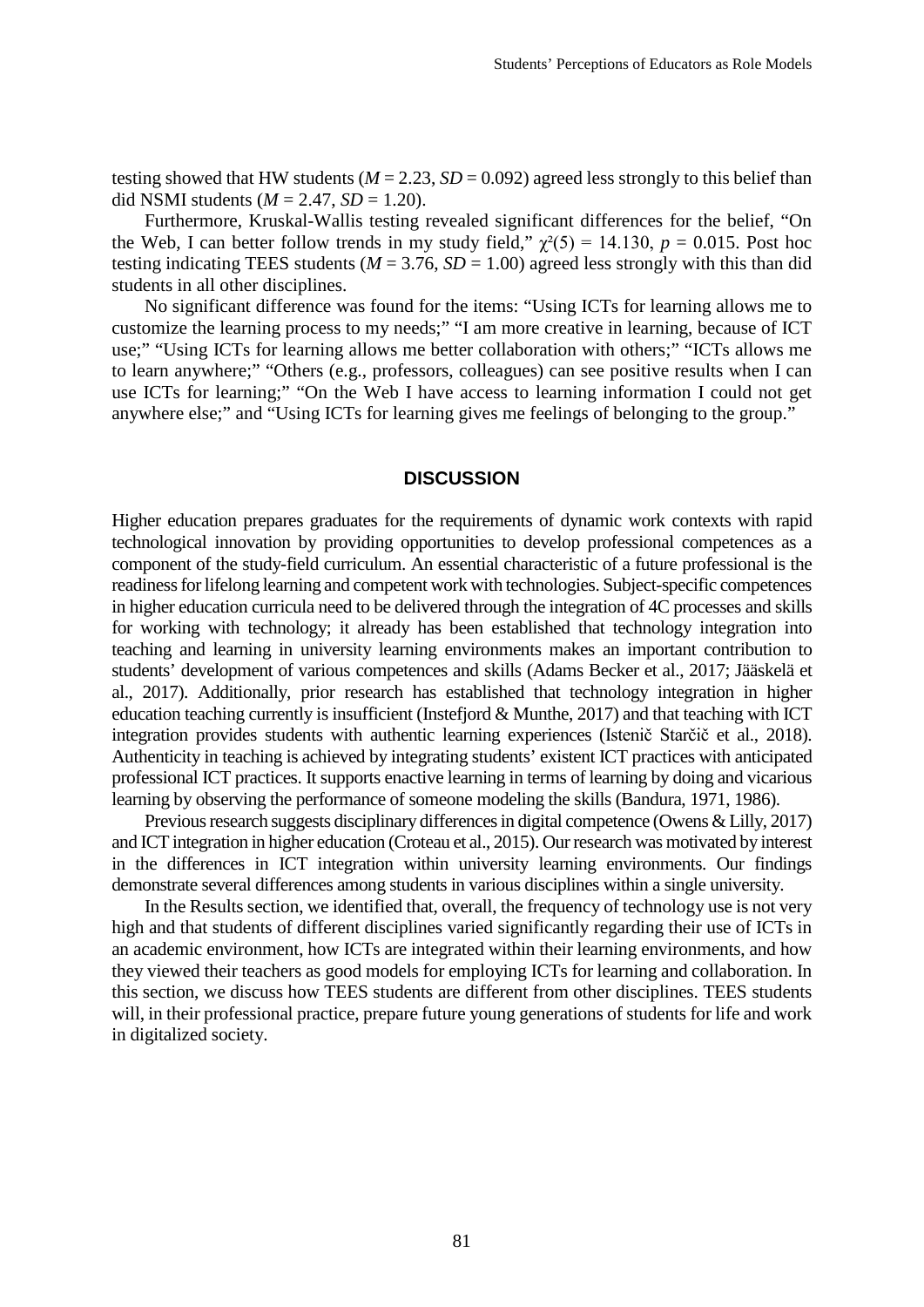testing showed that HW students (*M* = 2.23, *SD* = 0.092) agreed less strongly to this belief than did NSMI students (*M* = 2.47, *SD* = 1.20).

Furthermore, Kruskal-Wallis testing revealed significant differences for the belief, "On the Web, I can better follow trends in my study field," $\chi^2(5) = 14.130$, $p = 0.015$. Post hoc testing indicating TEES students (*M* = 3.76, *SD* = 1.00) agreed less strongly with this than did students in all other disciplines.

No significant difference was found for the items: "Using ICTs for learning allows me to customize the learning process to my needs;" "I am more creative in learning, because of ICT use;" "Using ICTs for learning allows me better collaboration with others;" "ICTs allows me to learn anywhere;" "Others (e.g., professors, colleagues) can see positive results when I can use ICTs for learning;" "On the Web I have access to learning information I could not get anywhere else;" and "Using ICTs for learning gives me feelings of belonging to the group."

## DISCUSSION

Higher education prepares graduates for the requirements of dynamic work contexts with rapid technological innovation by providing opportunities to develop professional competences as a component of the study-field curriculum. An essential characteristic of a future professional is the readiness for lifelong learning and competent work with technologies. Subject-specific competences in higher education curricula need to be delivered through the integration of 4C processes and skills for working with technology; it already has been established that technology integration into teaching and learning in university learning environments makes an important contribution to students' development of various competences and skills (Adams Becker et al., 2017; Jääskelä et al., 2017). Additionally, prior research has established that technology integration in higher education teaching currently is insufficient (Instefjord & Munthe, 2017) and that teaching with ICT integration provides students with authentic learning experiences (Istenič Starčič et al., 2018). Authenticity in teaching is achieved by integrating students' existent ICT practices with anticipated professional ICT practices. It supports enactive learning in terms of learning by doing and vicarious learning by observing the performance of someone modeling the skills (Bandura, 1971, 1986).

Previous research suggests disciplinary differences in digital competence (Owens & Lilly, 2017) and ICT integration in higher education (Croteau et al., 2015). Our research was motivated by interest in the differences in ICT integration within university learning environments. Our findings demonstrate several differences among students in various disciplines within a single university.

In the Results section, we identified that, overall, the frequency of technology use is not very high and that students of different disciplines varied significantly regarding their use of ICTs in an academic environment, how ICTs are integrated within their learning environments, and how they viewed their teachers as good models for employing ICTs for learning and collaboration. In this section, we discuss how TEES students are different from other disciplines. TEES students will, in their professional practice, prepare future young generations of students for life and work in digitalized society.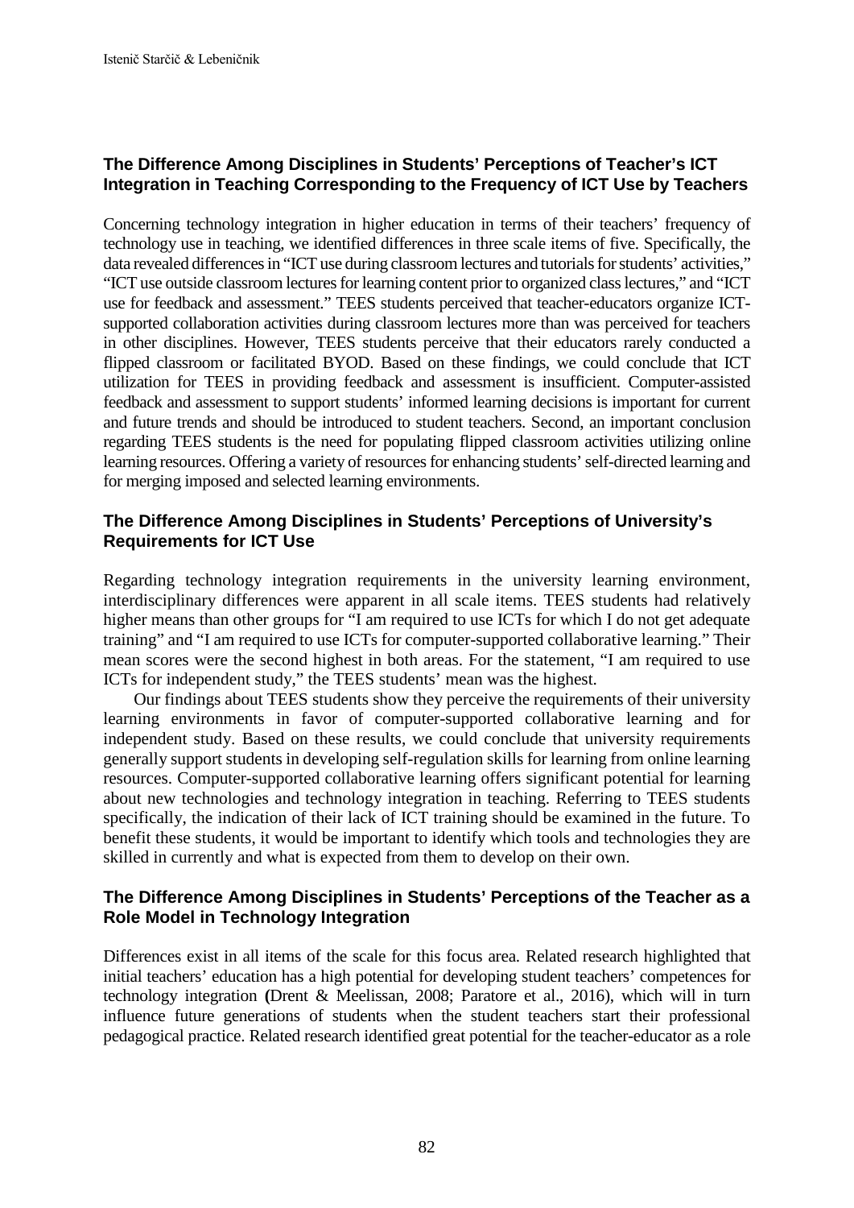### The Difference Among Disciplines in Students' Perceptions of Teacher's ICT Integration in Teaching Corresponding to the Frequency of ICT Use by Teachers

Concerning technology integration in higher education in terms of their teachers' frequency of technology use in teaching, we identified differences in three scale items of five. Specifically, the data revealed differences in "ICT use during classroom lectures and tutorials for students' activities," "ICT use outside classroom lectures for learning content prior to organized class lectures," and "ICT use for feedback and assessment." TEES students perceived that teacher-educators organize ICT-supported collaboration activities during classroom lectures more than was perceived for teachers in other disciplines. However, TEES students perceive that their educators rarely conducted a flipped classroom or facilitated BYOD. Based on these findings, we could conclude that ICT utilization for TEES in providing feedback and assessment is insufficient. Computer-assisted feedback and assessment to support students' informed learning decisions is important for current and future trends and should be introduced to student teachers. Second, an important conclusion regarding TEES students is the need for populating flipped classroom activities utilizing online learning resources. Offering a variety of resources for enhancing students' self-directed learning and for merging imposed and selected learning environments.

### The Difference Among Disciplines in Students' Perceptions of University's Requirements for ICT Use

Regarding technology integration requirements in the university learning environment, interdisciplinary differences were apparent in all scale items. TEES students had relatively higher means than other groups for "I am required to use ICTs for which I do not get adequate training" and "I am required to use ICTs for computer-supported collaborative learning." Their mean scores were the second highest in both areas. For the statement, "I am required to use ICTs for independent study," the TEES students' mean was the highest.

Our findings about TEES students show they perceive the requirements of their university learning environments in favor of computer-supported collaborative learning and for independent study. Based on these results, we could conclude that university requirements generally support students in developing self-regulation skills for learning from online learning resources. Computer-supported collaborative learning offers significant potential for learning about new technologies and technology integration in teaching. Referring to TEES students specifically, the indication of their lack of ICT training should be examined in the future. To benefit these students, it would be important to identify which tools and technologies they are skilled in currently and what is expected from them to develop on their own.

### The Difference Among Disciplines in Students' Perceptions of the Teacher as a Role Model in Technology Integration

Differences exist in all items of the scale for this focus area. Related research highlighted that initial teachers' education has a high potential for developing student teachers' competences for technology integration (Drent & Meelissan, 2008; Paratore et al., 2016), which will in turn influence future generations of students when the student teachers start their professional pedagogical practice. Related research identified great potential for the teacher-educator as a role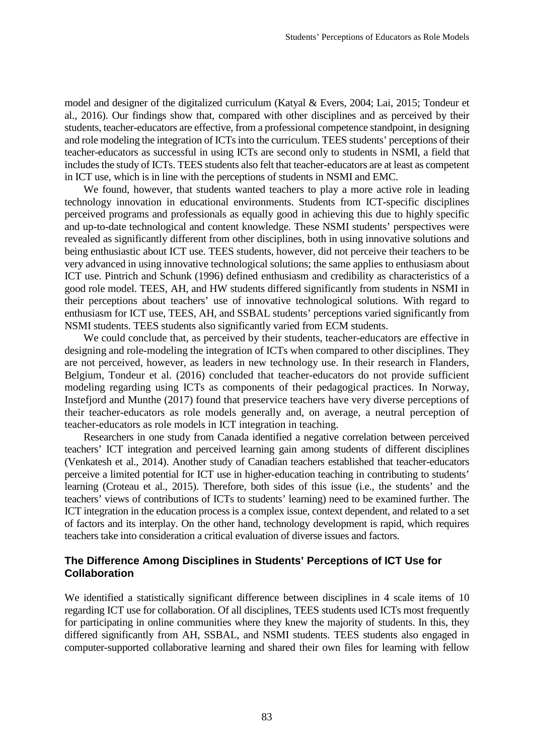model and designer of the digitalized curriculum (Katyal & Evers, 2004; Lai, 2015; Tondeur et al., 2016). Our findings show that, compared with other disciplines and as perceived by their students, teacher-educators are effective, from a professional competence standpoint, in designing and role modeling the integration of ICTs into the curriculum. TEES students' perceptions of their teacher-educators as successful in using ICTs are second only to students in NSMI, a field that includes the study of ICTs. TEES students also felt that teacher-educators are at least as competent in ICT use, which is in line with the perceptions of students in NSMI and EMC.

We found, however, that students wanted teachers to play a more active role in leading technology innovation in educational environments. Students from ICT-specific disciplines perceived programs and professionals as equally good in achieving this due to highly specific and up-to-date technological and content knowledge. These NSMI students' perspectives were revealed as significantly different from other disciplines, both in using innovative solutions and being enthusiastic about ICT use. TEES students, however, did not perceive their teachers to be very advanced in using innovative technological solutions; the same applies to enthusiasm about ICT use. Pintrich and Schunk (1996) defined enthusiasm and credibility as characteristics of a good role model. TEES, AH, and HW students differed significantly from students in NSMI in their perceptions about teachers' use of innovative technological solutions. With regard to enthusiasm for ICT use, TEES, AH, and SSBAL students' perceptions varied significantly from NSMI students. TEES students also significantly varied from ECM students.

We could conclude that, as perceived by their students, teacher-educators are effective in designing and role-modeling the integration of ICTs when compared to other disciplines. They are not perceived, however, as leaders in new technology use. In their research in Flanders, Belgium, Tondeur et al. (2016) concluded that teacher-educators do not provide sufficient modeling regarding using ICTs as components of their pedagogical practices. In Norway, Instefjord and Munthe (2017) found that preservice teachers have very diverse perceptions of their teacher-educators as role models generally and, on average, a neutral perception of teacher-educators as role models in ICT integration in teaching.

Researchers in one study from Canada identified a negative correlation between perceived teachers' ICT integration and perceived learning gain among students of different disciplines (Venkatesh et al., 2014). Another study of Canadian teachers established that teacher-educators perceive a limited potential for ICT use in higher-education teaching in contributing to students' learning (Croteau et al., 2015). Therefore, both sides of this issue (i.e., the students' and the teachers' views of contributions of ICTs to students' learning) need to be examined further. The ICT integration in the education process is a complex issue, context dependent, and related to a set of factors and its interplay. On the other hand, technology development is rapid, which requires teachers take into consideration a critical evaluation of diverse issues and factors.

### The Difference Among Disciplines in Students' Perceptions of ICT Use for Collaboration

We identified a statistically significant difference between disciplines in 4 scale items of 10 regarding ICT use for collaboration. Of all disciplines, TEES students used ICTs most frequently for participating in online communities where they knew the majority of students. In this, they differed significantly from AH, SSBAL, and NSMI students. TEES students also engaged in computer-supported collaborative learning and shared their own files for learning with fellow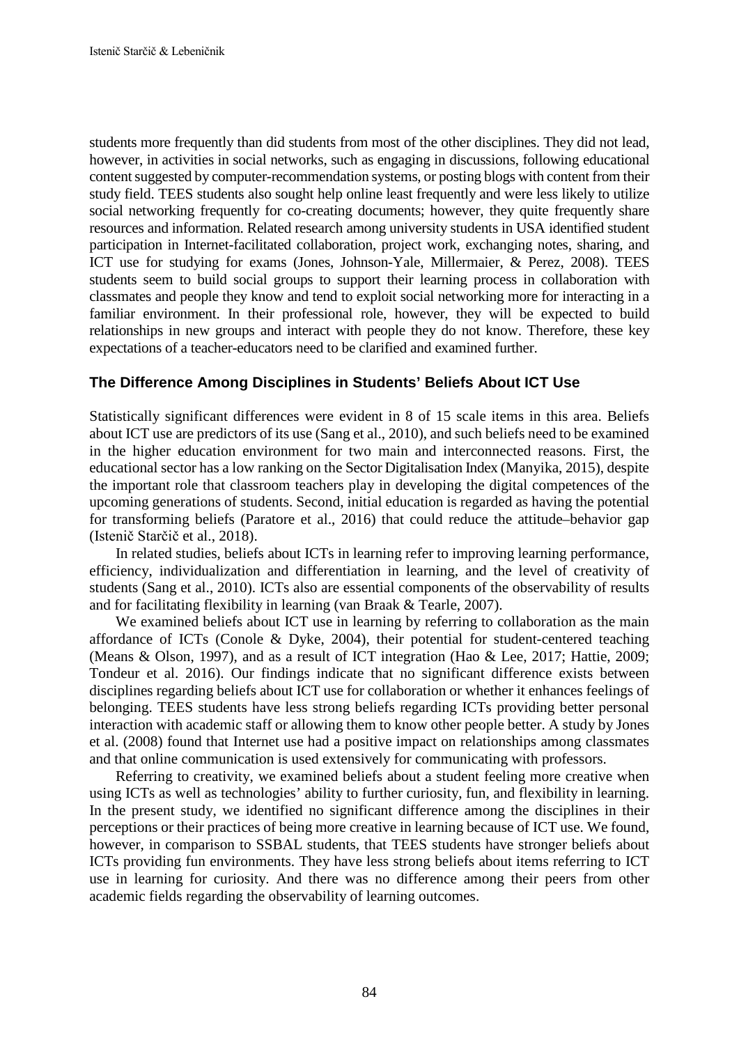students more frequently than did students from most of the other disciplines. They did not lead, however, in activities in social networks, such as engaging in discussions, following educational content suggested by computer-recommendation systems, or posting blogs with content from their study field. TEES students also sought help online least frequently and were less likely to utilize social networking frequently for co-creating documents; however, they quite frequently share resources and information. Related research among university students in USA identified student participation in Internet-facilitated collaboration, project work, exchanging notes, sharing, and ICT use for studying for exams (Jones, Johnson-Yale, Millermaier, & Perez, 2008). TEES students seem to build social groups to support their learning process in collaboration with classmates and people they know and tend to exploit social networking more for interacting in a familiar environment. In their professional role, however, they will be expected to build relationships in new groups and interact with people they do not know. Therefore, these key expectations of a teacher-educators need to be clarified and examined further.

### The Difference Among Disciplines in Students' Beliefs About ICT Use

Statistically significant differences were evident in 8 of 15 scale items in this area. Beliefs about ICT use are predictors of its use (Sang et al., 2010), and such beliefs need to be examined in the higher education environment for two main and interconnected reasons. First, the educational sector has a low ranking on the Sector Digitalisation Index (Manyika, 2015), despite the important role that classroom teachers play in developing the digital competences of the upcoming generations of students. Second, initial education is regarded as having the potential for transforming beliefs (Paratore et al., 2016) that could reduce the attitude–behavior gap (Istenič Starčič et al., 2018).

In related studies, beliefs about ICTs in learning refer to improving learning performance, efficiency, individualization and differentiation in learning, and the level of creativity of students (Sang et al., 2010). ICTs also are essential components of the observability of results and for facilitating flexibility in learning (van Braak & Tearle, 2007).

We examined beliefs about ICT use in learning by referring to collaboration as the main affordance of ICTs (Conole & Dyke, 2004), their potential for student-centered teaching (Means & Olson, 1997), and as a result of ICT integration (Hao & Lee, 2017; Hattie, 2009; Tondeur et al. 2016). Our findings indicate that no significant difference exists between disciplines regarding beliefs about ICT use for collaboration or whether it enhances feelings of belonging. TEES students have less strong beliefs regarding ICTs providing better personal interaction with academic staff or allowing them to know other people better. A study by Jones et al. (2008) found that Internet use had a positive impact on relationships among classmates and that online communication is used extensively for communicating with professors.

Referring to creativity, we examined beliefs about a student feeling more creative when using ICTs as well as technologies' ability to further curiosity, fun, and flexibility in learning. In the present study, we identified no significant difference among the disciplines in their perceptions or their practices of being more creative in learning because of ICT use. We found, however, in comparison to SSBAL students, that TEES students have stronger beliefs about ICTs providing fun environments. They have less strong beliefs about items referring to ICT use in learning for curiosity. And there was no difference among their peers from other academic fields regarding the observability of learning outcomes.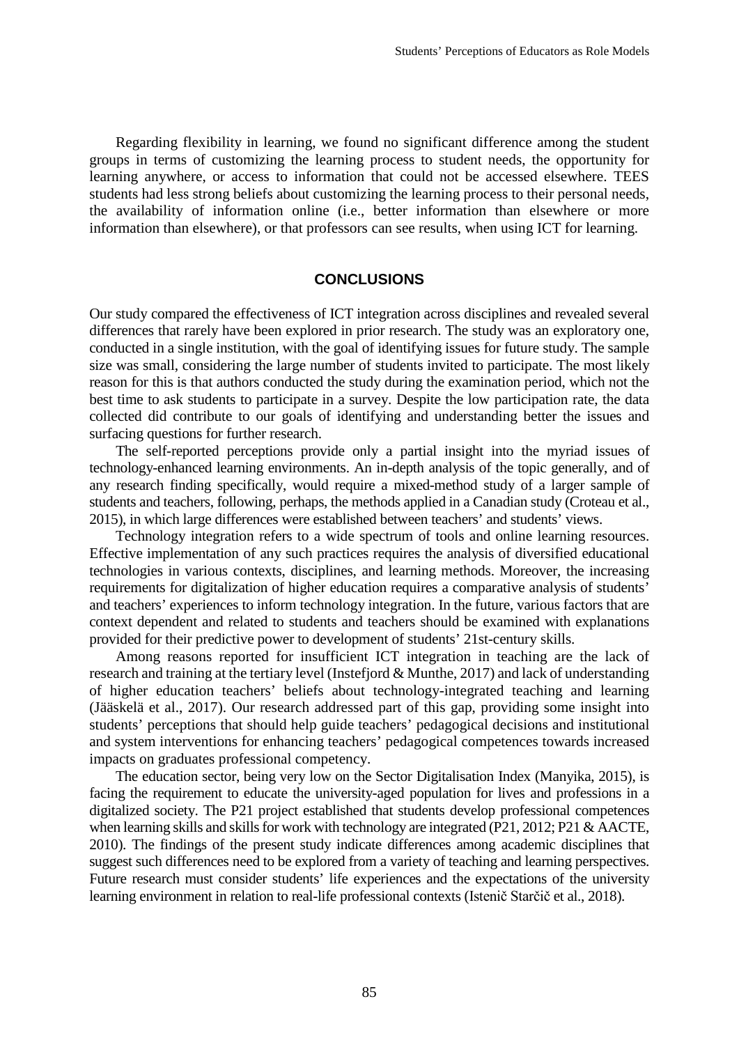Regarding flexibility in learning, we found no significant difference among the student groups in terms of customizing the learning process to student needs, the opportunity for learning anywhere, or access to information that could not be accessed elsewhere. TEES students had less strong beliefs about customizing the learning process to their personal needs, the availability of information online (i.e., better information than elsewhere or more information than elsewhere), or that professors can see results, when using ICT for learning.

## CONCLUSIONS

Our study compared the effectiveness of ICT integration across disciplines and revealed several differences that rarely have been explored in prior research. The study was an exploratory one, conducted in a single institution, with the goal of identifying issues for future study. The sample size was small, considering the large number of students invited to participate. The most likely reason for this is that authors conducted the study during the examination period, which not the best time to ask students to participate in a survey. Despite the low participation rate, the data collected did contribute to our goals of identifying and understanding better the issues and surfacing questions for further research.

The self-reported perceptions provide only a partial insight into the myriad issues of technology-enhanced learning environments. An in-depth analysis of the topic generally, and of any research finding specifically, would require a mixed-method study of a larger sample of students and teachers, following, perhaps, the methods applied in a Canadian study (Croteau et al., 2015), in which large differences were established between teachers' and students' views.

Technology integration refers to a wide spectrum of tools and online learning resources. Effective implementation of any such practices requires the analysis of diversified educational technologies in various contexts, disciplines, and learning methods. Moreover, the increasing requirements for digitalization of higher education requires a comparative analysis of students' and teachers' experiences to inform technology integration. In the future, various factors that are context dependent and related to students and teachers should be examined with explanations provided for their predictive power to development of students' 21st-century skills.

Among reasons reported for insufficient ICT integration in teaching are the lack of research and training at the tertiary level (Instefjord & Munthe, 2017) and lack of understanding of higher education teachers' beliefs about technology-integrated teaching and learning (Jääskelä et al., 2017). Our research addressed part of this gap, providing some insight into students' perceptions that should help guide teachers' pedagogical decisions and institutional and system interventions for enhancing teachers' pedagogical competences towards increased impacts on graduates professional competency.

The education sector, being very low on the Sector Digitalisation Index (Manyika, 2015), is facing the requirement to educate the university-aged population for lives and professions in a digitalized society. The P21 project established that students develop professional competences when learning skills and skills for work with technology are integrated (P21, 2012; P21 & AACTE, 2010). The findings of the present study indicate differences among academic disciplines that suggest such differences need to be explored from a variety of teaching and learning perspectives. Future research must consider students' life experiences and the expectations of the university learning environment in relation to real-life professional contexts (Istenič Starčič et al., 2018).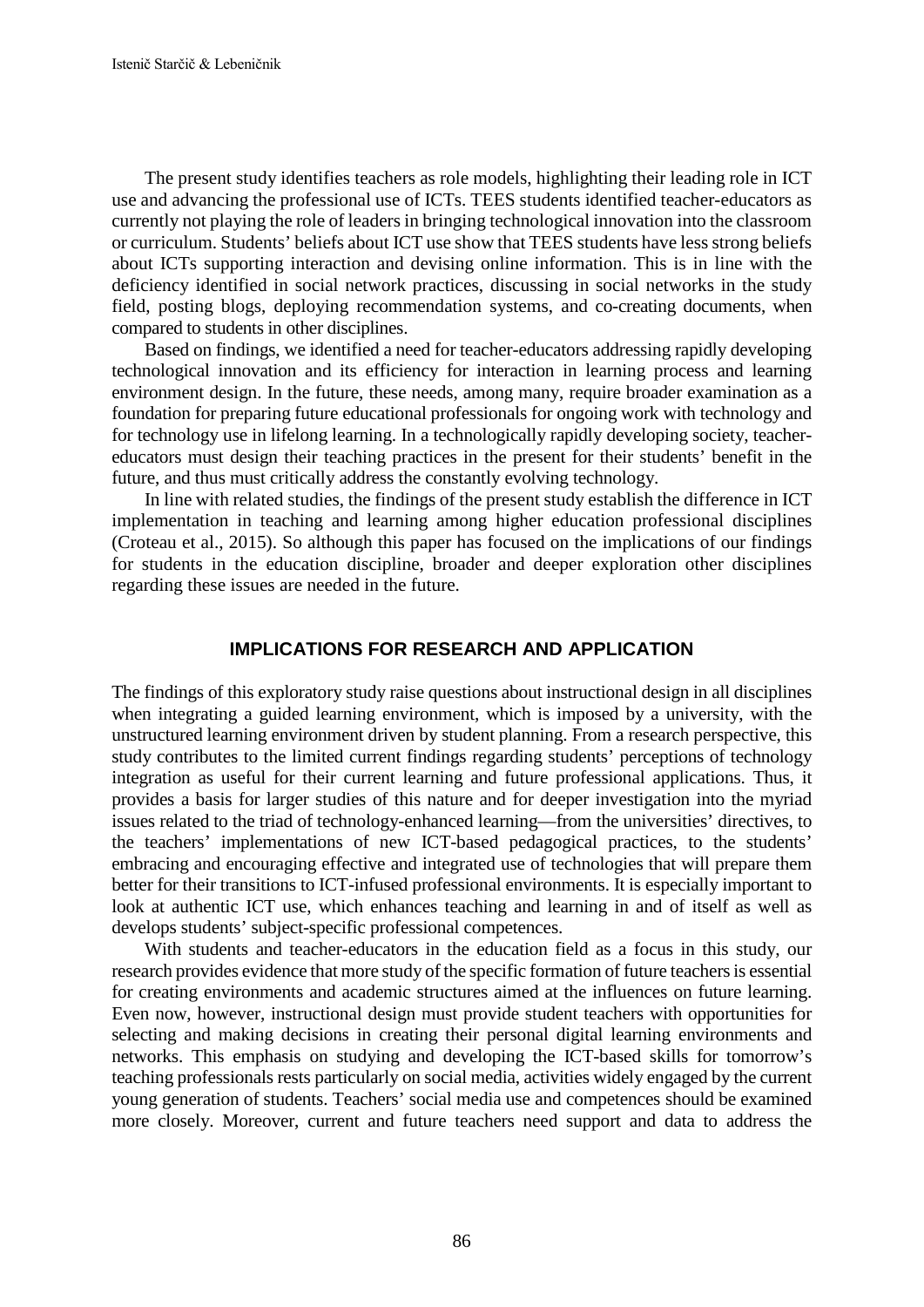The present study identifies teachers as role models, highlighting their leading role in ICT use and advancing the professional use of ICTs. TEES students identified teacher-educators as currently not playing the role of leaders in bringing technological innovation into the classroom or curriculum. Students' beliefs about ICT use show that TEES students have less strong beliefs about ICTs supporting interaction and devising online information. This is in line with the deficiency identified in social network practices, discussing in social networks in the study field, posting blogs, deploying recommendation systems, and co-creating documents, when compared to students in other disciplines.

Based on findings, we identified a need for teacher-educators addressing rapidly developing technological innovation and its efficiency for interaction in learning process and learning environment design. In the future, these needs, among many, require broader examination as a foundation for preparing future educational professionals for ongoing work with technology and for technology use in lifelong learning. In a technologically rapidly developing society, teacher-educators must design their teaching practices in the present for their students' benefit in the future, and thus must critically address the constantly evolving technology.

In line with related studies, the findings of the present study establish the difference in ICT implementation in teaching and learning among higher education professional disciplines (Croteau et al., 2015). So although this paper has focused on the implications of our findings for students in the education discipline, broader and deeper exploration other disciplines regarding these issues are needed in the future.

## IMPLICATIONS FOR RESEARCH AND APPLICATION

The findings of this exploratory study raise questions about instructional design in all disciplines when integrating a guided learning environment, which is imposed by a university, with the unstructured learning environment driven by student planning. From a research perspective, this study contributes to the limited current findings regarding students' perceptions of technology integration as useful for their current learning and future professional applications. Thus, it provides a basis for larger studies of this nature and for deeper investigation into the myriad issues related to the triad of technology-enhanced learning—from the universities' directives, to the teachers' implementations of new ICT-based pedagogical practices, to the students' embracing and encouraging effective and integrated use of technologies that will prepare them better for their transitions to ICT-infused professional environments. It is especially important to look at authentic ICT use, which enhances teaching and learning in and of itself as well as develops students' subject-specific professional competences.

With students and teacher-educators in the education field as a focus in this study, our research provides evidence that more study of the specific formation of future teachers is essential for creating environments and academic structures aimed at the influences on future learning. Even now, however, instructional design must provide student teachers with opportunities for selecting and making decisions in creating their personal digital learning environments and networks. This emphasis on studying and developing the ICT-based skills for tomorrow's teaching professionals rests particularly on social media, activities widely engaged by the current young generation of students. Teachers' social media use and competences should be examined more closely. Moreover, current and future teachers need support and data to address the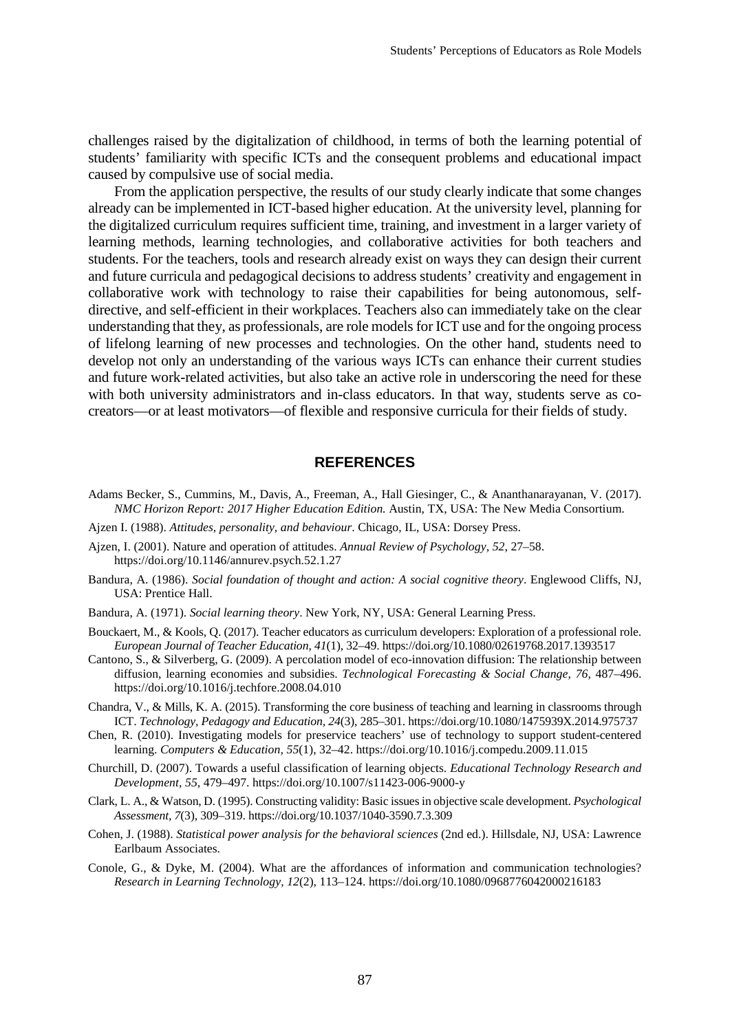challenges raised by the digitalization of childhood, in terms of both the learning potential of students' familiarity with specific ICTs and the consequent problems and educational impact caused by compulsive use of social media.

From the application perspective, the results of our study clearly indicate that some changes already can be implemented in ICT-based higher education. At the university level, planning for the digitalized curriculum requires sufficient time, training, and investment in a larger variety of learning methods, learning technologies, and collaborative activities for both teachers and students. For the teachers, tools and research already exist on ways they can design their current and future curricula and pedagogical decisions to address students' creativity and engagement in collaborative work with technology to raise their capabilities for being autonomous, self-directive, and self-efficient in their workplaces. Teachers also can immediately take on the clear understanding that they, as professionals, are role models for ICT use and for the ongoing process of lifelong learning of new processes and technologies. On the other hand, students need to develop not only an understanding of the various ways ICTs can enhance their current studies and future work-related activities, but also take an active role in underscoring the need for these with both university administrators and in-class educators. In that way, students serve as co-creators—or at least motivators—of flexible and responsive curricula for their fields of study.

## REFERENCES

Adams Becker, S., Cummins, M., Davis, A., Freeman, A., Hall Giesinger, C., & Ananthanarayanan, V. (2017). *NMC Horizon Report: 2017 Higher Education Edition.* Austin, TX, USA: The New Media Consortium.

Ajzen I. (1988). *Attitudes, personality, and behaviour*. Chicago, IL, USA: Dorsey Press.

Ajzen, I. (2001). Nature and operation of attitudes. *Annual Review of Psychology, 52*, 27–58. https://doi.org/10.1146/annurev.psych.52.1.27

Bandura, A. (1986). *Social foundation of thought and action: A social cognitive theory*. Englewood Cliffs, NJ, USA: Prentice Hall.

Bandura, A. (1971). *Social learning theory*. New York, NY, USA: General Learning Press.

Bouckaert, M., & Kools, Q. (2017). Teacher educators as curriculum developers: Exploration of a professional role. *European Journal of Teacher Education, 41*(1), 32–49. https://doi.org/10.1080/02619768.2017.1393517

Cantono, S., & Silverberg, G. (2009). A percolation model of eco-innovation diffusion: The relationship between diffusion, learning economies and subsidies. *Technological Forecasting & Social Change, 76*, 487–496. https://doi.org/10.1016/j.techfore.2008.04.010

Chandra, V., & Mills, K. A. (2015). Transforming the core business of teaching and learning in classrooms through ICT. *Technology, Pedagogy and Education, 24*(3), 285–301. https://doi.org/10.1080/1475939X.2014.975737

Chen, R. (2010). Investigating models for preservice teachers' use of technology to support student-centered learning. *Computers & Education, 55*(1), 32–42. https://doi.org/10.1016/j.compedu.2009.11.015

Churchill, D. (2007). Towards a useful classification of learning objects. *Educational Technology Research and Development, 55*, 479–497. https://doi.org/10.1007/s11423-006-9000-y

Clark, L. A., & Watson, D. (1995). Constructing validity: Basic issues in objective scale development. *Psychological Assessment, 7*(3), 309–319. https://doi.org/10.1037/1040-3590.7.3.309

Cohen, J. (1988). *Statistical power analysis for the behavioral sciences* (2nd ed.). Hillsdale, NJ, USA: Lawrence Earlbaum Associates.

Conole, G., & Dyke, M. (2004). What are the affordances of information and communication technologies? *Research in Learning Technology, 12*(2), 113–124. https://doi.org/10.1080/0968776042000216183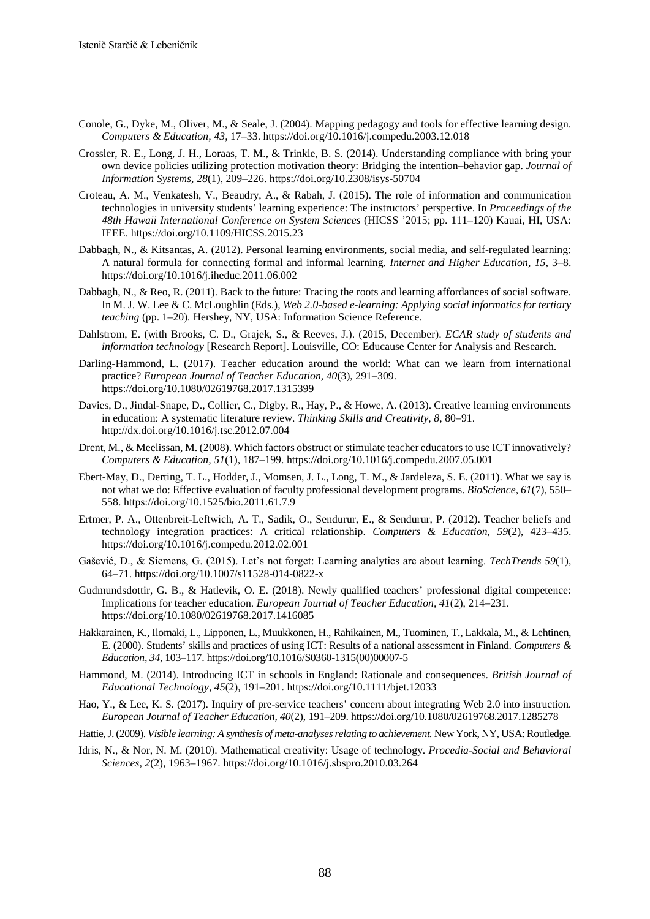Conole, G., Dyke, M., Oliver, M., & Seale, J. (2004). Mapping pedagogy and tools for effective learning design. *Computers & Education, 43*, 17–33. https://doi.org/10.1016/j.compedu.2003.12.018

Crossler, R. E., Long, J. H., Loraas, T. M., & Trinkle, B. S. (2014). Understanding compliance with bring your own device policies utilizing protection motivation theory: Bridging the intention–behavior gap. *Journal of Information Systems, 28*(1), 209–226. https://doi.org/10.2308/isys-50704

Croteau, A. M., Venkatesh, V., Beaudry, A., & Rabah, J. (2015). The role of information and communication technologies in university students' learning experience: The instructors' perspective. In *Proceedings of the 48th Hawaii International Conference on System Sciences* (HICSS '2015; pp. 111–120) Kauai, HI, USA: IEEE. https://doi.org/10.1109/HICSS.2015.23

Dabbagh, N., & Kitsantas, A. (2012). Personal learning environments, social media, and self-regulated learning: A natural formula for connecting formal and informal learning. *Internet and Higher Education, 15*, 3–8. https://doi.org/10.1016/j.iheduc.2011.06.002

Dabbagh, N., & Reo, R. (2011). Back to the future: Tracing the roots and learning affordances of social software. In M. J. W. Lee & C. McLoughlin (Eds.), *Web 2.0-based e-learning: Applying social informatics for tertiary teaching* (pp. 1–20). Hershey, NY, USA: Information Science Reference.

Dahlstrom, E. (with Brooks, C. D., Grajek, S., & Reeves, J.). (2015, December). *ECAR study of students and information technology* [Research Report]. Louisville, CO: Educause Center for Analysis and Research.

Darling-Hammond, L. (2017). Teacher education around the world: What can we learn from international practice? *European Journal of Teacher Education, 40*(3), 291–309. https://doi.org/10.1080/02619768.2017.1315399

Davies, D., Jindal-Snape, D., Collier, C., Digby, R., Hay, P., & Howe, A. (2013). Creative learning environments in education: A systematic literature review. *Thinking Skills and Creativity, 8*, 80–91. http://dx.doi.org/10.1016/j.tsc.2012.07.004

Drent, M., & Meelissan, M. (2008). Which factors obstruct or stimulate teacher educators to use ICT innovatively? *Computers & Education, 51*(1), 187–199. https://doi.org/10.1016/j.compedu.2007.05.001

Ebert-May, D., Derting, T. L., Hodder, J., Momsen, J. L., Long, T. M., & Jardeleza, S. E. (2011). What we say is not what we do: Effective evaluation of faculty professional development programs. *BioScience, 61*(7), 550–558. https://doi.org/10.1525/bio.2011.61.7.9

Ertmer, P. A., Ottenbreit-Leftwich, A. T., Sadik, O., Sendurur, E., & Sendurur, P. (2012). Teacher beliefs and technology integration practices: A critical relationship. *Computers & Education, 59*(2), 423–435. https://doi.org/10.1016/j.compedu.2012.02.001

Gašević, D., & Siemens, G. (2015). Let's not forget: Learning analytics are about learning. *TechTrends 59*(1), 64–71. https://doi.org/10.1007/s11528-014-0822-x

Gudmundsdottir, G. B., & Hatlevik, O. E. (2018). Newly qualified teachers' professional digital competence: Implications for teacher education. *European Journal of Teacher Education, 41*(2), 214–231. https://doi.org/10.1080/02619768.2017.1416085

Hakkarainen, K., Ilomaki, L., Lipponen, L., Muukkonen, H., Rahikainen, M., Tuominen, T., Lakkala, M., & Lehtinen, E. (2000). Students' skills and practices of using ICT: Results of a national assessment in Finland. *Computers & Education, 34*, 103–117. https://doi.org/10.1016/S0360-1315(00)00007-5

Hammond, M. (2014). Introducing ICT in schools in England: Rationale and consequences. *British Journal of Educational Technology, 45*(2), 191–201. https://doi.org/10.1111/bjet.12033

Hao, Y., & Lee, K. S. (2017). Inquiry of pre-service teachers' concern about integrating Web 2.0 into instruction. *European Journal of Teacher Education, 40*(2), 191–209. https://doi.org/10.1080/02619768.2017.1285278

Hattie, J. (2009). *Visible learning: A synthesis of meta-analyses relating to achievement.* New York, NY, USA: Routledge.

Idris, N., & Nor, N. M. (2010). Mathematical creativity: Usage of technology. *Procedia-Social and Behavioral Sciences, 2*(2), 1963–1967. https://doi.org/10.1016/j.sbspro.2010.03.264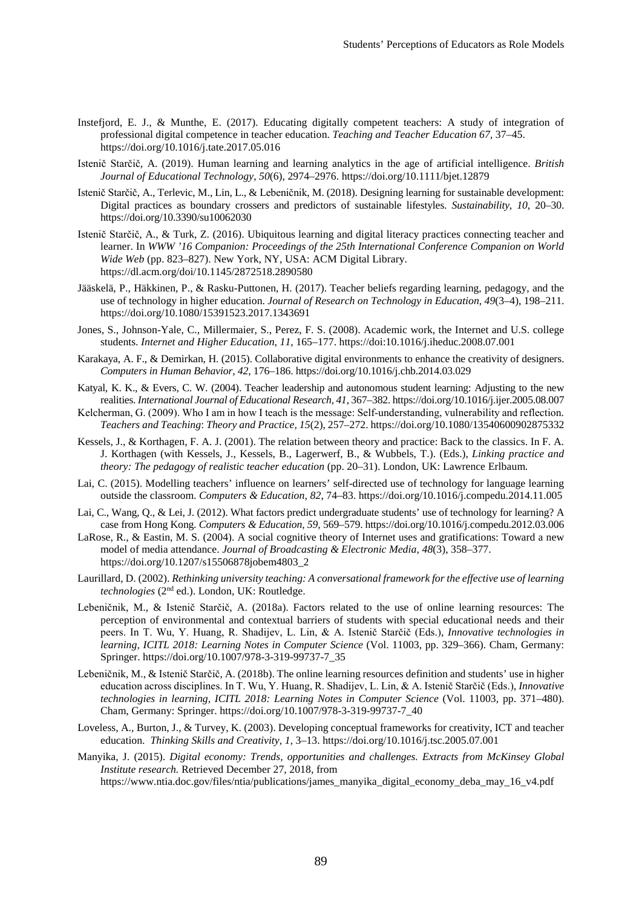Instefjord, E. J., & Munthe, E. (2017). Educating digitally competent teachers: A study of integration of professional digital competence in teacher education. *Teaching and Teacher Education 67*, 37–45. https://doi.org/10.1016/j.tate.2017.05.016

Istenič Starčič, A. (2019). Human learning and learning analytics in the age of artificial intelligence. *British Journal of Educational Technology*, *50*(6), 2974–2976. https://doi.org/10.1111/bjet.12879

Istenič Starčič, A., Terlevic, M., Lin, L., & Lebeničnik, M. (2018). Designing learning for sustainable development: Digital practices as boundary crossers and predictors of sustainable lifestyles. *Sustainability*, *10*, 20–30. https://doi.org/10.3390/su10062030

Istenič Starčič, A., & Turk, Z. (2016). Ubiquitous learning and digital literacy practices connecting teacher and learner. In *WWW '16 Companion: Proceedings of the 25th International Conference Companion on World Wide Web* (pp. 823–827). New York, NY, USA: ACM Digital Library. https://dl.acm.org/doi/10.1145/2872518.2890580

Jääskelä, P., Häkkinen, P., & Rasku-Puttonen, H. (2017). Teacher beliefs regarding learning, pedagogy, and the use of technology in higher education. *Journal of Research on Technology in Education*, *49*(3–4), 198–211. https://doi.org/10.1080/15391523.2017.1343691

Jones, S., Johnson-Yale, C., Millermaier, S., Perez, F. S. (2008). Academic work, the Internet and U.S. college students. *Internet and Higher Education*, *11*, 165–177. https://doi:10.1016/j.iheduc.2008.07.001

Karakaya, A. F., & Demirkan, H. (2015). Collaborative digital environments to enhance the creativity of designers. *Computers in Human Behavior*, *42*, 176–186. https://doi.org/10.1016/j.chb.2014.03.029

Katyal, K. K., & Evers, C. W. (2004). Teacher leadership and autonomous student learning: Adjusting to the new realities. *International Journal of Educational Research*, *41*, 367–382. https://doi.org/10.1016/j.ijer.2005.08.007

Kelcherman, G. (2009). Who I am in how I teach is the message: Self-understanding, vulnerability and reflection. *Teachers and Teaching*: *Theory and Practice, 15*(2), 257–272. https://doi.org/10.1080/13540600902875332

Kessels, J., & Korthagen, F. A. J. (2001). The relation between theory and practice: Back to the classics. In F. A. J. Korthagen (with Kessels, J., Kessels, B., Lagerwerf, B., & Wubbels, T.). (Eds.), *Linking practice and theory: The pedagogy of realistic teacher education* (pp. 20–31). London, UK: Lawrence Erlbaum.

Lai, C. (2015). Modelling teachers' influence on learners' self-directed use of technology for language learning outside the classroom. *Computers & Education*, *82*, 74–83. https://doi.org/10.1016/j.compedu.2014.11.005

Lai, C., Wang, Q., & Lei, J. (2012). What factors predict undergraduate students' use of technology for learning? A case from Hong Kong. *Computers & Education, 59*, 569–579. https://doi.org/10.1016/j.compedu.2012.03.006

LaRose, R., & Eastin, M. S. (2004). A social cognitive theory of Internet uses and gratifications: Toward a new model of media attendance. *Journal of Broadcasting & Electronic Media*, *48*(3), 358–377. https://doi.org/10.1207/s15506878jobem4803_2

Laurillard, D. (2002). *Rethinking university teaching: A conversational framework for the effective use of learning technologies* (2nd ed.). London, UK: Routledge.

Lebeničnik, M., & Istenič Starčič, A. (2018a). Factors related to the use of online learning resources: The perception of environmental and contextual barriers of students with special educational needs and their peers. In T. Wu, Y. Huang, R. Shadijev, L. Lin, & A. Istenič Starčič (Eds.), *Innovative technologies in learning, ICITL 2018: Learning Notes in Computer Science* (Vol. 11003, pp. 329–366). Cham, Germany: Springer. https://doi.org/10.1007/978-3-319-99737-7_35

Lebeničnik, M., & Istenič Starčič, A. (2018b). The online learning resources definition and students' use in higher education across disciplines. In T. Wu, Y. Huang, R. Shadijev, L. Lin, & A. Istenič Starčič (Eds.), *Innovative technologies in learning, ICITL 2018: Learning Notes in Computer Science* (Vol. 11003, pp. 371–480). Cham, Germany: Springer. https://doi.org/10.1007/978-3-319-99737-7_40

Loveless, A., Burton, J., & Turvey, K. (2003). Developing conceptual frameworks for creativity, ICT and teacher education. *Thinking Skills and Creativity, 1*, 3–13. https://doi.org/10.1016/j.tsc.2005.07.001

Manyika, J. (2015). *Digital economy: Trends, opportunities and challenges. Extracts from McKinsey Global Institute research.* Retrieved December 27, 2018, from https://www.ntia.doc.gov/files/ntia/publications/james_manyika_digital_economy_deba_may_16_v4.pdf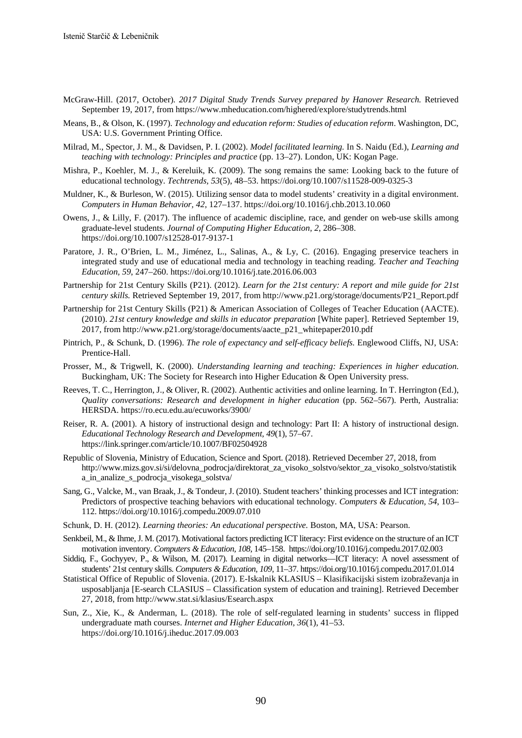McGraw-Hill. (2017, October). *2017 Digital Study Trends Survey prepared by Hanover Research.* Retrieved September 19, 2017, from https://www.mheducation.com/highered/explore/studytrends.html

Means, B., & Olson, K. (1997). *Technology and education reform: Studies of education reform*. Washington, DC, USA: U.S. Government Printing Office.

Milrad, M., Spector, J. M., & Davidsen, P. I. (2002). *Model facilitated learning.* In S. Naidu (Ed.), *Learning and teaching with technology: Principles and practice* (pp. 13–27). London, UK: Kogan Page.

Mishra, P., Koehler, M. J., & Kereluik, K. (2009). The song remains the same: Looking back to the future of educational technology. *Techtrends, 53*(5), 48–53. https://doi.org/10.1007/s11528-009-0325-3

Muldner, K., & Burleson, W. (2015). Utilizing sensor data to model students' creativity in a digital environment. *Computers in Human Behavior, 42*, 127–137. https://doi.org/10.1016/j.chb.2013.10.060

Owens, J., & Lilly, F. (2017). The influence of academic discipline, race, and gender on web-use skills among graduate-level students. *Journal of Computing Higher Education, 2*, 286–308. https://doi.org/10.1007/s12528-017-9137-1

Paratore, J. R., O'Brien, L. M., Jiménez, L., Salinas, A., & Ly, C. (2016). Engaging preservice teachers in integrated study and use of educational media and technology in teaching reading. *Teacher and Teaching Education, 59*, 247–260. https://doi.org/10.1016/j.tate.2016.06.003

Partnership for 21st Century Skills (P21). (2012). *Learn for the 21st century: A report and mile guide for 21st century skills.* Retrieved September 19, 2017, from http://www.p21.org/storage/documents/P21_Report.pdf

Partnership for 21st Century Skills (P21) & American Association of Colleges of Teacher Education (AACTE). (2010). *21st century knowledge and skills in educator preparation* [White paper]. Retrieved September 19, 2017, from http://www.p21.org/storage/documents/aacte_p21_whitepaper2010.pdf

Pintrich, P., & Schunk, D. (1996). *The role of expectancy and self-efficacy beliefs.* Englewood Cliffs, NJ, USA: Prentice-Hall.

Prosser, M., & Trigwell, K. (2000). *Understanding learning and teaching: Experiences in higher education.* Buckingham, UK: The Society for Research into Higher Education & Open University press.

Reeves, T. C., Herrington, J., & Oliver, R. (2002). Authentic activities and online learning. In T. Herrington (Ed.), *Quality conversations: Research and development in higher education* (pp. 562–567). Perth, Australia: HERSDA. https://ro.ecu.edu.au/ecuworks/3900/

Reiser, R. A. (2001). A history of instructional design and technology: Part II: A history of instructional design. *Educational Technology Research and Development, 49*(1), 57–67. https://link.springer.com/article/10.1007/BF02504928

Republic of Slovenia, Ministry of Education, Science and Sport. (2018). Retrieved December 27, 2018, from http://www.mizs.gov.si/si/delovna_podrocja/direktorat_za_visoko_solstvo/sektor_za_visoko_solstvo/statistika_in_analize_s_podrocja_visokega_solstva/

Sang, G., Valcke, M., van Braak, J., & Tondeur, J. (2010). Student teachers' thinking processes and ICT integration: Predictors of prospective teaching behaviors with educational technology. *Computers & Education, 54*, 103–112. https://doi.org/10.1016/j.compedu.2009.07.010

Schunk, D. H. (2012). *Learning theories: An educational perspective.* Boston, MA, USA: Pearson.

Senkbeil, M., & Ihme, J. M. (2017). Motivational factors predicting ICT literacy: First evidence on the structure of an ICT motivation inventory. *Computers & Education, 108*, 145–158. https://doi.org/10.1016/j.compedu.2017.02.003

Siddiq, F., Gochyyev, P., & Wilson, M. (2017). Learning in digital networks—ICT literacy: A novel assessment of students' 21st century skills. *Computers & Education, 109*, 11–37. https://doi.org/10.1016/j.compedu.2017.01.014

Statistical Office of Republic of Slovenia. (2017). E-Iskalnik KLASIUS – Klasifikacijski sistem izobraževanja in usposabljanja [E-search CLASIUS – Classification system of education and training]. Retrieved December 27, 2018, from http://www.stat.si/klasius/Esearch.aspx

Sun, Z., Xie, K., & Anderman, L. (2018). The role of self-regulated learning in students' success in flipped undergraduate math courses. *Internet and Higher Education, 36*(1), 41–53. https://doi.org/10.1016/j.iheduc.2017.09.003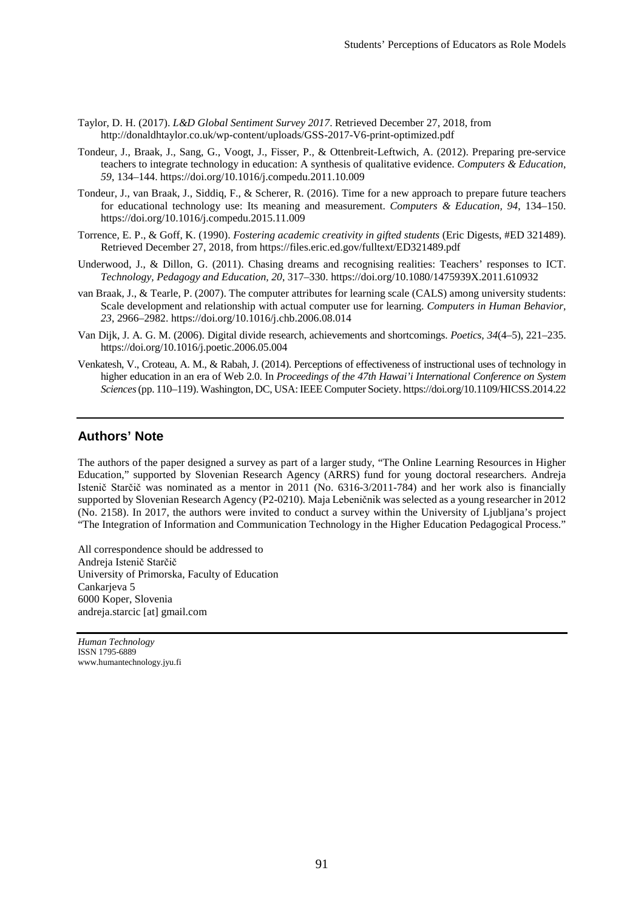Taylor, D. H. (2017). *L&D Global Sentiment Survey 2017*. Retrieved December 27, 2018, from http://donaldhtaylor.co.uk/wp-content/uploads/GSS-2017-V6-print-optimized.pdf

Tondeur, J., Braak, J., Sang, G., Voogt, J., Fisser, P., & Ottenbreit-Leftwich, A. (2012). Preparing pre-service teachers to integrate technology in education: A synthesis of qualitative evidence. *Computers & Education, 59*, 134–144. https://doi.org/10.1016/j.compedu.2011.10.009

Tondeur, J., van Braak, J., Siddiq, F., & Scherer, R. (2016). Time for a new approach to prepare future teachers for educational technology use: Its meaning and measurement. *Computers & Education, 94*, 134–150. https://doi.org/10.1016/j.compedu.2015.11.009

Torrence, E. P., & Goff, K. (1990). *Fostering academic creativity in gifted students* (Eric Digests, #ED 321489). Retrieved December 27, 2018, from https://files.eric.ed.gov/fulltext/ED321489.pdf

Underwood, J., & Dillon, G. (2011). Chasing dreams and recognising realities: Teachers' responses to ICT. *Technology, Pedagogy and Education, 20*, 317–330. https://doi.org/10.1080/1475939X.2011.610932

van Braak, J., & Tearle, P. (2007). The computer attributes for learning scale (CALS) among university students: Scale development and relationship with actual computer use for learning. *Computers in Human Behavior, 23*, 2966–2982. https://doi.org/10.1016/j.chb.2006.08.014

Van Dijk, J. A. G. M. (2006). Digital divide research, achievements and shortcomings. *Poetics, 34*(4–5), 221–235. https://doi.org/10.1016/j.poetic.2006.05.004

Venkatesh, V., Croteau, A. M., & Rabah, J. (2014). Perceptions of effectiveness of instructional uses of technology in higher education in an era of Web 2.0. In *Proceedings of the 47th Hawai'i International Conference on System Sciences* (pp. 110–119). Washington, DC, USA: IEEE Computer Society. https://doi.org/10.1109/HICSS.2014.22

## Authors' Note

The authors of the paper designed a survey as part of a larger study, "The Online Learning Resources in Higher Education," supported by Slovenian Research Agency (ARRS) fund for young doctoral researchers. Andreja Istenič Starčič was nominated as a mentor in 2011 (No. 6316-3/2011-784) and her work also is financially supported by Slovenian Research Agency (P2-0210). Maja Lebeničnik was selected as a young researcher in 2012 (No. 2158). In 2017, the authors were invited to conduct a survey within the University of Ljubljana's project "The Integration of Information and Communication Technology in the Higher Education Pedagogical Process."

All correspondence should be addressed to
Andreja Istenič Starčič
University of Primorska, Faculty of Education
Cankarjeva 5
6000 Koper, Slovenia
andreja.starcic [at] gmail.com

*Human Technology*
ISSN 1795-6889
www.humantechnology.jyu.fi